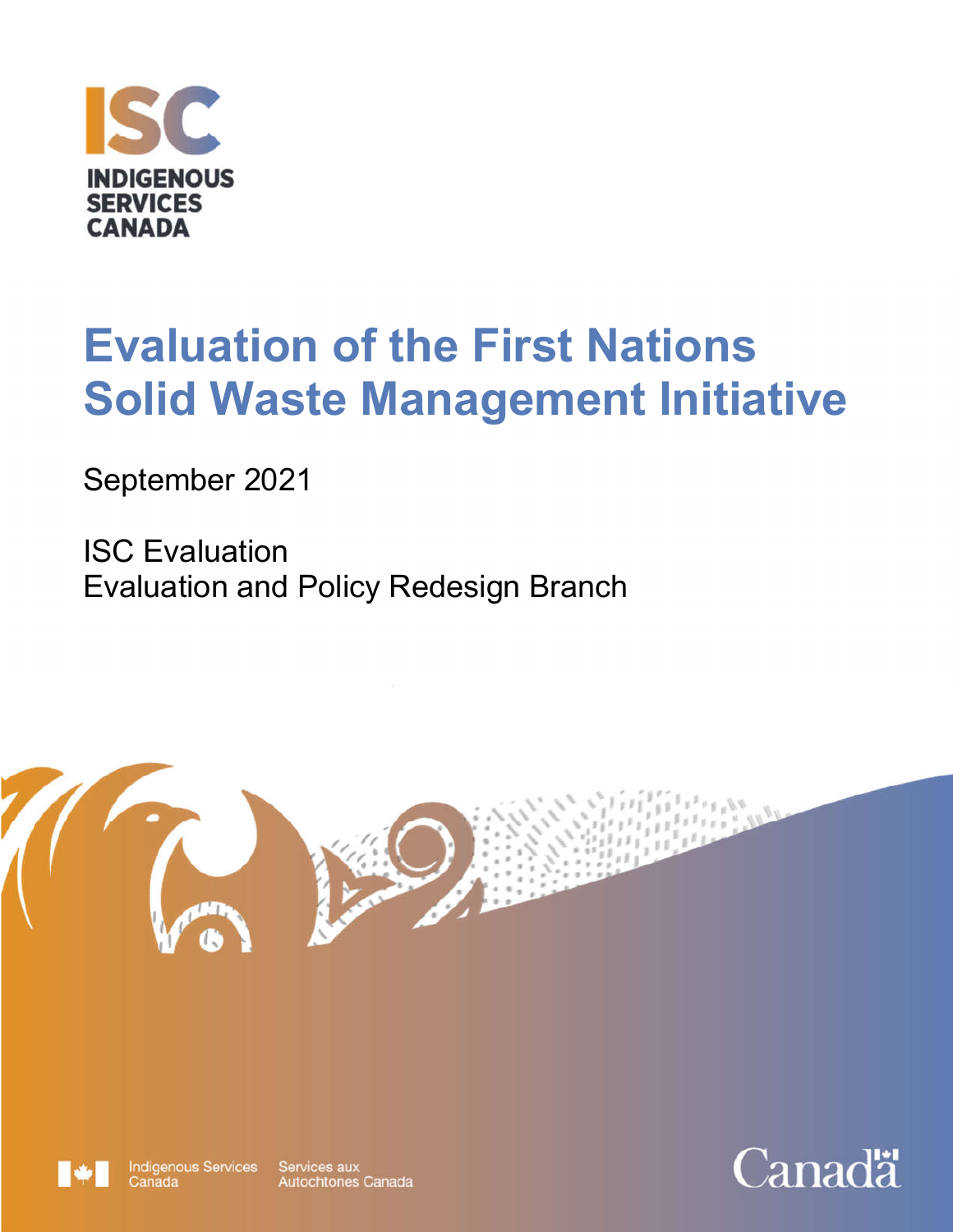ISC

INDIGENOUS SERVICES CANADA

# Evaluation of the First Nations Solid Waste Management Initiative

September 2021

ISC Evaluation
Evaluation and Policy Redesign Branch

Indigenous Services Canada | Services aux Autochtones Canada

Canada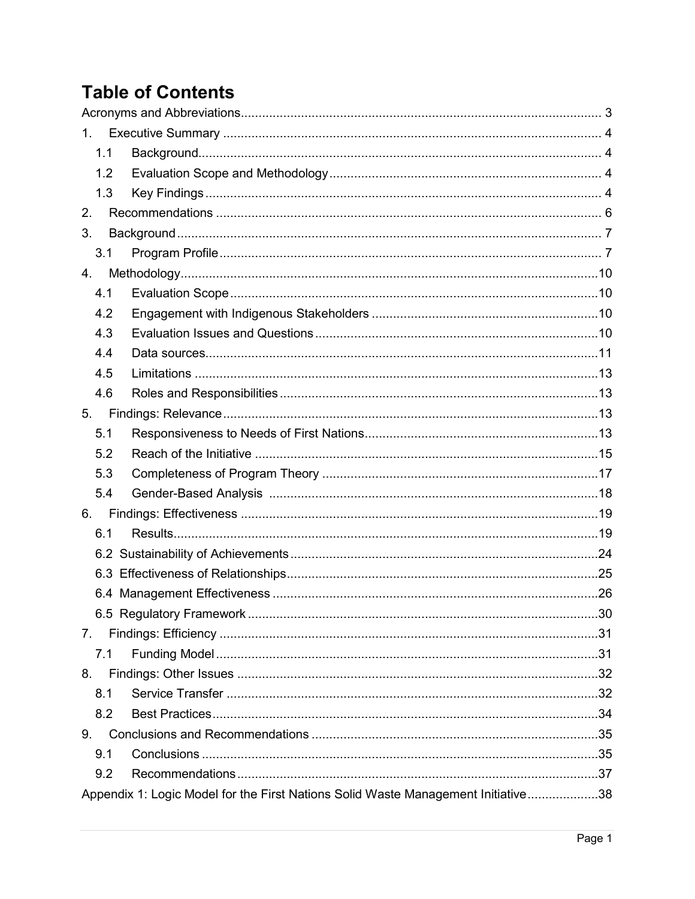# Table of Contents

Acronyms and Abbreviations ..... 3

1. Executive Summary ..... 4
   - 1.1 Background ..... 4
   - 1.2 Evaluation Scope and Methodology ..... 4
   - 1.3 Key Findings ..... 4
2. Recommendations ..... 6
3. Background ..... 7
   - 3.1 Program Profile ..... 7
4. Methodology ..... 10
   - 4.1 Evaluation Scope ..... 10
   - 4.2 Engagement with Indigenous Stakeholders ..... 10
   - 4.3 Evaluation Issues and Questions ..... 10
   - 4.4 Data sources ..... 11
   - 4.5 Limitations ..... 13
   - 4.6 Roles and Responsibilities ..... 13
5. Findings: Relevance ..... 13
   - 5.1 Responsiveness to Needs of First Nations ..... 13
   - 5.2 Reach of the Initiative ..... 15
   - 5.3 Completeness of Program Theory ..... 17
   - 5.4 Gender-Based Analysis ..... 18
6. Findings: Effectiveness ..... 19
   - 6.1 Results ..... 19
   - 6.2 Sustainability of Achievements ..... 24
   - 6.3 Effectiveness of Relationships ..... 25
   - 6.4 Management Effectiveness ..... 26
   - 6.5 Regulatory Framework ..... 30
7. Findings: Efficiency ..... 31
   - 7.1 Funding Model ..... 31
8. Findings: Other Issues ..... 32
   - 8.1 Service Transfer ..... 32
   - 8.2 Best Practices ..... 34
9. Conclusions and Recommendations ..... 35
   - 9.1 Conclusions ..... 35
   - 9.2 Recommendations ..... 37

Appendix 1: Logic Model for the First Nations Solid Waste Management Initiative ..... 38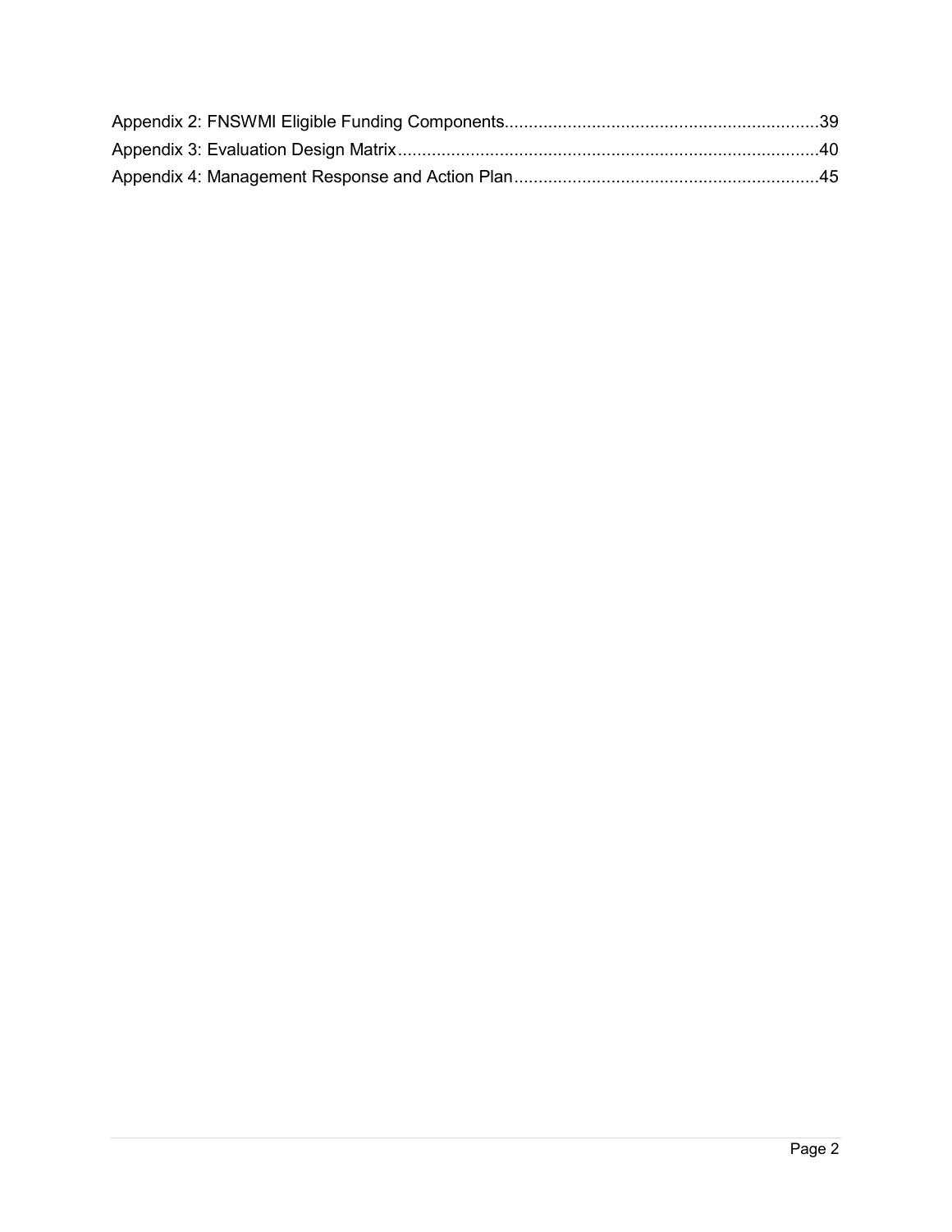Appendix 2: FNSWMI Eligible Funding Components....................................................................39
Appendix 3: Evaluation Design Matrix...........................................................................................40
Appendix 4: Management Response and Action Plan..................................................................45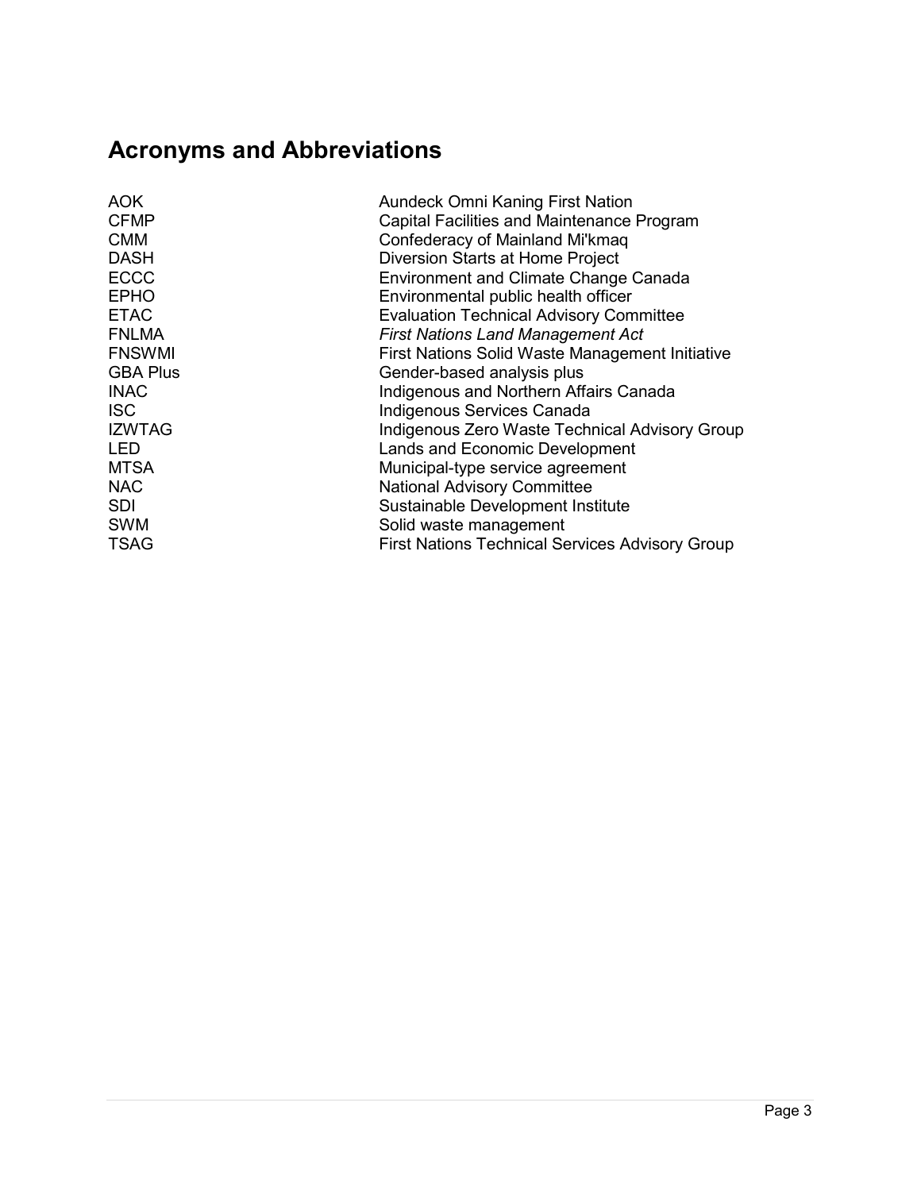## Acronyms and Abbreviations

| | |
|---|---|
| AOK | Aundeck Omni Kaning First Nation |
| CFMP | Capital Facilities and Maintenance Program |
| CMM | Confederacy of Mainland Mi'kmaq |
| DASH | Diversion Starts at Home Project |
| ECCC | Environment and Climate Change Canada |
| EPHO | Environmental public health officer |
| ETAC | Evaluation Technical Advisory Committee |
| FNLMA | *First Nations Land Management Act* |
| FNSWMI | First Nations Solid Waste Management Initiative |
| GBA Plus | Gender-based analysis plus |
| INAC | Indigenous and Northern Affairs Canada |
| ISC | Indigenous Services Canada |
| IZWTAG | Indigenous Zero Waste Technical Advisory Group |
| LED | Lands and Economic Development |
| MTSA | Municipal-type service agreement |
| NAC | National Advisory Committee |
| SDI | Sustainable Development Institute |
| SWM | Solid waste management |
| TSAG | First Nations Technical Services Advisory Group |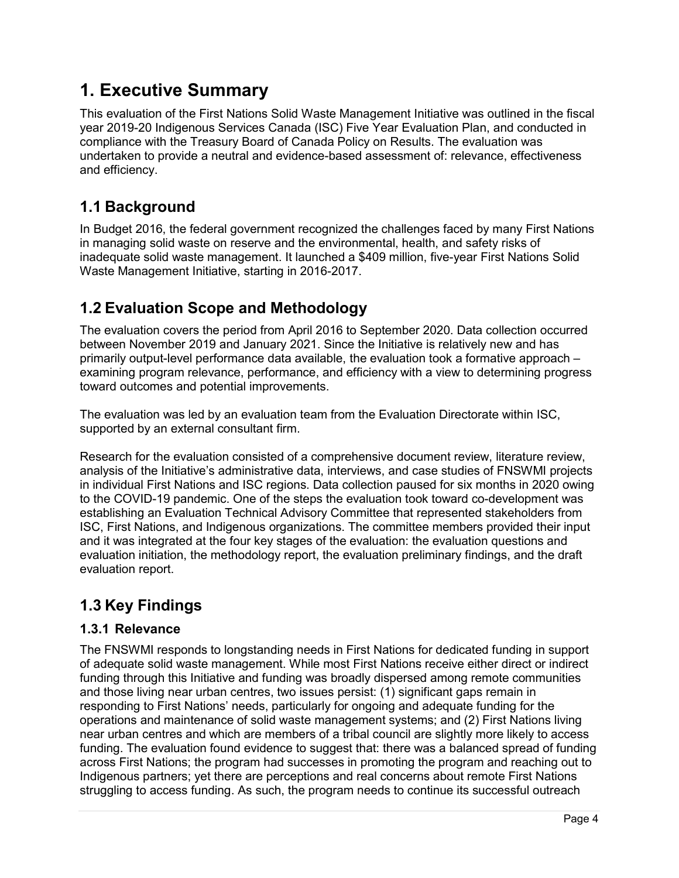# 1. Executive Summary

This evaluation of the First Nations Solid Waste Management Initiative was outlined in the fiscal year 2019-20 Indigenous Services Canada (ISC) Five Year Evaluation Plan, and conducted in compliance with the Treasury Board of Canada Policy on Results. The evaluation was undertaken to provide a neutral and evidence-based assessment of: relevance, effectiveness and efficiency.

## 1.1 Background

In Budget 2016, the federal government recognized the challenges faced by many First Nations in managing solid waste on reserve and the environmental, health, and safety risks of inadequate solid waste management. It launched a $409 million, five-year First Nations Solid Waste Management Initiative, starting in 2016-2017.

## 1.2 Evaluation Scope and Methodology

The evaluation covers the period from April 2016 to September 2020. Data collection occurred between November 2019 and January 2021. Since the Initiative is relatively new and has primarily output-level performance data available, the evaluation took a formative approach – examining program relevance, performance, and efficiency with a view to determining progress toward outcomes and potential improvements.

The evaluation was led by an evaluation team from the Evaluation Directorate within ISC, supported by an external consultant firm.

Research for the evaluation consisted of a comprehensive document review, literature review, analysis of the Initiative's administrative data, interviews, and case studies of FNSWMI projects in individual First Nations and ISC regions. Data collection paused for six months in 2020 owing to the COVID-19 pandemic. One of the steps the evaluation took toward co-development was establishing an Evaluation Technical Advisory Committee that represented stakeholders from ISC, First Nations, and Indigenous organizations. The committee members provided their input and it was integrated at the four key stages of the evaluation: the evaluation questions and evaluation initiation, the methodology report, the evaluation preliminary findings, and the draft evaluation report.

## 1.3 Key Findings

### 1.3.1 Relevance

The FNSWMI responds to longstanding needs in First Nations for dedicated funding in support of adequate solid waste management. While most First Nations receive either direct or indirect funding through this Initiative and funding was broadly dispersed among remote communities and those living near urban centres, two issues persist: (1) significant gaps remain in responding to First Nations' needs, particularly for ongoing and adequate funding for the operations and maintenance of solid waste management systems; and (2) First Nations living near urban centres and which are members of a tribal council are slightly more likely to access funding. The evaluation found evidence to suggest that: there was a balanced spread of funding across First Nations; the program had successes in promoting the program and reaching out to Indigenous partners; yet there are perceptions and real concerns about remote First Nations struggling to access funding. As such, the program needs to continue its successful outreach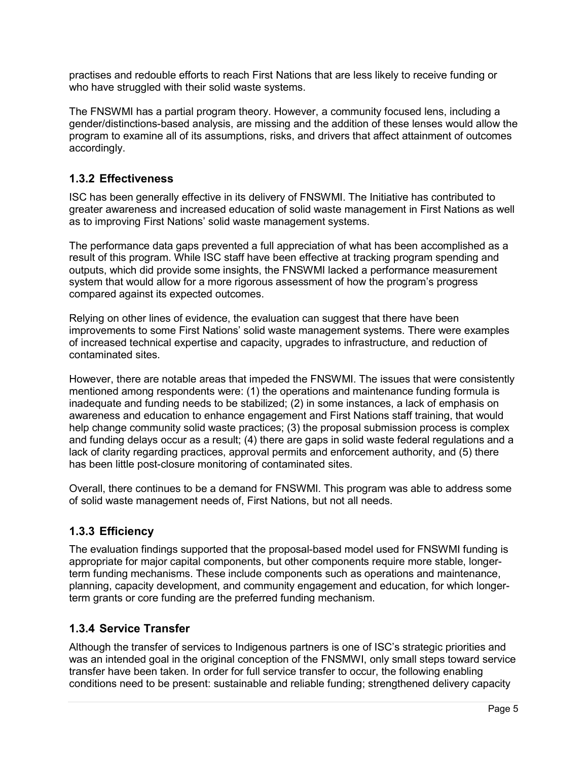practises and redouble efforts to reach First Nations that are less likely to receive funding or who have struggled with their solid waste systems.

The FNSWMI has a partial program theory. However, a community focused lens, including a gender/distinctions-based analysis, are missing and the addition of these lenses would allow the program to examine all of its assumptions, risks, and drivers that affect attainment of outcomes accordingly.

### 1.3.2 Effectiveness

ISC has been generally effective in its delivery of FNSWMI. The Initiative has contributed to greater awareness and increased education of solid waste management in First Nations as well as to improving First Nations' solid waste management systems.

The performance data gaps prevented a full appreciation of what has been accomplished as a result of this program. While ISC staff have been effective at tracking program spending and outputs, which did provide some insights, the FNSWMI lacked a performance measurement system that would allow for a more rigorous assessment of how the program's progress compared against its expected outcomes.

Relying on other lines of evidence, the evaluation can suggest that there have been improvements to some First Nations' solid waste management systems. There were examples of increased technical expertise and capacity, upgrades to infrastructure, and reduction of contaminated sites.

However, there are notable areas that impeded the FNSWMI. The issues that were consistently mentioned among respondents were: (1) the operations and maintenance funding formula is inadequate and funding needs to be stabilized; (2) in some instances, a lack of emphasis on awareness and education to enhance engagement and First Nations staff training, that would help change community solid waste practices; (3) the proposal submission process is complex and funding delays occur as a result; (4) there are gaps in solid waste federal regulations and a lack of clarity regarding practices, approval permits and enforcement authority, and (5) there has been little post-closure monitoring of contaminated sites.

Overall, there continues to be a demand for FNSWMI. This program was able to address some of solid waste management needs of, First Nations, but not all needs.

### 1.3.3 Efficiency

The evaluation findings supported that the proposal-based model used for FNSWMI funding is appropriate for major capital components, but other components require more stable, longer-term funding mechanisms. These include components such as operations and maintenance, planning, capacity development, and community engagement and education, for which longer-term grants or core funding are the preferred funding mechanism.

### 1.3.4 Service Transfer

Although the transfer of services to Indigenous partners is one of ISC's strategic priorities and was an intended goal in the original conception of the FNSMWI, only small steps toward service transfer have been taken. In order for full service transfer to occur, the following enabling conditions need to be present: sustainable and reliable funding; strengthened delivery capacity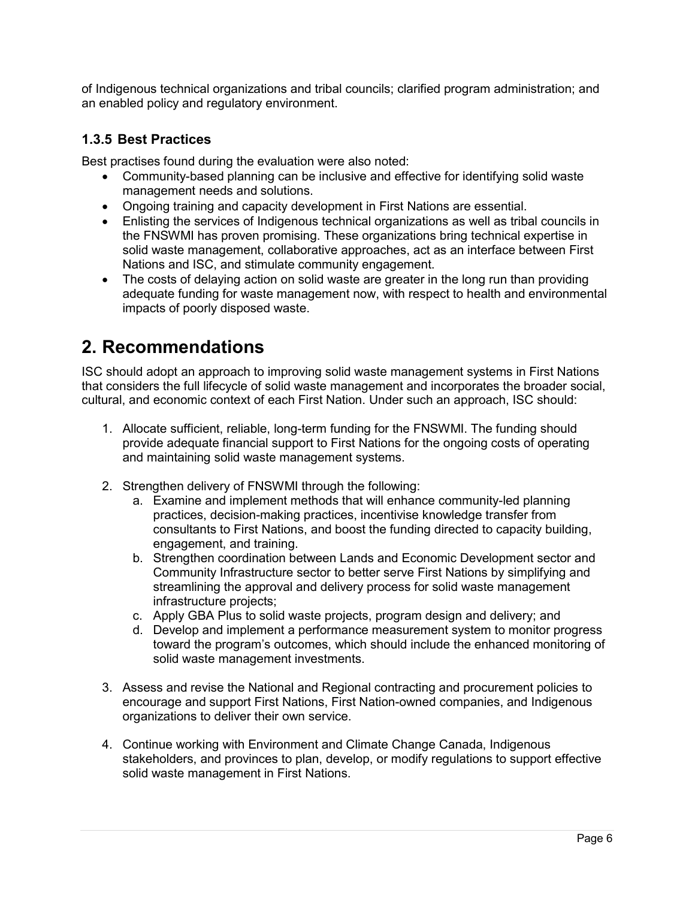of Indigenous technical organizations and tribal councils; clarified program administration; and an enabled policy and regulatory environment.

### 1.3.5 Best Practices

Best practises found during the evaluation were also noted:

- Community-based planning can be inclusive and effective for identifying solid waste management needs and solutions.
- Ongoing training and capacity development in First Nations are essential.
- Enlisting the services of Indigenous technical organizations as well as tribal councils in the FNSWMI has proven promising. These organizations bring technical expertise in solid waste management, collaborative approaches, act as an interface between First Nations and ISC, and stimulate community engagement.
- The costs of delaying action on solid waste are greater in the long run than providing adequate funding for waste management now, with respect to health and environmental impacts of poorly disposed waste.

# 2. Recommendations

ISC should adopt an approach to improving solid waste management systems in First Nations that considers the full lifecycle of solid waste management and incorporates the broader social, cultural, and economic context of each First Nation. Under such an approach, ISC should:

1. Allocate sufficient, reliable, long-term funding for the FNSWMI. The funding should provide adequate financial support to First Nations for the ongoing costs of operating and maintaining solid waste management systems.

2. Strengthen delivery of FNSWMI through the following:
   a. Examine and implement methods that will enhance community-led planning practices, decision-making practices, incentivise knowledge transfer from consultants to First Nations, and boost the funding directed to capacity building, engagement, and training.
   b. Strengthen coordination between Lands and Economic Development sector and Community Infrastructure sector to better serve First Nations by simplifying and streamlining the approval and delivery process for solid waste management infrastructure projects;
   c. Apply GBA Plus to solid waste projects, program design and delivery; and
   d. Develop and implement a performance measurement system to monitor progress toward the program's outcomes, which should include the enhanced monitoring of solid waste management investments.

3. Assess and revise the National and Regional contracting and procurement policies to encourage and support First Nations, First Nation-owned companies, and Indigenous organizations to deliver their own service.

4. Continue working with Environment and Climate Change Canada, Indigenous stakeholders, and provinces to plan, develop, or modify regulations to support effective solid waste management in First Nations.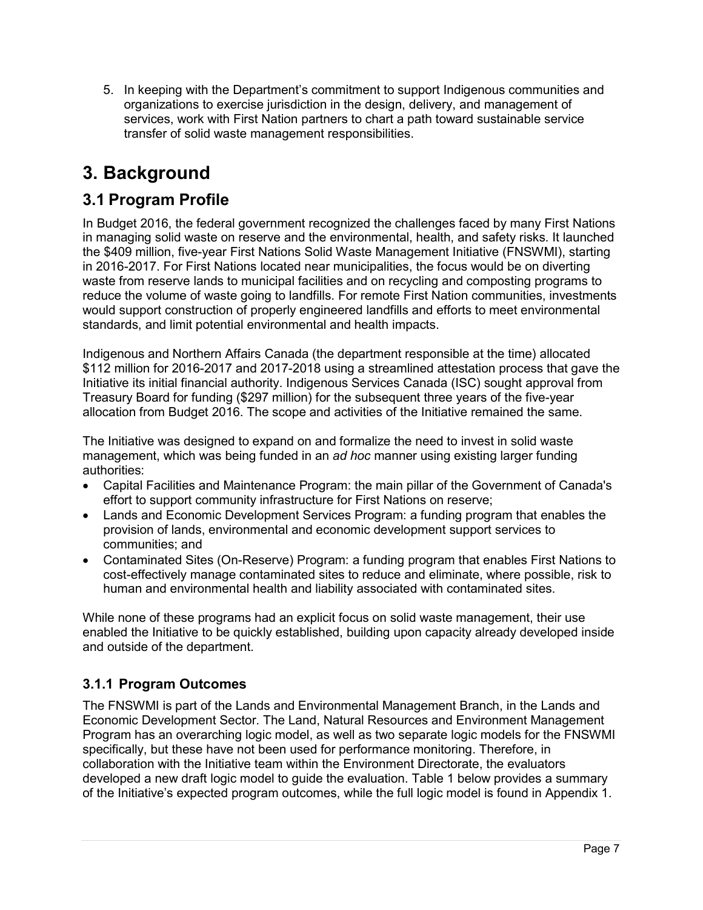5. In keeping with the Department's commitment to support Indigenous communities and organizations to exercise jurisdiction in the design, delivery, and management of services, work with First Nation partners to chart a path toward sustainable service transfer of solid waste management responsibilities.

# 3. Background

## 3.1 Program Profile

In Budget 2016, the federal government recognized the challenges faced by many First Nations in managing solid waste on reserve and the environmental, health, and safety risks. It launched the $409 million, five-year First Nations Solid Waste Management Initiative (FNSWMI), starting in 2016-2017. For First Nations located near municipalities, the focus would be on diverting waste from reserve lands to municipal facilities and on recycling and composting programs to reduce the volume of waste going to landfills. For remote First Nation communities, investments would support construction of properly engineered landfills and efforts to meet environmental standards, and limit potential environmental and health impacts.

Indigenous and Northern Affairs Canada (the department responsible at the time) allocated $112 million for 2016-2017 and 2017-2018 using a streamlined attestation process that gave the Initiative its initial financial authority. Indigenous Services Canada (ISC) sought approval from Treasury Board for funding ($297 million) for the subsequent three years of the five-year allocation from Budget 2016. The scope and activities of the Initiative remained the same.

The Initiative was designed to expand on and formalize the need to invest in solid waste management, which was being funded in an *ad hoc* manner using existing larger funding authorities:

- Capital Facilities and Maintenance Program: the main pillar of the Government of Canada's effort to support community infrastructure for First Nations on reserve;
- Lands and Economic Development Services Program: a funding program that enables the provision of lands, environmental and economic development support services to communities; and
- Contaminated Sites (On-Reserve) Program: a funding program that enables First Nations to cost-effectively manage contaminated sites to reduce and eliminate, where possible, risk to human and environmental health and liability associated with contaminated sites.

While none of these programs had an explicit focus on solid waste management, their use enabled the Initiative to be quickly established, building upon capacity already developed inside and outside of the department.

### 3.1.1 Program Outcomes

The FNSWMI is part of the Lands and Environmental Management Branch, in the Lands and Economic Development Sector. The Land, Natural Resources and Environment Management Program has an overarching logic model, as well as two separate logic models for the FNSWMI specifically, but these have not been used for performance monitoring. Therefore, in collaboration with the Initiative team within the Environment Directorate, the evaluators developed a new draft logic model to guide the evaluation. Table 1 below provides a summary of the Initiative's expected program outcomes, while the full logic model is found in Appendix 1.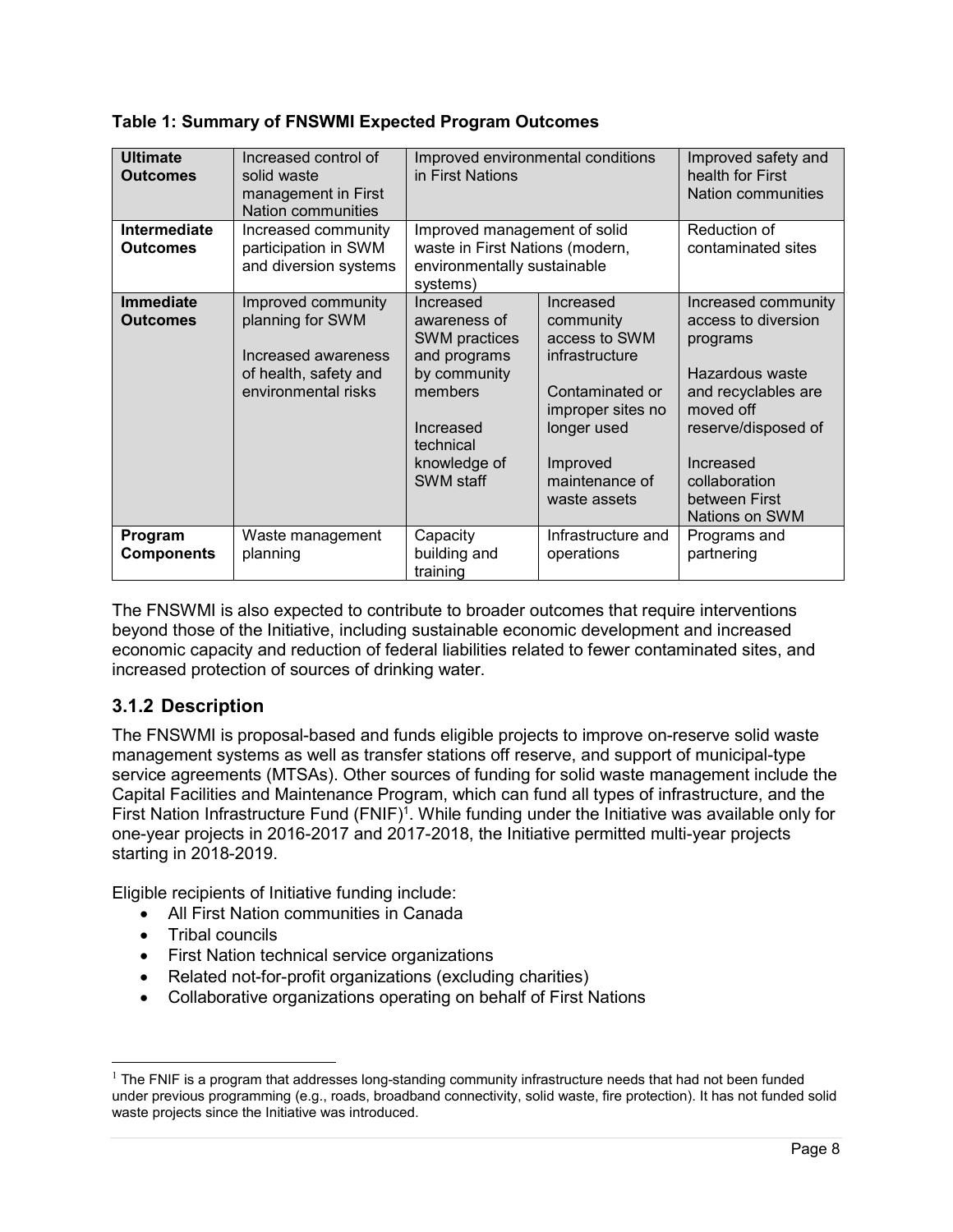**Table 1: Summary of FNSWMI Expected Program Outcomes**

| | | | | |
|---|---|---|---|---|
| **Ultimate Outcomes** | Increased control of solid waste management in First Nation communities | Improved environmental conditions in First Nations | | Improved safety and health for First Nation communities |
| **Intermediate Outcomes** | Increased community participation in SWM and diversion systems | Improved management of solid waste in First Nations (modern, environmentally sustainable systems) | | Reduction of contaminated sites |
| **Immediate Outcomes** | Improved community planning for SWM<br><br>Increased awareness of health, safety and environmental risks | Increased awareness of SWM practices and programs by community members<br><br>Increased technical knowledge of SWM staff | Increased community access to SWM infrastructure<br><br>Contaminated or improper sites no longer used<br><br>Improved maintenance of waste assets | Increased community access to diversion programs<br><br>Hazardous waste and recyclables are moved off reserve/disposed of<br><br>Increased collaboration between First Nations on SWM |
| **Program Components** | Waste management planning | Capacity building and training | Infrastructure and operations | Programs and partnering |

The FNSWMI is also expected to contribute to broader outcomes that require interventions beyond those of the Initiative, including sustainable economic development and increased economic capacity and reduction of federal liabilities related to fewer contaminated sites, and increased protection of sources of drinking water.

### 3.1.2 Description

The FNSWMI is proposal-based and funds eligible projects to improve on-reserve solid waste management systems as well as transfer stations off reserve, and support of municipal-type service agreements (MTSAs). Other sources of funding for solid waste management include the Capital Facilities and Maintenance Program, which can fund all types of infrastructure, and the First Nation Infrastructure Fund (FNIF)[1]. While funding under the Initiative was available only for one-year projects in 2016-2017 and 2017-2018, the Initiative permitted multi-year projects starting in 2018-2019.

Eligible recipients of Initiative funding include:

- All First Nation communities in Canada
- Tribal councils
- First Nation technical service organizations
- Related not-for-profit organizations (excluding charities)
- Collaborative organizations operating on behalf of First Nations

[1] The FNIF is a program that addresses long-standing community infrastructure needs that had not been funded under previous programming (e.g., roads, broadband connectivity, solid waste, fire protection). It has not funded solid waste projects since the Initiative was introduced.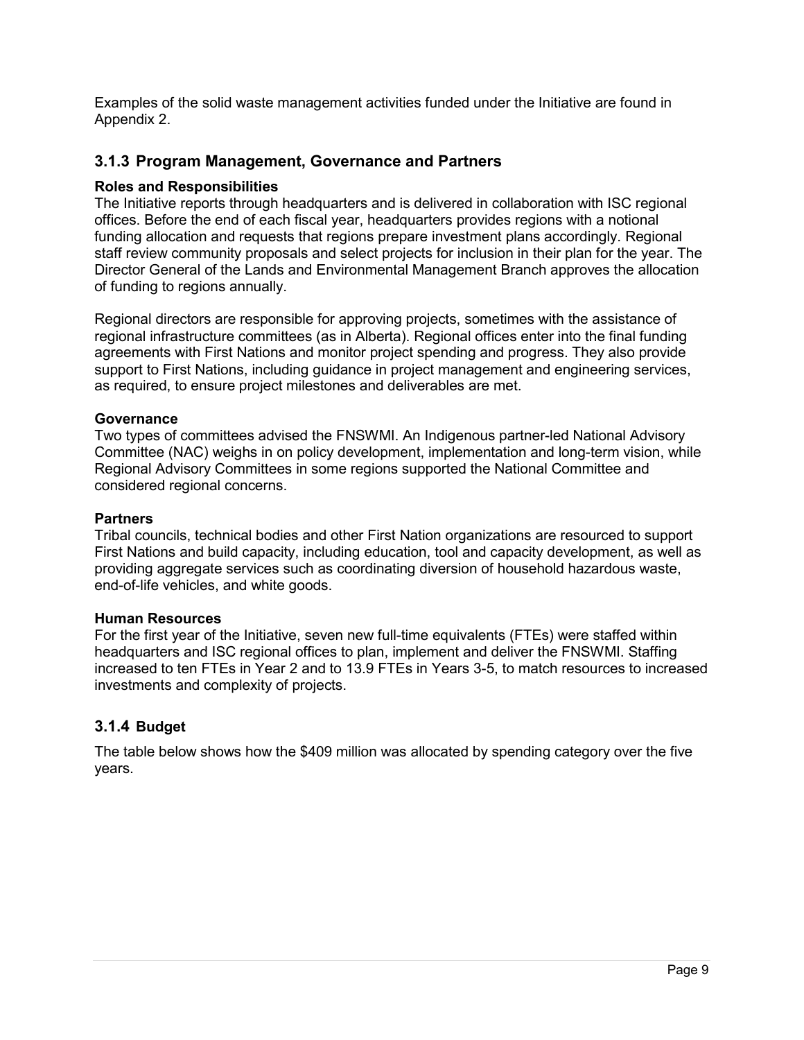Examples of the solid waste management activities funded under the Initiative are found in Appendix 2.

### 3.1.3 Program Management, Governance and Partners

**Roles and Responsibilities**

The Initiative reports through headquarters and is delivered in collaboration with ISC regional offices. Before the end of each fiscal year, headquarters provides regions with a notional funding allocation and requests that regions prepare investment plans accordingly. Regional staff review community proposals and select projects for inclusion in their plan for the year. The Director General of the Lands and Environmental Management Branch approves the allocation of funding to regions annually.

Regional directors are responsible for approving projects, sometimes with the assistance of regional infrastructure committees (as in Alberta). Regional offices enter into the final funding agreements with First Nations and monitor project spending and progress. They also provide support to First Nations, including guidance in project management and engineering services, as required, to ensure project milestones and deliverables are met.

**Governance**

Two types of committees advised the FNSWMI. An Indigenous partner-led National Advisory Committee (NAC) weighs in on policy development, implementation and long-term vision, while Regional Advisory Committees in some regions supported the National Committee and considered regional concerns.

**Partners**

Tribal councils, technical bodies and other First Nation organizations are resourced to support First Nations and build capacity, including education, tool and capacity development, as well as providing aggregate services such as coordinating diversion of household hazardous waste, end-of-life vehicles, and white goods.

**Human Resources**

For the first year of the Initiative, seven new full-time equivalents (FTEs) were staffed within headquarters and ISC regional offices to plan, implement and deliver the FNSWMI. Staffing increased to ten FTEs in Year 2 and to 13.9 FTEs in Years 3-5, to match resources to increased investments and complexity of projects.

### 3.1.4 Budget

The table below shows how the $409 million was allocated by spending category over the five years.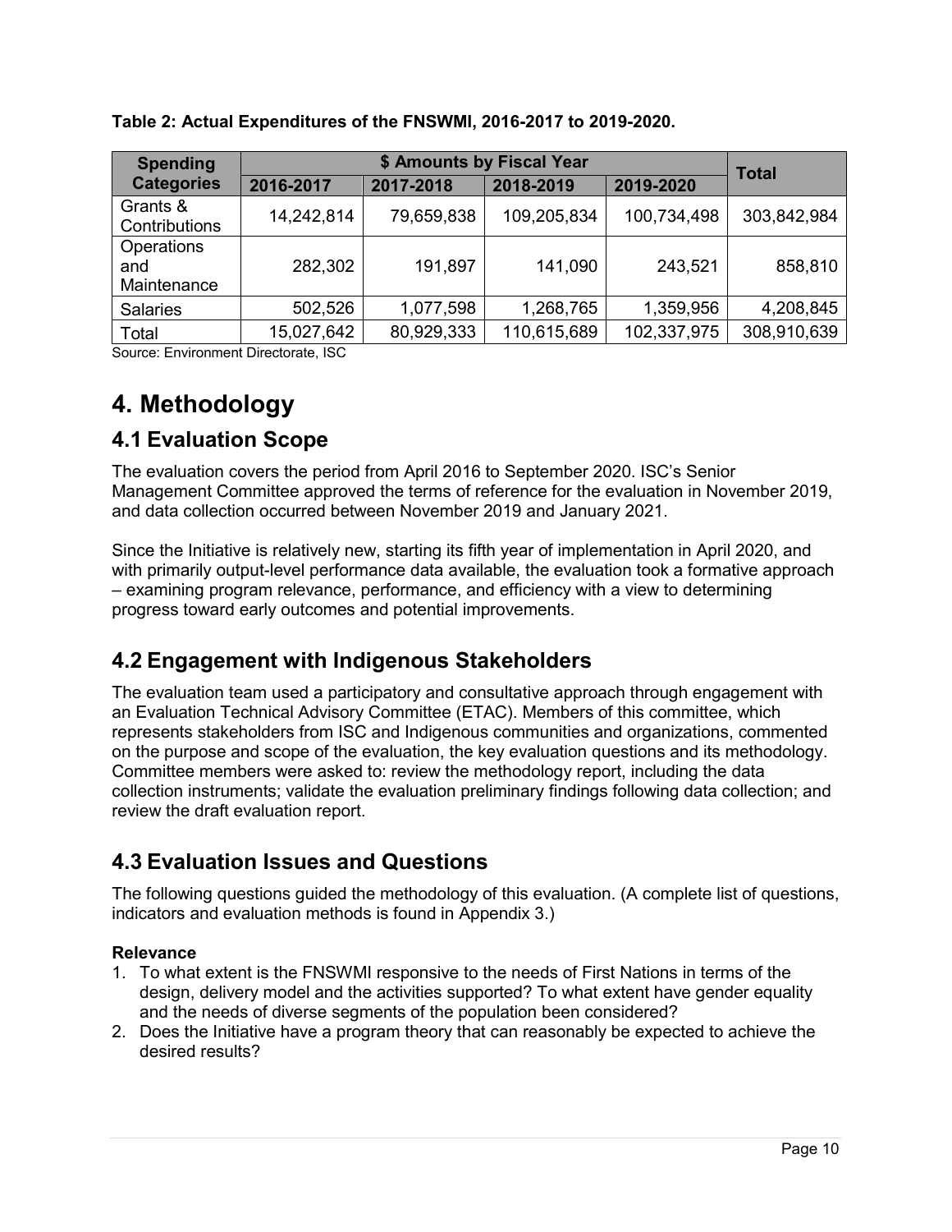**Table 2: Actual Expenditures of the FNSWMI, 2016-2017 to 2019-2020.**

| Spending Categories | $ Amounts by Fiscal Year | | | | Total |
|---|---|---|---|---|---|
| | 2016-2017 | 2017-2018 | 2018-2019 | 2019-2020 | |
| Grants & Contributions | 14,242,814 | 79,659,838 | 109,205,834 | 100,734,498 | 303,842,984 |
| Operations and Maintenance | 282,302 | 191,897 | 141,090 | 243,521 | 858,810 |
| Salaries | 502,526 | 1,077,598 | 1,268,765 | 1,359,956 | 4,208,845 |
| Total | 15,027,642 | 80,929,333 | 110,615,689 | 102,337,975 | 308,910,639 |

Source: Environment Directorate, ISC

# 4. Methodology

## 4.1 Evaluation Scope

The evaluation covers the period from April 2016 to September 2020. ISC's Senior Management Committee approved the terms of reference for the evaluation in November 2019, and data collection occurred between November 2019 and January 2021.

Since the Initiative is relatively new, starting its fifth year of implementation in April 2020, and with primarily output-level performance data available, the evaluation took a formative approach – examining program relevance, performance, and efficiency with a view to determining progress toward early outcomes and potential improvements.

## 4.2 Engagement with Indigenous Stakeholders

The evaluation team used a participatory and consultative approach through engagement with an Evaluation Technical Advisory Committee (ETAC). Members of this committee, which represents stakeholders from ISC and Indigenous communities and organizations, commented on the purpose and scope of the evaluation, the key evaluation questions and its methodology. Committee members were asked to: review the methodology report, including the data collection instruments; validate the evaluation preliminary findings following data collection; and review the draft evaluation report.

## 4.3 Evaluation Issues and Questions

The following questions guided the methodology of this evaluation. (A complete list of questions, indicators and evaluation methods is found in Appendix 3.)

**Relevance**

1. To what extent is the FNSWMI responsive to the needs of First Nations in terms of the design, delivery model and the activities supported? To what extent have gender equality and the needs of diverse segments of the population been considered?
2. Does the Initiative have a program theory that can reasonably be expected to achieve the desired results?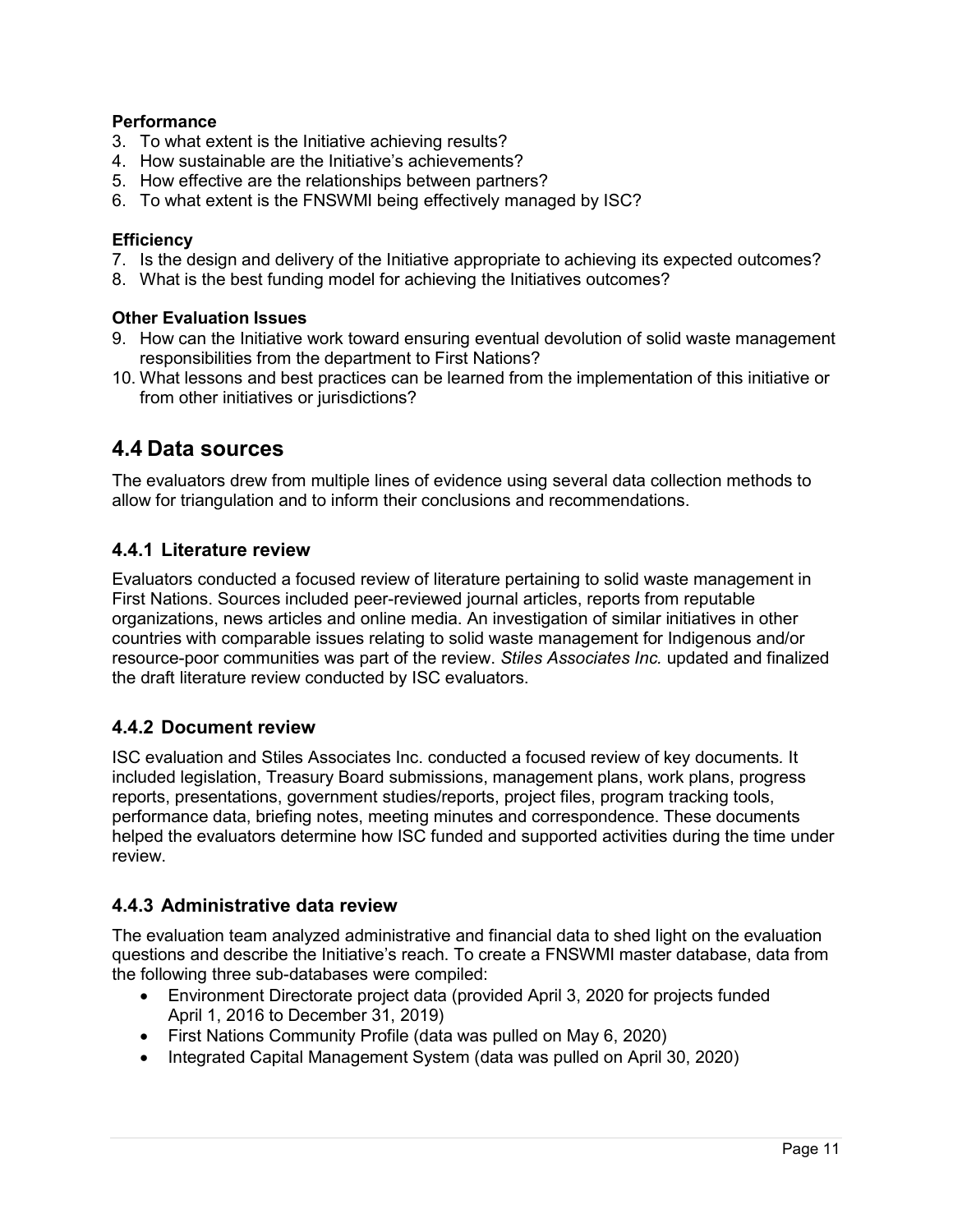**Performance**

3. To what extent is the Initiative achieving results?
4. How sustainable are the Initiative's achievements?
5. How effective are the relationships between partners?
6. To what extent is the FNSWMI being effectively managed by ISC?

**Efficiency**

7. Is the design and delivery of the Initiative appropriate to achieving its expected outcomes?
8. What is the best funding model for achieving the Initiatives outcomes?

**Other Evaluation Issues**

9. How can the Initiative work toward ensuring eventual devolution of solid waste management responsibilities from the department to First Nations?
10. What lessons and best practices can be learned from the implementation of this initiative or from other initiatives or jurisdictions?

## 4.4 Data sources

The evaluators drew from multiple lines of evidence using several data collection methods to allow for triangulation and to inform their conclusions and recommendations.

### 4.4.1 Literature review

Evaluators conducted a focused review of literature pertaining to solid waste management in First Nations. Sources included peer-reviewed journal articles, reports from reputable organizations, news articles and online media. An investigation of similar initiatives in other countries with comparable issues relating to solid waste management for Indigenous and/or resource-poor communities was part of the review. *Stiles Associates Inc.* updated and finalized the draft literature review conducted by ISC evaluators.

### 4.4.2 Document review

ISC evaluation and Stiles Associates Inc. conducted a focused review of key documents. It included legislation, Treasury Board submissions, management plans, work plans, progress reports, presentations, government studies/reports, project files, program tracking tools, performance data, briefing notes, meeting minutes and correspondence. These documents helped the evaluators determine how ISC funded and supported activities during the time under review.

### 4.4.3 Administrative data review

The evaluation team analyzed administrative and financial data to shed light on the evaluation questions and describe the Initiative's reach. To create a FNSWMI master database, data from the following three sub-databases were compiled:

- Environment Directorate project data (provided April 3, 2020 for projects funded April 1, 2016 to December 31, 2019)
- First Nations Community Profile (data was pulled on May 6, 2020)
- Integrated Capital Management System (data was pulled on April 30, 2020)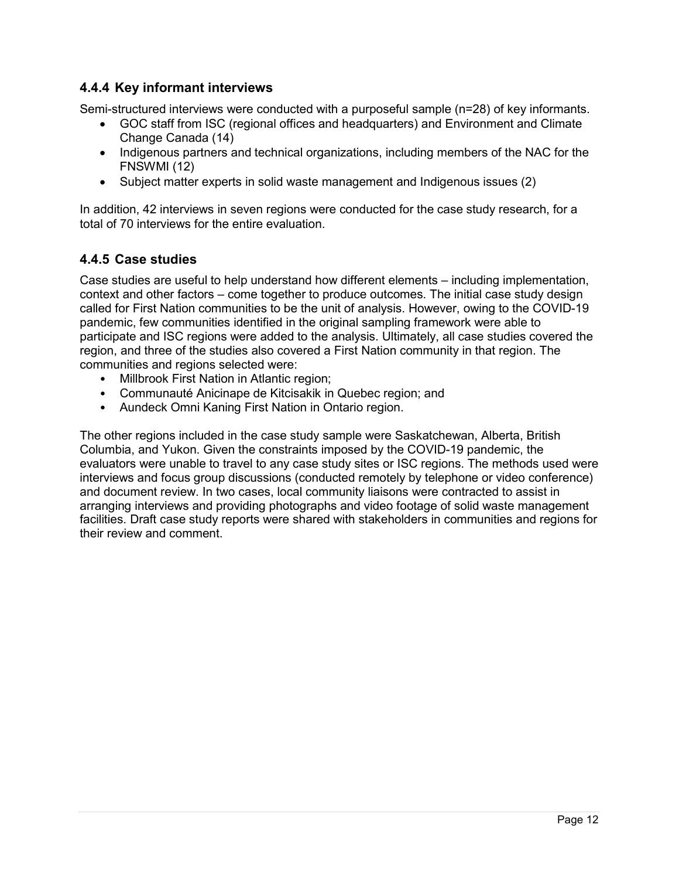### 4.4.4 Key informant interviews

Semi-structured interviews were conducted with a purposeful sample (n=28) of key informants.

- GOC staff from ISC (regional offices and headquarters) and Environment and Climate Change Canada (14)
- Indigenous partners and technical organizations, including members of the NAC for the FNSWMI (12)
- Subject matter experts in solid waste management and Indigenous issues (2)

In addition, 42 interviews in seven regions were conducted for the case study research, for a total of 70 interviews for the entire evaluation.

### 4.4.5 Case studies

Case studies are useful to help understand how different elements – including implementation, context and other factors – come together to produce outcomes. The initial case study design called for First Nation communities to be the unit of analysis. However, owing to the COVID-19 pandemic, few communities identified in the original sampling framework were able to participate and ISC regions were added to the analysis. Ultimately, all case studies covered the region, and three of the studies also covered a First Nation community in that region. The communities and regions selected were:

- Millbrook First Nation in Atlantic region;
- Communauté Anicinape de Kitcisakik in Quebec region; and
- Aundeck Omni Kaning First Nation in Ontario region.

The other regions included in the case study sample were Saskatchewan, Alberta, British Columbia, and Yukon. Given the constraints imposed by the COVID-19 pandemic, the evaluators were unable to travel to any case study sites or ISC regions. The methods used were interviews and focus group discussions (conducted remotely by telephone or video conference) and document review. In two cases, local community liaisons were contracted to assist in arranging interviews and providing photographs and video footage of solid waste management facilities. Draft case study reports were shared with stakeholders in communities and regions for their review and comment.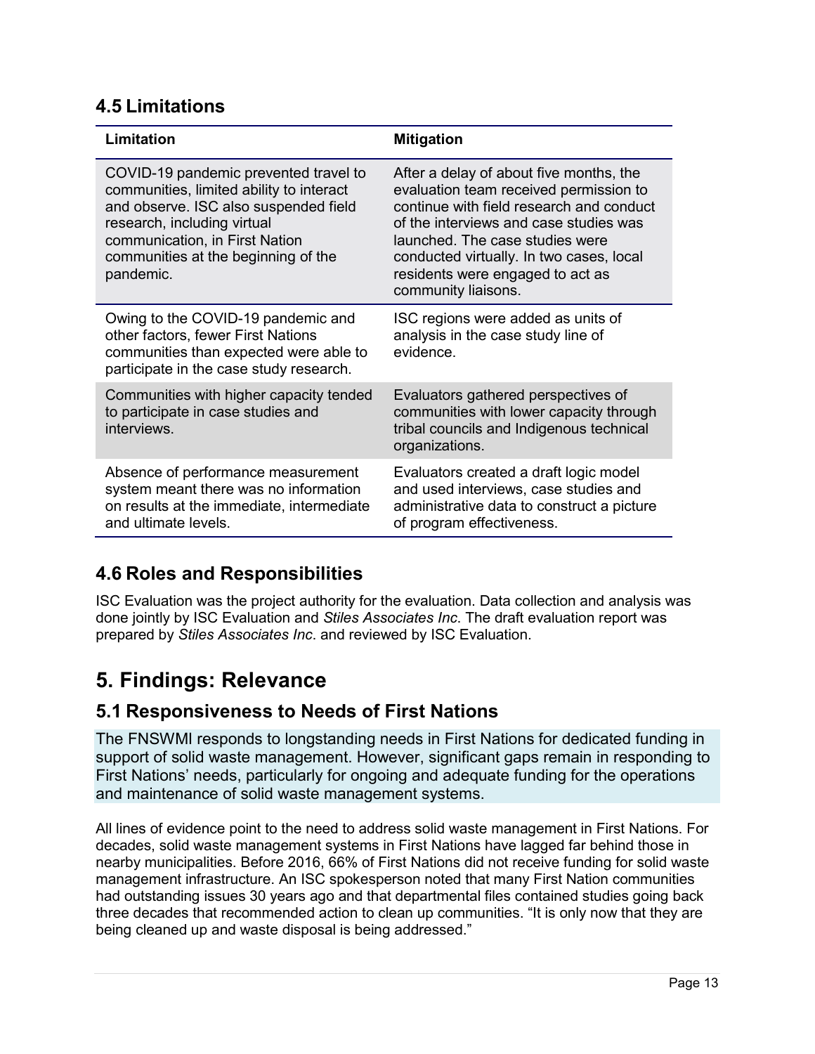## 4.5 Limitations

| Limitation | Mitigation |
| --- | --- |
| COVID-19 pandemic prevented travel to communities, limited ability to interact and observe. ISC also suspended field research, including virtual communication, in First Nation communities at the beginning of the pandemic. | After a delay of about five months, the evaluation team received permission to continue with field research and conduct of the interviews and case studies was launched. The case studies were conducted virtually. In two cases, local residents were engaged to act as community liaisons. |
| Owing to the COVID-19 pandemic and other factors, fewer First Nations communities than expected were able to participate in the case study research. | ISC regions were added as units of analysis in the case study line of evidence. |
| Communities with higher capacity tended to participate in case studies and interviews. | Evaluators gathered perspectives of communities with lower capacity through tribal councils and Indigenous technical organizations. |
| Absence of performance measurement system meant there was no information on results at the immediate, intermediate and ultimate levels. | Evaluators created a draft logic model and used interviews, case studies and administrative data to construct a picture of program effectiveness. |

## 4.6 Roles and Responsibilities

ISC Evaluation was the project authority for the evaluation. Data collection and analysis was done jointly by ISC Evaluation and *Stiles Associates Inc*. The draft evaluation report was prepared by *Stiles Associates Inc*. and reviewed by ISC Evaluation.

# 5. Findings: Relevance

## 5.1 Responsiveness to Needs of First Nations

The FNSWMI responds to longstanding needs in First Nations for dedicated funding in support of solid waste management. However, significant gaps remain in responding to First Nations' needs, particularly for ongoing and adequate funding for the operations and maintenance of solid waste management systems.

All lines of evidence point to the need to address solid waste management in First Nations. For decades, solid waste management systems in First Nations have lagged far behind those in nearby municipalities. Before 2016, 66% of First Nations did not receive funding for solid waste management infrastructure. An ISC spokesperson noted that many First Nation communities had outstanding issues 30 years ago and that departmental files contained studies going back three decades that recommended action to clean up communities. "It is only now that they are being cleaned up and waste disposal is being addressed."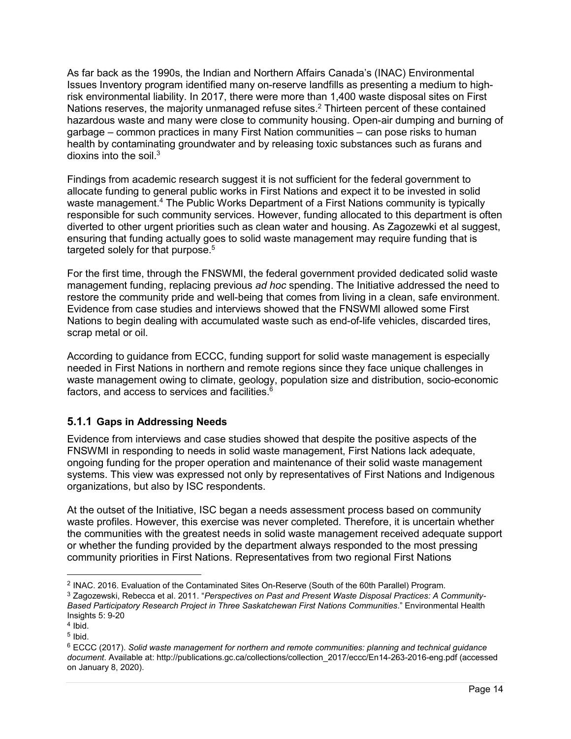As far back as the 1990s, the Indian and Northern Affairs Canada's (INAC) Environmental Issues Inventory program identified many on-reserve landfills as presenting a medium to high-risk environmental liability. In 2017, there were more than 1,400 waste disposal sites on First Nations reserves, the majority unmanaged refuse sites.[2] Thirteen percent of these contained hazardous waste and many were close to community housing. Open-air dumping and burning of garbage – common practices in many First Nation communities – can pose risks to human health by contaminating groundwater and by releasing toxic substances such as furans and dioxins into the soil.[3]

Findings from academic research suggest it is not sufficient for the federal government to allocate funding to general public works in First Nations and expect it to be invested in solid waste management.[4] The Public Works Department of a First Nations community is typically responsible for such community services. However, funding allocated to this department is often diverted to other urgent priorities such as clean water and housing. As Zagozewki et al suggest, ensuring that funding actually goes to solid waste management may require funding that is targeted solely for that purpose.[5]

For the first time, through the FNSWMI, the federal government provided dedicated solid waste management funding, replacing previous *ad hoc* spending. The Initiative addressed the need to restore the community pride and well-being that comes from living in a clean, safe environment. Evidence from case studies and interviews showed that the FNSWMI allowed some First Nations to begin dealing with accumulated waste such as end-of-life vehicles, discarded tires, scrap metal or oil.

According to guidance from ECCC, funding support for solid waste management is especially needed in First Nations in northern and remote regions since they face unique challenges in waste management owing to climate, geology, population size and distribution, socio-economic factors, and access to services and facilities.[6]

### 5.1.1 Gaps in Addressing Needs

Evidence from interviews and case studies showed that despite the positive aspects of the FNSWMI in responding to needs in solid waste management, First Nations lack adequate, ongoing funding for the proper operation and maintenance of their solid waste management systems. This view was expressed not only by representatives of First Nations and Indigenous organizations, but also by ISC respondents.

At the outset of the Initiative, ISC began a needs assessment process based on community waste profiles. However, this exercise was never completed. Therefore, it is uncertain whether the communities with the greatest needs in solid waste management received adequate support or whether the funding provided by the department always responded to the most pressing community priorities in First Nations. Representatives from two regional First Nations

---

[2] INAC. 2016. Evaluation of the Contaminated Sites On-Reserve (South of the 60th Parallel) Program.

[3] Zagozewski, Rebecca et al. 2011. "*Perspectives on Past and Present Waste Disposal Practices: A Community-Based Participatory Research Project in Three Saskatchewan First Nations Communities*." Environmental Health Insights 5: 9-20

[4] Ibid.

[5] Ibid.

[6] ECCC (2017). *Solid waste management for northern and remote communities: planning and technical guidance document*. Available at: http://publications.gc.ca/collections/collection_2017/eccc/En14-263-2016-eng.pdf (accessed on January 8, 2020).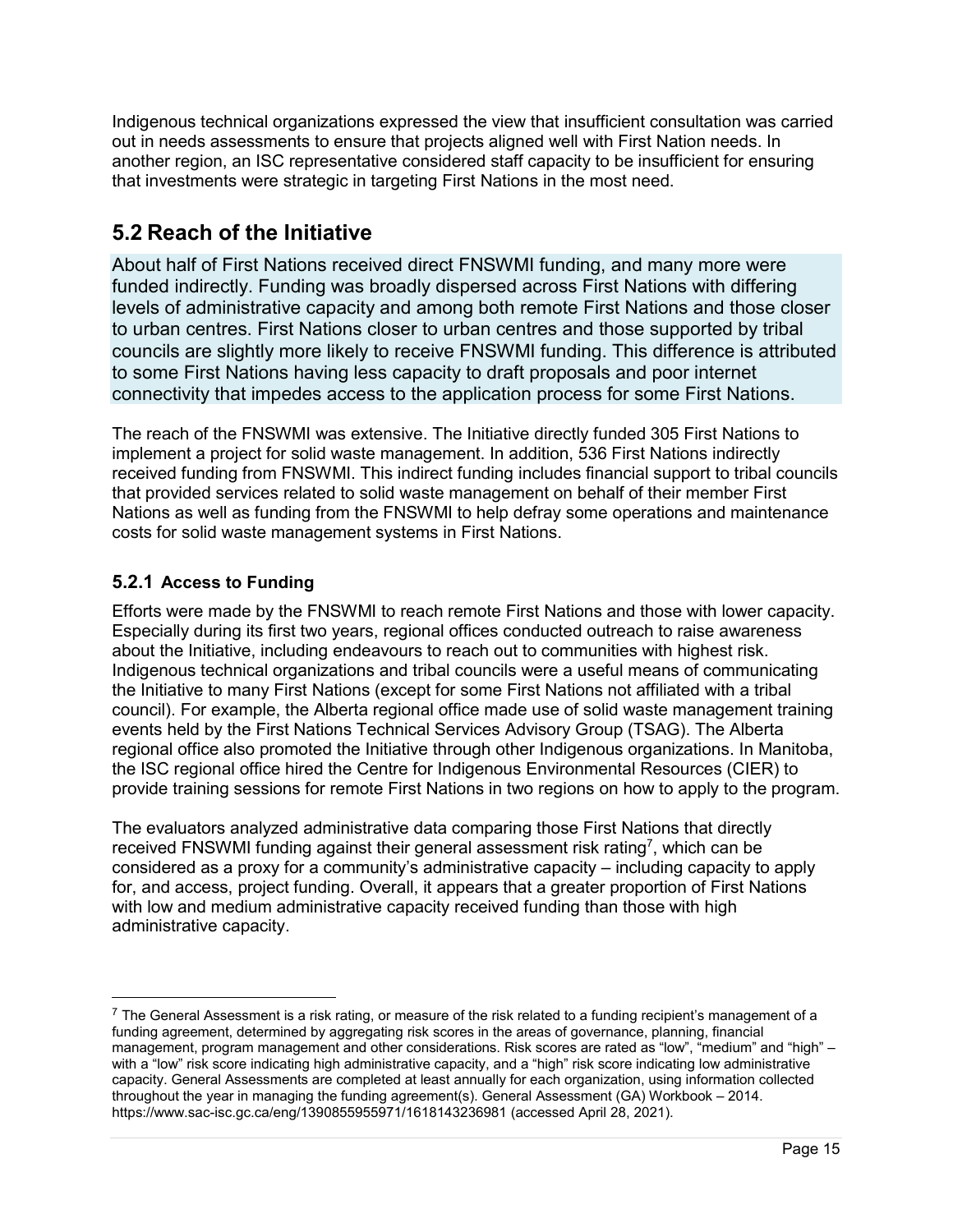Indigenous technical organizations expressed the view that insufficient consultation was carried out in needs assessments to ensure that projects aligned well with First Nation needs. In another region, an ISC representative considered staff capacity to be insufficient for ensuring that investments were strategic in targeting First Nations in the most need.

## 5.2 Reach of the Initiative

About half of First Nations received direct FNSWMI funding, and many more were funded indirectly. Funding was broadly dispersed across First Nations with differing levels of administrative capacity and among both remote First Nations and those closer to urban centres. First Nations closer to urban centres and those supported by tribal councils are slightly more likely to receive FNSWMI funding. This difference is attributed to some First Nations having less capacity to draft proposals and poor internet connectivity that impedes access to the application process for some First Nations.

The reach of the FNSWMI was extensive. The Initiative directly funded 305 First Nations to implement a project for solid waste management. In addition, 536 First Nations indirectly received funding from FNSWMI. This indirect funding includes financial support to tribal councils that provided services related to solid waste management on behalf of their member First Nations as well as funding from the FNSWMI to help defray some operations and maintenance costs for solid waste management systems in First Nations.

### 5.2.1 Access to Funding

Efforts were made by the FNSWMI to reach remote First Nations and those with lower capacity. Especially during its first two years, regional offices conducted outreach to raise awareness about the Initiative, including endeavours to reach out to communities with highest risk. Indigenous technical organizations and tribal councils were a useful means of communicating the Initiative to many First Nations (except for some First Nations not affiliated with a tribal council). For example, the Alberta regional office made use of solid waste management training events held by the First Nations Technical Services Advisory Group (TSAG). The Alberta regional office also promoted the Initiative through other Indigenous organizations. In Manitoba, the ISC regional office hired the Centre for Indigenous Environmental Resources (CIER) to provide training sessions for remote First Nations in two regions on how to apply to the program.

The evaluators analyzed administrative data comparing those First Nations that directly received FNSWMI funding against their general assessment risk rating[7], which can be considered as a proxy for a community's administrative capacity – including capacity to apply for, and access, project funding. Overall, it appears that a greater proportion of First Nations with low and medium administrative capacity received funding than those with high administrative capacity.

[7] The General Assessment is a risk rating, or measure of the risk related to a funding recipient's management of a funding agreement, determined by aggregating risk scores in the areas of governance, planning, financial management, program management and other considerations. Risk scores are rated as "low", "medium" and "high" – with a "low" risk score indicating high administrative capacity, and a "high" risk score indicating low administrative capacity. General Assessments are completed at least annually for each organization, using information collected throughout the year in managing the funding agreement(s). General Assessment (GA) Workbook – 2014. https://www.sac-isc.gc.ca/eng/1390855955971/1618143236981 (accessed April 28, 2021).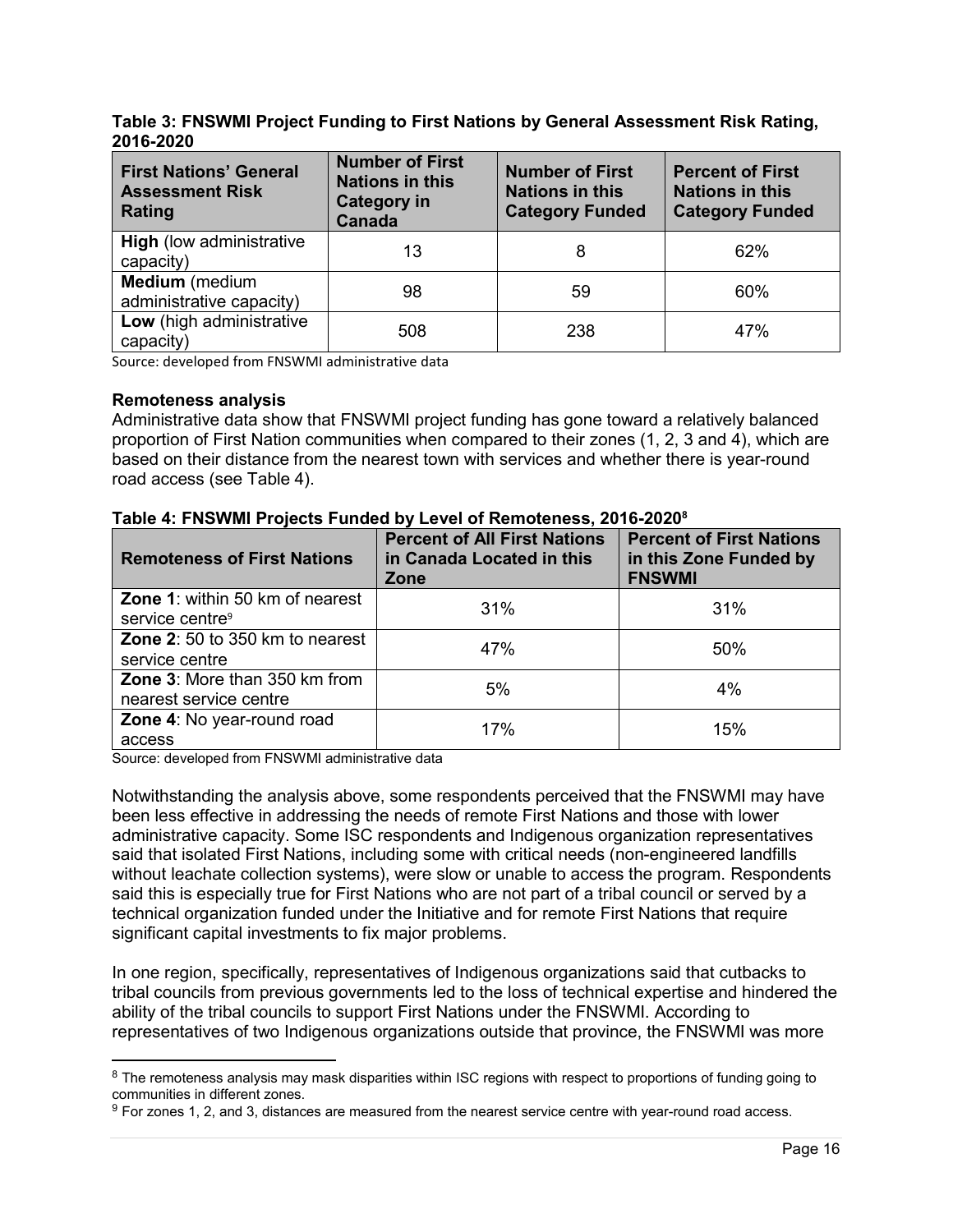**Table 3: FNSWMI Project Funding to First Nations by General Assessment Risk Rating, 2016-2020**

| First Nations' General Assessment Risk Rating | Number of First Nations in this Category in Canada | Number of First Nations in this Category Funded | Percent of First Nations in this Category Funded |
|---|---|---|---|
| **High** (low administrative capacity) | 13 | 8 | 62% |
| **Medium** (medium administrative capacity) | 98 | 59 | 60% |
| **Low** (high administrative capacity) | 508 | 238 | 47% |

Source: developed from FNSWMI administrative data

**Remoteness analysis**

Administrative data show that FNSWMI project funding has gone toward a relatively balanced proportion of First Nation communities when compared to their zones (1, 2, 3 and 4), which are based on their distance from the nearest town with services and whether there is year-round road access (see Table 4).

**Table 4: FNSWMI Projects Funded by Level of Remoteness, 2016-2020[8]**

| Remoteness of First Nations | Percent of All First Nations in Canada Located in this Zone | Percent of First Nations in this Zone Funded by FNSWMI |
|---|---|---|
| **Zone 1**: within 50 km of nearest service centre[9] | 31% | 31% |
| **Zone 2**: 50 to 350 km to nearest service centre | 47% | 50% |
| **Zone 3**: More than 350 km from nearest service centre | 5% | 4% |
| **Zone 4**: No year-round road access | 17% | 15% |

Source: developed from FNSWMI administrative data

Notwithstanding the analysis above, some respondents perceived that the FNSWMI may have been less effective in addressing the needs of remote First Nations and those with lower administrative capacity. Some ISC respondents and Indigenous organization representatives said that isolated First Nations, including some with critical needs (non-engineered landfills without leachate collection systems), were slow or unable to access the program. Respondents said this is especially true for First Nations who are not part of a tribal council or served by a technical organization funded under the Initiative and for remote First Nations that require significant capital investments to fix major problems.

In one region, specifically, representatives of Indigenous organizations said that cutbacks to tribal councils from previous governments led to the loss of technical expertise and hindered the ability of the tribal councils to support First Nations under the FNSWMI. According to representatives of two Indigenous organizations outside that province, the FNSWMI was more

[8] The remoteness analysis may mask disparities within ISC regions with respect to proportions of funding going to communities in different zones.

[9] For zones 1, 2, and 3, distances are measured from the nearest service centre with year-round road access.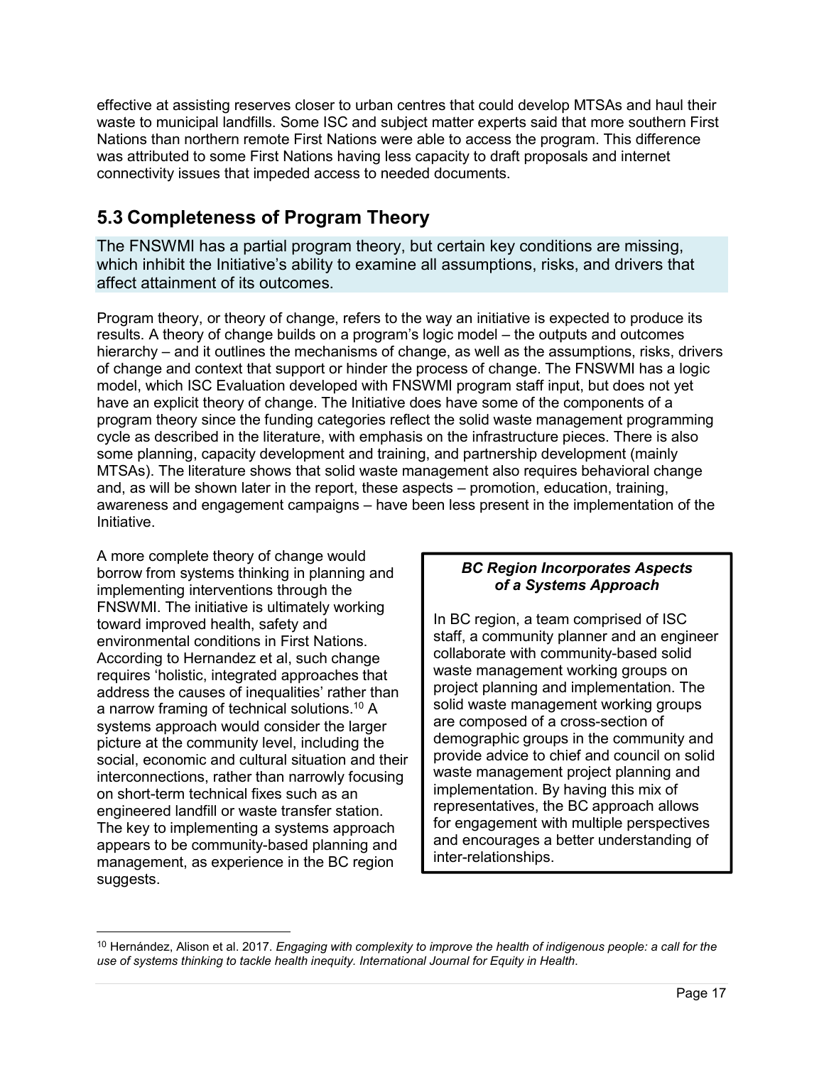effective at assisting reserves closer to urban centres that could develop MTSAs and haul their waste to municipal landfills. Some ISC and subject matter experts said that more southern First Nations than northern remote First Nations were able to access the program. This difference was attributed to some First Nations having less capacity to draft proposals and internet connectivity issues that impeded access to needed documents.

## 5.3 Completeness of Program Theory

The FNSWMI has a partial program theory, but certain key conditions are missing, which inhibit the Initiative's ability to examine all assumptions, risks, and drivers that affect attainment of its outcomes.

Program theory, or theory of change, refers to the way an initiative is expected to produce its results. A theory of change builds on a program's logic model – the outputs and outcomes hierarchy – and it outlines the mechanisms of change, as well as the assumptions, risks, drivers of change and context that support or hinder the process of change. The FNSWMI has a logic model, which ISC Evaluation developed with FNSWMI program staff input, but does not yet have an explicit theory of change. The Initiative does have some of the components of a program theory since the funding categories reflect the solid waste management programming cycle as described in the literature, with emphasis on the infrastructure pieces. There is also some planning, capacity development and training, and partnership development (mainly MTSAs). The literature shows that solid waste management also requires behavioral change and, as will be shown later in the report, these aspects – promotion, education, training, awareness and engagement campaigns – have been less present in the implementation of the Initiative.

A more complete theory of change would borrow from systems thinking in planning and implementing interventions through the FNSWMI. The initiative is ultimately working toward improved health, safety and environmental conditions in First Nations. According to Hernandez et al, such change requires 'holistic, integrated approaches that address the causes of inequalities' rather than a narrow framing of technical solutions.[10] A systems approach would consider the larger picture at the community level, including the social, economic and cultural situation and their interconnections, rather than narrowly focusing on short-term technical fixes such as an engineered landfill or waste transfer station. The key to implementing a systems approach appears to be community-based planning and management, as experience in the BC region suggests.

> ***BC Region Incorporates Aspects of a Systems Approach***
>
> In BC region, a team comprised of ISC staff, a community planner and an engineer collaborate with community-based solid waste management working groups on project planning and implementation. The solid waste management working groups are composed of a cross-section of demographic groups in the community and provide advice to chief and council on solid waste management project planning and implementation. By having this mix of representatives, the BC approach allows for engagement with multiple perspectives and encourages a better understanding of inter-relationships.

[10] Hernández, Alison et al. 2017. *Engaging with complexity to improve the health of indigenous people: a call for the use of systems thinking to tackle health inequity. International Journal for Equity in Health*.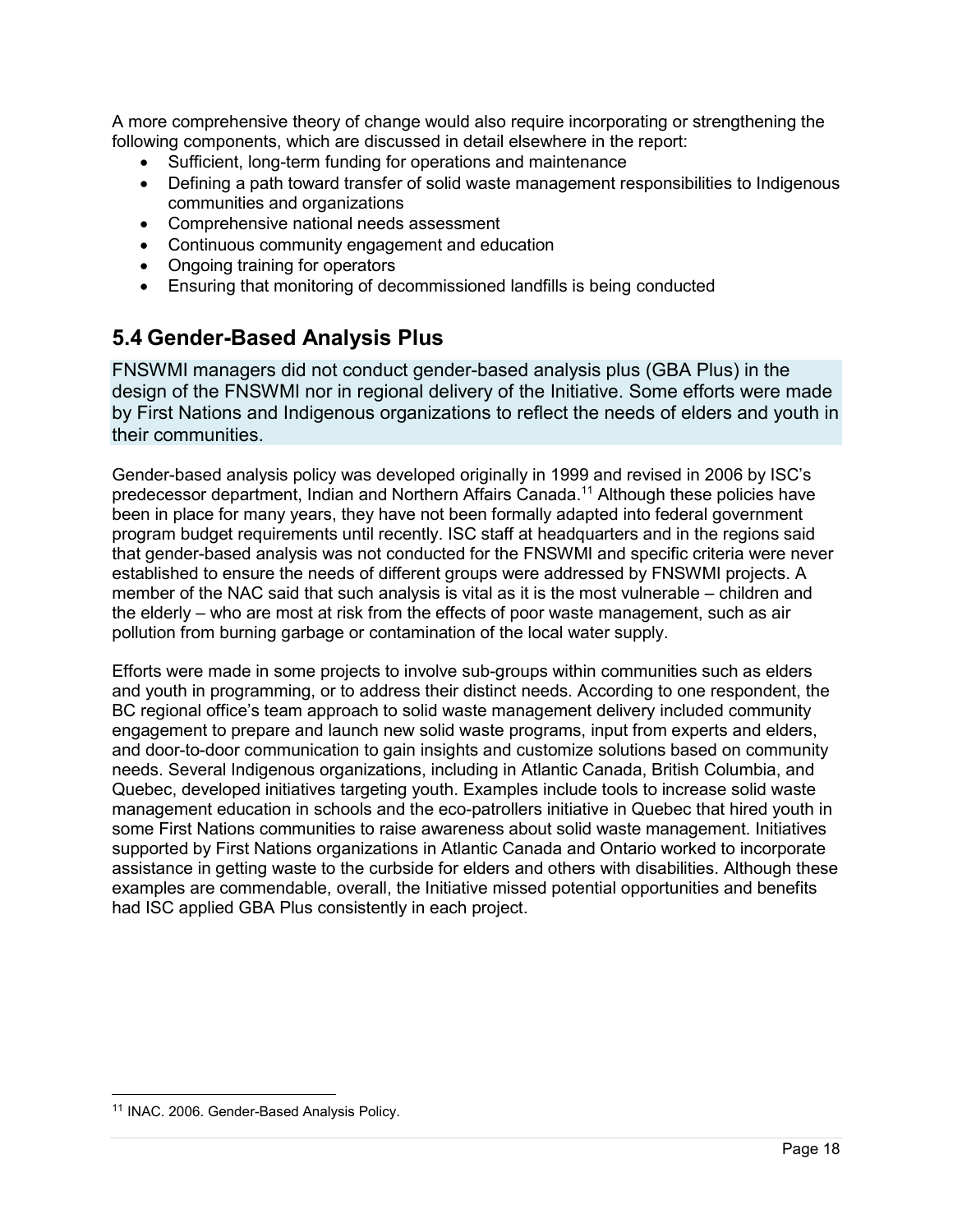A more comprehensive theory of change would also require incorporating or strengthening the following components, which are discussed in detail elsewhere in the report:

- Sufficient, long-term funding for operations and maintenance
- Defining a path toward transfer of solid waste management responsibilities to Indigenous communities and organizations
- Comprehensive national needs assessment
- Continuous community engagement and education
- Ongoing training for operators
- Ensuring that monitoring of decommissioned landfills is being conducted

## 5.4 Gender-Based Analysis Plus

FNSWMI managers did not conduct gender-based analysis plus (GBA Plus) in the design of the FNSWMI nor in regional delivery of the Initiative. Some efforts were made by First Nations and Indigenous organizations to reflect the needs of elders and youth in their communities.

Gender-based analysis policy was developed originally in 1999 and revised in 2006 by ISC's predecessor department, Indian and Northern Affairs Canada.[11] Although these policies have been in place for many years, they have not been formally adapted into federal government program budget requirements until recently. ISC staff at headquarters and in the regions said that gender-based analysis was not conducted for the FNSWMI and specific criteria were never established to ensure the needs of different groups were addressed by FNSWMI projects. A member of the NAC said that such analysis is vital as it is the most vulnerable – children and the elderly – who are most at risk from the effects of poor waste management, such as air pollution from burning garbage or contamination of the local water supply.

Efforts were made in some projects to involve sub-groups within communities such as elders and youth in programming, or to address their distinct needs. According to one respondent, the BC regional office's team approach to solid waste management delivery included community engagement to prepare and launch new solid waste programs, input from experts and elders, and door-to-door communication to gain insights and customize solutions based on community needs. Several Indigenous organizations, including in Atlantic Canada, British Columbia, and Quebec, developed initiatives targeting youth. Examples include tools to increase solid waste management education in schools and the eco-patrollers initiative in Quebec that hired youth in some First Nations communities to raise awareness about solid waste management. Initiatives supported by First Nations organizations in Atlantic Canada and Ontario worked to incorporate assistance in getting waste to the curbside for elders and others with disabilities. Although these examples are commendable, overall, the Initiative missed potential opportunities and benefits had ISC applied GBA Plus consistently in each project.

[11] INAC. 2006. Gender-Based Analysis Policy.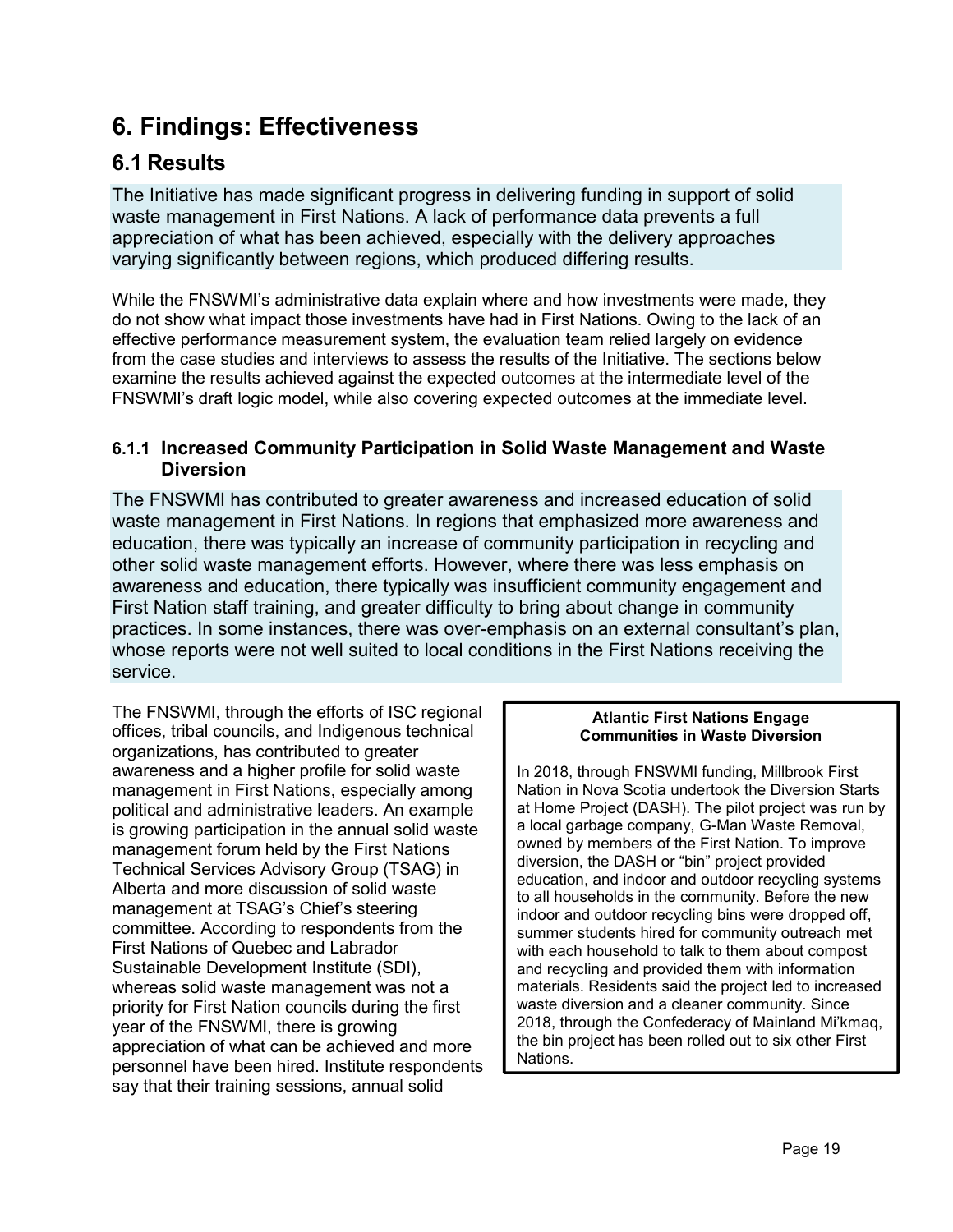# 6. Findings: Effectiveness

## 6.1 Results

The Initiative has made significant progress in delivering funding in support of solid waste management in First Nations. A lack of performance data prevents a full appreciation of what has been achieved, especially with the delivery approaches varying significantly between regions, which produced differing results.

While the FNSWMI's administrative data explain where and how investments were made, they do not show what impact those investments have had in First Nations. Owing to the lack of an effective performance measurement system, the evaluation team relied largely on evidence from the case studies and interviews to assess the results of the Initiative. The sections below examine the results achieved against the expected outcomes at the intermediate level of the FNSWMI's draft logic model, while also covering expected outcomes at the immediate level.

### 6.1.1 Increased Community Participation in Solid Waste Management and Waste Diversion

The FNSWMI has contributed to greater awareness and increased education of solid waste management in First Nations. In regions that emphasized more awareness and education, there was typically an increase of community participation in recycling and other solid waste management efforts. However, where there was less emphasis on awareness and education, there typically was insufficient community engagement and First Nation staff training, and greater difficulty to bring about change in community practices. In some instances, there was over-emphasis on an external consultant's plan, whose reports were not well suited to local conditions in the First Nations receiving the service.

The FNSWMI, through the efforts of ISC regional offices, tribal councils, and Indigenous technical organizations, has contributed to greater awareness and a higher profile for solid waste management in First Nations, especially among political and administrative leaders. An example is growing participation in the annual solid waste management forum held by the First Nations Technical Services Advisory Group (TSAG) in Alberta and more discussion of solid waste management at TSAG's Chief's steering committee. According to respondents from the First Nations of Quebec and Labrador Sustainable Development Institute (SDI), whereas solid waste management was not a priority for First Nation councils during the first year of the FNSWMI, there is growing appreciation of what can be achieved and more personnel have been hired. Institute respondents say that their training sessions, annual solid

**Atlantic First Nations Engage Communities in Waste Diversion**

In 2018, through FNSWMI funding, Millbrook First Nation in Nova Scotia undertook the Diversion Starts at Home Project (DASH). The pilot project was run by a local garbage company, G-Man Waste Removal, owned by members of the First Nation. To improve diversion, the DASH or "bin" project provided education, and indoor and outdoor recycling systems to all households in the community. Before the new indoor and outdoor recycling bins were dropped off, summer students hired for community outreach met with each household to talk to them about compost and recycling and provided them with information materials. Residents said the project led to increased waste diversion and a cleaner community. Since 2018, through the Confederacy of Mainland Mi'kmaq, the bin project has been rolled out to six other First Nations.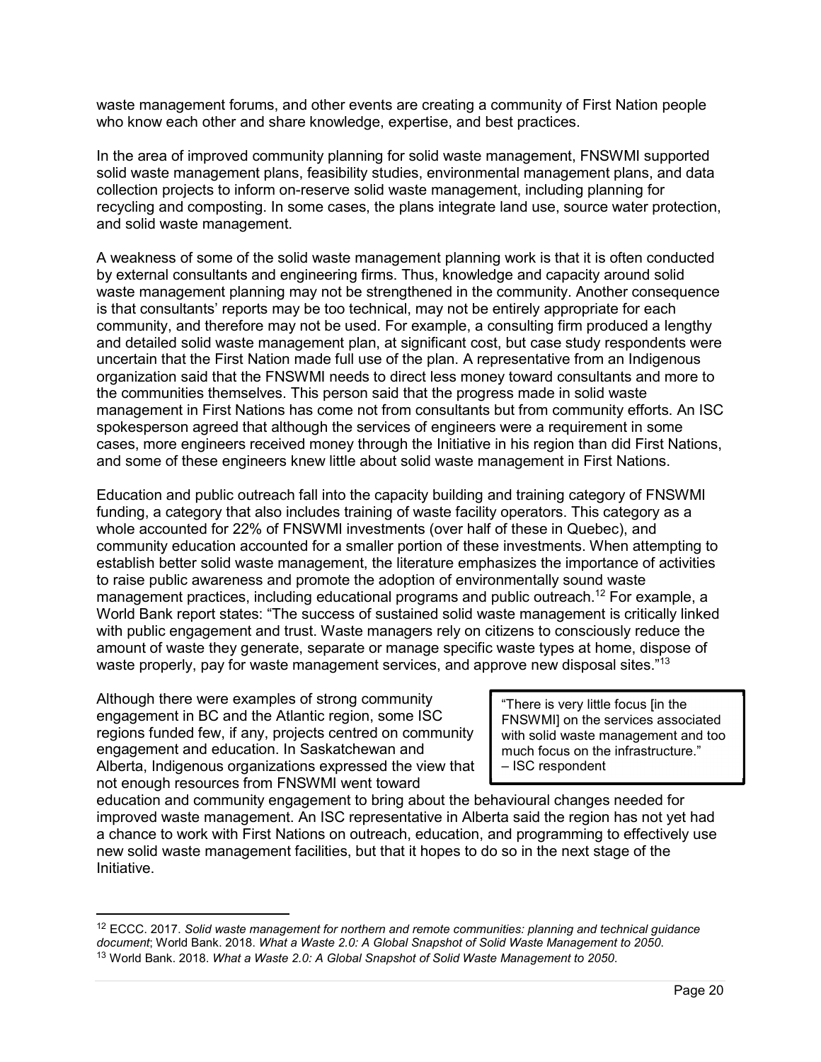waste management forums, and other events are creating a community of First Nation people who know each other and share knowledge, expertise, and best practices.

In the area of improved community planning for solid waste management, FNSWMI supported solid waste management plans, feasibility studies, environmental management plans, and data collection projects to inform on-reserve solid waste management, including planning for recycling and composting. In some cases, the plans integrate land use, source water protection, and solid waste management.

A weakness of some of the solid waste management planning work is that it is often conducted by external consultants and engineering firms. Thus, knowledge and capacity around solid waste management planning may not be strengthened in the community. Another consequence is that consultants' reports may be too technical, may not be entirely appropriate for each community, and therefore may not be used. For example, a consulting firm produced a lengthy and detailed solid waste management plan, at significant cost, but case study respondents were uncertain that the First Nation made full use of the plan. A representative from an Indigenous organization said that the FNSWMI needs to direct less money toward consultants and more to the communities themselves. This person said that the progress made in solid waste management in First Nations has come not from consultants but from community efforts. An ISC spokesperson agreed that although the services of engineers were a requirement in some cases, more engineers received money through the Initiative in his region than did First Nations, and some of these engineers knew little about solid waste management in First Nations.

Education and public outreach fall into the capacity building and training category of FNSWMI funding, a category that also includes training of waste facility operators. This category as a whole accounted for 22% of FNSWMI investments (over half of these in Quebec), and community education accounted for a smaller portion of these investments. When attempting to establish better solid waste management, the literature emphasizes the importance of activities to raise public awareness and promote the adoption of environmentally sound waste management practices, including educational programs and public outreach.[12] For example, a World Bank report states: "The success of sustained solid waste management is critically linked with public engagement and trust. Waste managers rely on citizens to consciously reduce the amount of waste they generate, separate or manage specific waste types at home, dispose of waste properly, pay for waste management services, and approve new disposal sites."[13]

> "There is very little focus [in the FNSWMI] on the services associated with solid waste management and too much focus on the infrastructure."
> – ISC respondent

Although there were examples of strong community engagement in BC and the Atlantic region, some ISC regions funded few, if any, projects centred on community engagement and education. In Saskatchewan and Alberta, Indigenous organizations expressed the view that not enough resources from FNSWMI went toward education and community engagement to bring about the behavioural changes needed for improved waste management. An ISC representative in Alberta said the region has not yet had a chance to work with First Nations on outreach, education, and programming to effectively use new solid waste management facilities, but that it hopes to do so in the next stage of the Initiative.

---

[12] ECCC. 2017. *Solid waste management for northern and remote communities: planning and technical guidance document*; World Bank. 2018. *What a Waste 2.0: A Global Snapshot of Solid Waste Management to 2050*.

[13] World Bank. 2018. *What a Waste 2.0: A Global Snapshot of Solid Waste Management to 2050*.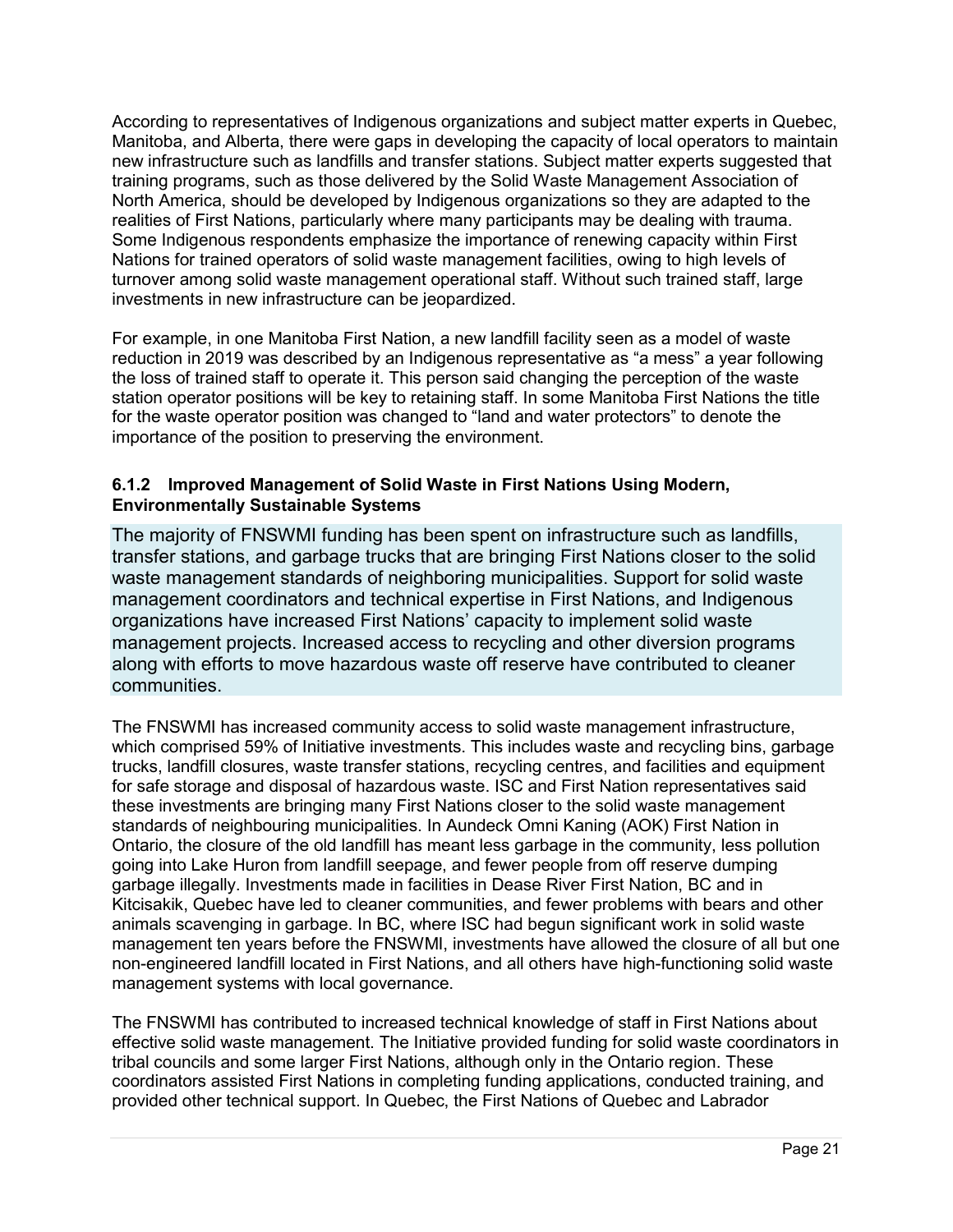According to representatives of Indigenous organizations and subject matter experts in Quebec, Manitoba, and Alberta, there were gaps in developing the capacity of local operators to maintain new infrastructure such as landfills and transfer stations. Subject matter experts suggested that training programs, such as those delivered by the Solid Waste Management Association of North America, should be developed by Indigenous organizations so they are adapted to the realities of First Nations, particularly where many participants may be dealing with trauma. Some Indigenous respondents emphasize the importance of renewing capacity within First Nations for trained operators of solid waste management facilities, owing to high levels of turnover among solid waste management operational staff. Without such trained staff, large investments in new infrastructure can be jeopardized.

For example, in one Manitoba First Nation, a new landfill facility seen as a model of waste reduction in 2019 was described by an Indigenous representative as "a mess" a year following the loss of trained staff to operate it. This person said changing the perception of the waste station operator positions will be key to retaining staff. In some Manitoba First Nations the title for the waste operator position was changed to "land and water protectors" to denote the importance of the position to preserving the environment.

#### 6.1.2 Improved Management of Solid Waste in First Nations Using Modern, Environmentally Sustainable Systems

The majority of FNSWMI funding has been spent on infrastructure such as landfills, transfer stations, and garbage trucks that are bringing First Nations closer to the solid waste management standards of neighboring municipalities. Support for solid waste management coordinators and technical expertise in First Nations, and Indigenous organizations have increased First Nations' capacity to implement solid waste management projects. Increased access to recycling and other diversion programs along with efforts to move hazardous waste off reserve have contributed to cleaner communities.

The FNSWMI has increased community access to solid waste management infrastructure, which comprised 59% of Initiative investments. This includes waste and recycling bins, garbage trucks, landfill closures, waste transfer stations, recycling centres, and facilities and equipment for safe storage and disposal of hazardous waste. ISC and First Nation representatives said these investments are bringing many First Nations closer to the solid waste management standards of neighbouring municipalities. In Aundeck Omni Kaning (AOK) First Nation in Ontario, the closure of the old landfill has meant less garbage in the community, less pollution going into Lake Huron from landfill seepage, and fewer people from off reserve dumping garbage illegally. Investments made in facilities in Dease River First Nation, BC and in Kitcisakik, Quebec have led to cleaner communities, and fewer problems with bears and other animals scavenging in garbage. In BC, where ISC had begun significant work in solid waste management ten years before the FNSWMI, investments have allowed the closure of all but one non-engineered landfill located in First Nations, and all others have high-functioning solid waste management systems with local governance.

The FNSWMI has contributed to increased technical knowledge of staff in First Nations about effective solid waste management. The Initiative provided funding for solid waste coordinators in tribal councils and some larger First Nations, although only in the Ontario region. These coordinators assisted First Nations in completing funding applications, conducted training, and provided other technical support. In Quebec, the First Nations of Quebec and Labrador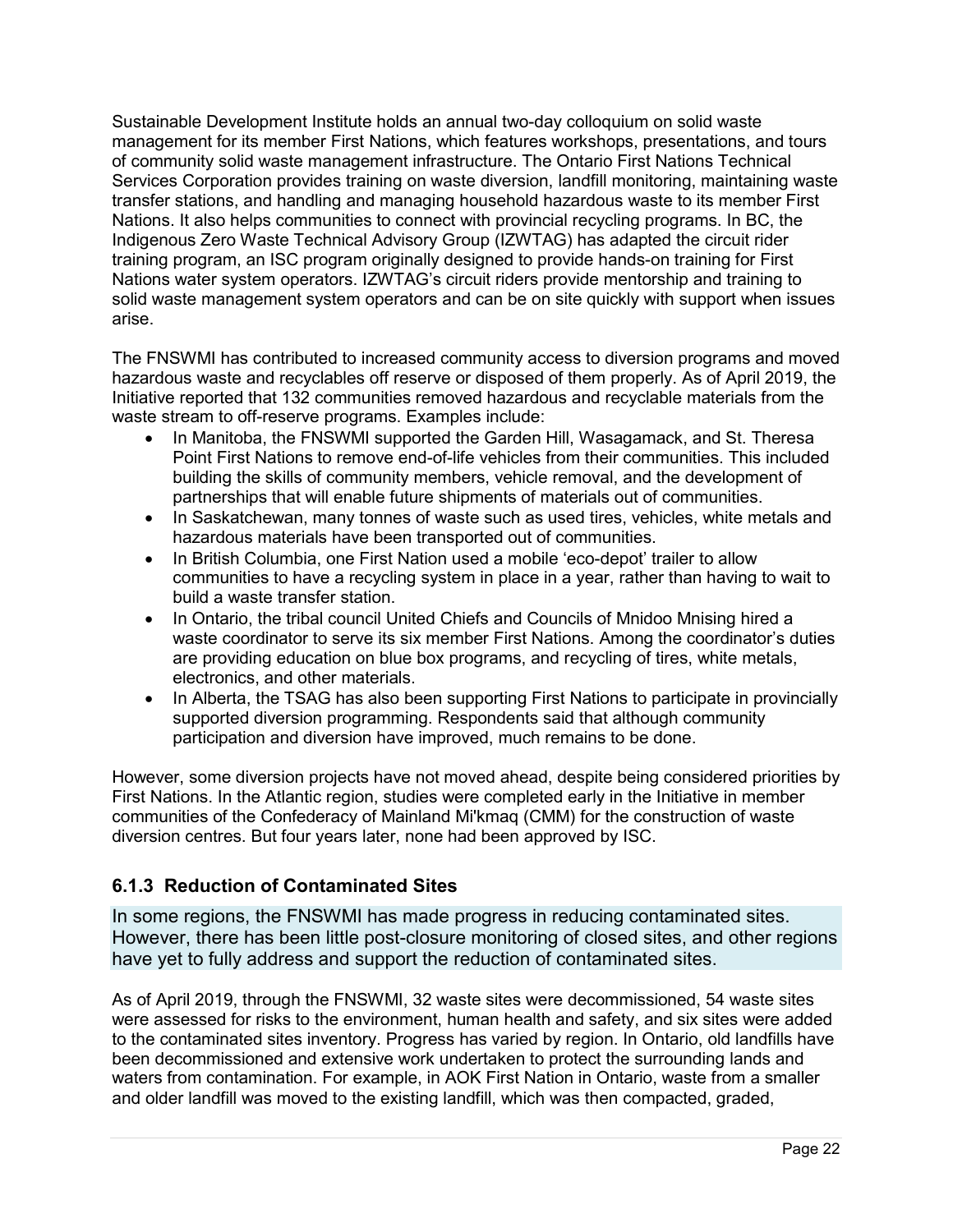Sustainable Development Institute holds an annual two-day colloquium on solid waste management for its member First Nations, which features workshops, presentations, and tours of community solid waste management infrastructure. The Ontario First Nations Technical Services Corporation provides training on waste diversion, landfill monitoring, maintaining waste transfer stations, and handling and managing household hazardous waste to its member First Nations. It also helps communities to connect with provincial recycling programs. In BC, the Indigenous Zero Waste Technical Advisory Group (IZWTAG) has adapted the circuit rider training program, an ISC program originally designed to provide hands-on training for First Nations water system operators. IZWTAG's circuit riders provide mentorship and training to solid waste management system operators and can be on site quickly with support when issues arise.

The FNSWMI has contributed to increased community access to diversion programs and moved hazardous waste and recyclables off reserve or disposed of them properly. As of April 2019, the Initiative reported that 132 communities removed hazardous and recyclable materials from the waste stream to off-reserve programs. Examples include:

- In Manitoba, the FNSWMI supported the Garden Hill, Wasagamack, and St. Theresa Point First Nations to remove end-of-life vehicles from their communities. This included building the skills of community members, vehicle removal, and the development of partnerships that will enable future shipments of materials out of communities.
- In Saskatchewan, many tonnes of waste such as used tires, vehicles, white metals and hazardous materials have been transported out of communities.
- In British Columbia, one First Nation used a mobile 'eco-depot' trailer to allow communities to have a recycling system in place in a year, rather than having to wait to build a waste transfer station.
- In Ontario, the tribal council United Chiefs and Councils of Mnidoo Mnising hired a waste coordinator to serve its six member First Nations. Among the coordinator's duties are providing education on blue box programs, and recycling of tires, white metals, electronics, and other materials.
- In Alberta, the TSAG has also been supporting First Nations to participate in provincially supported diversion programming. Respondents said that although community participation and diversion have improved, much remains to be done.

However, some diversion projects have not moved ahead, despite being considered priorities by First Nations. In the Atlantic region, studies were completed early in the Initiative in member communities of the Confederacy of Mainland Mi'kmaq (CMM) for the construction of waste diversion centres. But four years later, none had been approved by ISC.

### 6.1.3 Reduction of Contaminated Sites

In some regions, the FNSWMI has made progress in reducing contaminated sites. However, there has been little post-closure monitoring of closed sites, and other regions have yet to fully address and support the reduction of contaminated sites.

As of April 2019, through the FNSWMI, 32 waste sites were decommissioned, 54 waste sites were assessed for risks to the environment, human health and safety, and six sites were added to the contaminated sites inventory. Progress has varied by region. In Ontario, old landfills have been decommissioned and extensive work undertaken to protect the surrounding lands and waters from contamination. For example, in AOK First Nation in Ontario, waste from a smaller and older landfill was moved to the existing landfill, which was then compacted, graded,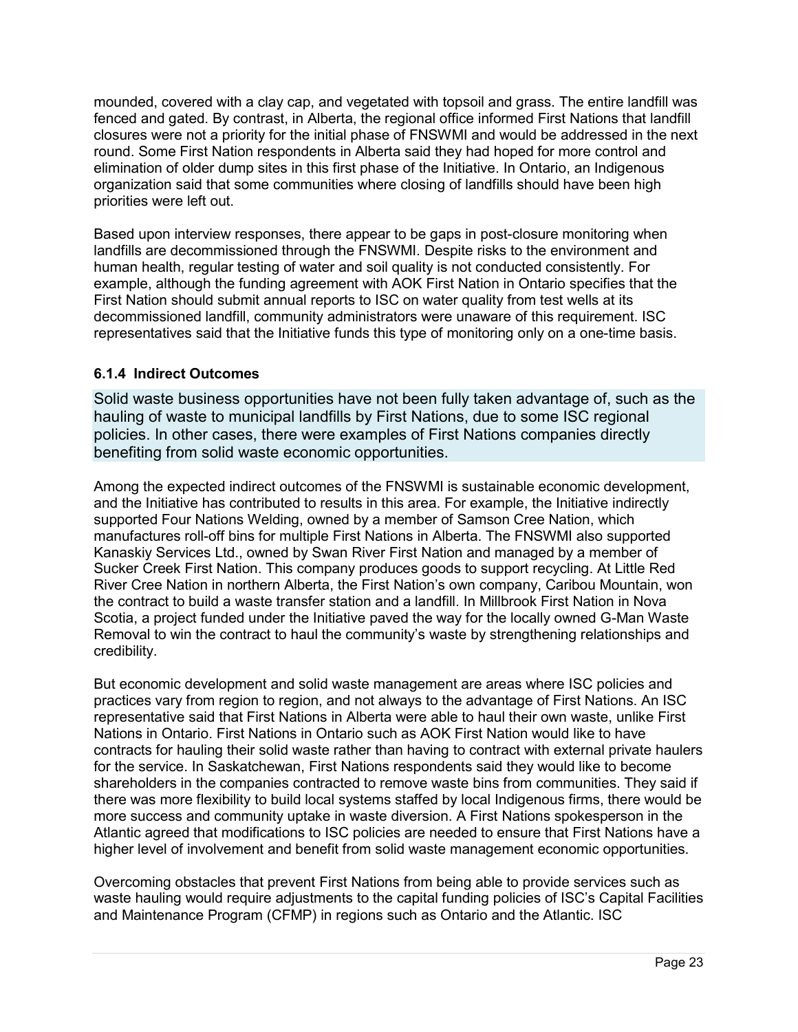mounded, covered with a clay cap, and vegetated with topsoil and grass. The entire landfill was fenced and gated. By contrast, in Alberta, the regional office informed First Nations that landfill closures were not a priority for the initial phase of FNSWMI and would be addressed in the next round. Some First Nation respondents in Alberta said they had hoped for more control and elimination of older dump sites in this first phase of the Initiative. In Ontario, an Indigenous organization said that some communities where closing of landfills should have been high priorities were left out.

Based upon interview responses, there appear to be gaps in post-closure monitoring when landfills are decommissioned through the FNSWMI. Despite risks to the environment and human health, regular testing of water and soil quality is not conducted consistently. For example, although the funding agreement with AOK First Nation in Ontario specifies that the First Nation should submit annual reports to ISC on water quality from test wells at its decommissioned landfill, community administrators were unaware of this requirement. ISC representatives said that the Initiative funds this type of monitoring only on a one-time basis.

### 6.1.4 Indirect Outcomes

Solid waste business opportunities have not been fully taken advantage of, such as the hauling of waste to municipal landfills by First Nations, due to some ISC regional policies. In other cases, there were examples of First Nations companies directly benefiting from solid waste economic opportunities.

Among the expected indirect outcomes of the FNSWMI is sustainable economic development, and the Initiative has contributed to results in this area. For example, the Initiative indirectly supported Four Nations Welding, owned by a member of Samson Cree Nation, which manufactures roll-off bins for multiple First Nations in Alberta. The FNSWMI also supported Kanaskiy Services Ltd., owned by Swan River First Nation and managed by a member of Sucker Creek First Nation. This company produces goods to support recycling. At Little Red River Cree Nation in northern Alberta, the First Nation's own company, Caribou Mountain, won the contract to build a waste transfer station and a landfill. In Millbrook First Nation in Nova Scotia, a project funded under the Initiative paved the way for the locally owned G-Man Waste Removal to win the contract to haul the community's waste by strengthening relationships and credibility.

But economic development and solid waste management are areas where ISC policies and practices vary from region to region, and not always to the advantage of First Nations. An ISC representative said that First Nations in Alberta were able to haul their own waste, unlike First Nations in Ontario. First Nations in Ontario such as AOK First Nation would like to have contracts for hauling their solid waste rather than having to contract with external private haulers for the service. In Saskatchewan, First Nations respondents said they would like to become shareholders in the companies contracted to remove waste bins from communities. They said if there was more flexibility to build local systems staffed by local Indigenous firms, there would be more success and community uptake in waste diversion. A First Nations spokesperson in the Atlantic agreed that modifications to ISC policies are needed to ensure that First Nations have a higher level of involvement and benefit from solid waste management economic opportunities.

Overcoming obstacles that prevent First Nations from being able to provide services such as waste hauling would require adjustments to the capital funding policies of ISC's Capital Facilities and Maintenance Program (CFMP) in regions such as Ontario and the Atlantic. ISC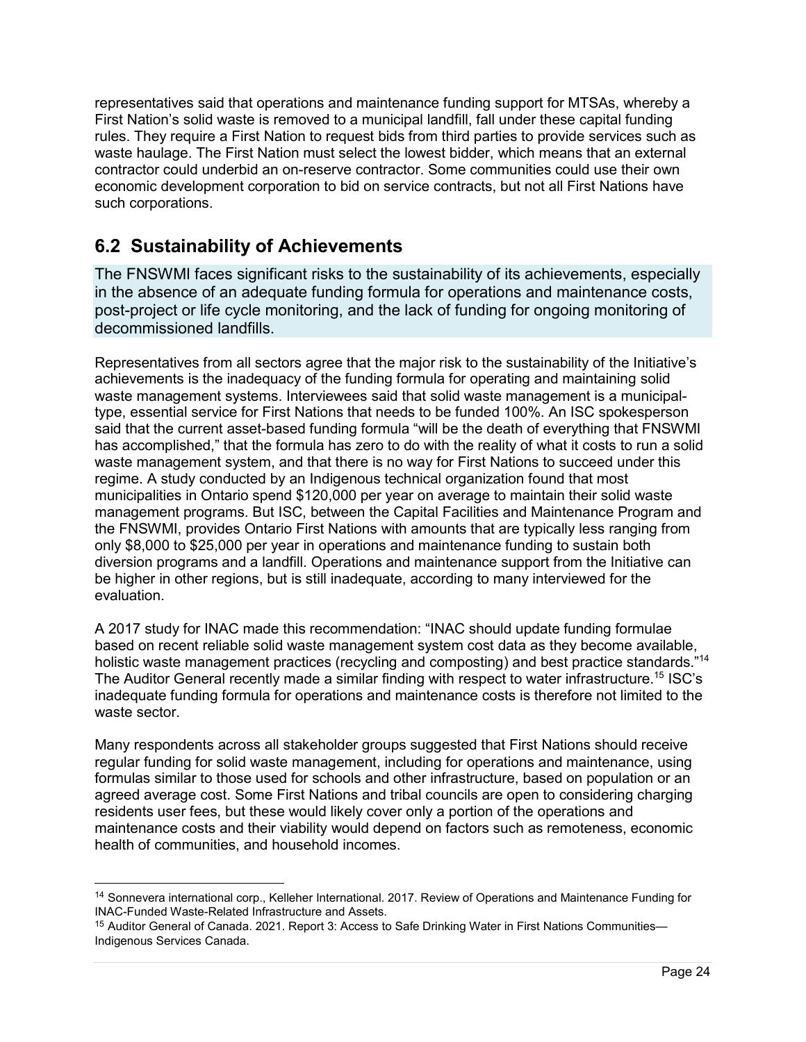representatives said that operations and maintenance funding support for MTSAs, whereby a First Nation's solid waste is removed to a municipal landfill, fall under these capital funding rules. They require a First Nation to request bids from third parties to provide services such as waste haulage. The First Nation must select the lowest bidder, which means that an external contractor could underbid an on-reserve contractor. Some communities could use their own economic development corporation to bid on service contracts, but not all First Nations have such corporations.

## 6.2 Sustainability of Achievements

The FNSWMI faces significant risks to the sustainability of its achievements, especially in the absence of an adequate funding formula for operations and maintenance costs, post-project or life cycle monitoring, and the lack of funding for ongoing monitoring of decommissioned landfills.

Representatives from all sectors agree that the major risk to the sustainability of the Initiative's achievements is the inadequacy of the funding formula for operating and maintaining solid waste management systems. Interviewees said that solid waste management is a municipal-type, essential service for First Nations that needs to be funded 100%. An ISC spokesperson said that the current asset-based funding formula "will be the death of everything that FNSWMI has accomplished," that the formula has zero to do with the reality of what it costs to run a solid waste management system, and that there is no way for First Nations to succeed under this regime. A study conducted by an Indigenous technical organization found that most municipalities in Ontario spend $120,000 per year on average to maintain their solid waste management programs. But ISC, between the Capital Facilities and Maintenance Program and the FNSWMI, provides Ontario First Nations with amounts that are typically less ranging from only $8,000 to $25,000 per year in operations and maintenance funding to sustain both diversion programs and a landfill. Operations and maintenance support from the Initiative can be higher in other regions, but is still inadequate, according to many interviewed for the evaluation.

A 2017 study for INAC made this recommendation: "INAC should update funding formulae based on recent reliable solid waste management system cost data as they become available, holistic waste management practices (recycling and composting) and best practice standards."[14] The Auditor General recently made a similar finding with respect to water infrastructure.[15] ISC's inadequate funding formula for operations and maintenance costs is therefore not limited to the waste sector.

Many respondents across all stakeholder groups suggested that First Nations should receive regular funding for solid waste management, including for operations and maintenance, using formulas similar to those used for schools and other infrastructure, based on population or an agreed average cost. Some First Nations and tribal councils are open to considering charging residents user fees, but these would likely cover only a portion of the operations and maintenance costs and their viability would depend on factors such as remoteness, economic health of communities, and household incomes.

---

[14] Sonnevera international corp., Kelleher International. 2017. Review of Operations and Maintenance Funding for INAC-Funded Waste-Related Infrastructure and Assets.

[15] Auditor General of Canada. 2021. Report 3: Access to Safe Drinking Water in First Nations Communities—Indigenous Services Canada.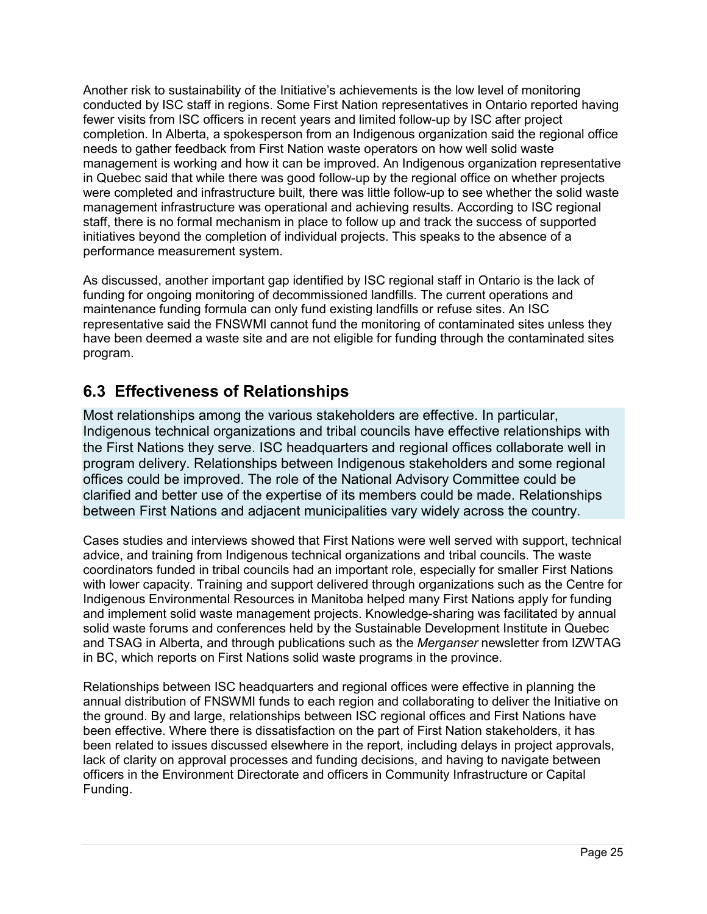Another risk to sustainability of the Initiative's achievements is the low level of monitoring conducted by ISC staff in regions. Some First Nation representatives in Ontario reported having fewer visits from ISC officers in recent years and limited follow-up by ISC after project completion. In Alberta, a spokesperson from an Indigenous organization said the regional office needs to gather feedback from First Nation waste operators on how well solid waste management is working and how it can be improved. An Indigenous organization representative in Quebec said that while there was good follow-up by the regional office on whether projects were completed and infrastructure built, there was little follow-up to see whether the solid waste management infrastructure was operational and achieving results. According to ISC regional staff, there is no formal mechanism in place to follow up and track the success of supported initiatives beyond the completion of individual projects. This speaks to the absence of a performance measurement system.

As discussed, another important gap identified by ISC regional staff in Ontario is the lack of funding for ongoing monitoring of decommissioned landfills. The current operations and maintenance funding formula can only fund existing landfills or refuse sites. An ISC representative said the FNSWMI cannot fund the monitoring of contaminated sites unless they have been deemed a waste site and are not eligible for funding through the contaminated sites program.

## 6.3 Effectiveness of Relationships

Most relationships among the various stakeholders are effective. In particular, Indigenous technical organizations and tribal councils have effective relationships with the First Nations they serve. ISC headquarters and regional offices collaborate well in program delivery. Relationships between Indigenous stakeholders and some regional offices could be improved. The role of the National Advisory Committee could be clarified and better use of the expertise of its members could be made. Relationships between First Nations and adjacent municipalities vary widely across the country.

Cases studies and interviews showed that First Nations were well served with support, technical advice, and training from Indigenous technical organizations and tribal councils. The waste coordinators funded in tribal councils had an important role, especially for smaller First Nations with lower capacity. Training and support delivered through organizations such as the Centre for Indigenous Environmental Resources in Manitoba helped many First Nations apply for funding and implement solid waste management projects. Knowledge-sharing was facilitated by annual solid waste forums and conferences held by the Sustainable Development Institute in Quebec and TSAG in Alberta, and through publications such as the *Merganser* newsletter from IZWTAG in BC, which reports on First Nations solid waste programs in the province.

Relationships between ISC headquarters and regional offices were effective in planning the annual distribution of FNSWMI funds to each region and collaborating to deliver the Initiative on the ground. By and large, relationships between ISC regional offices and First Nations have been effective. Where there is dissatisfaction on the part of First Nation stakeholders, it has been related to issues discussed elsewhere in the report, including delays in project approvals, lack of clarity on approval processes and funding decisions, and having to navigate between officers in the Environment Directorate and officers in Community Infrastructure or Capital Funding.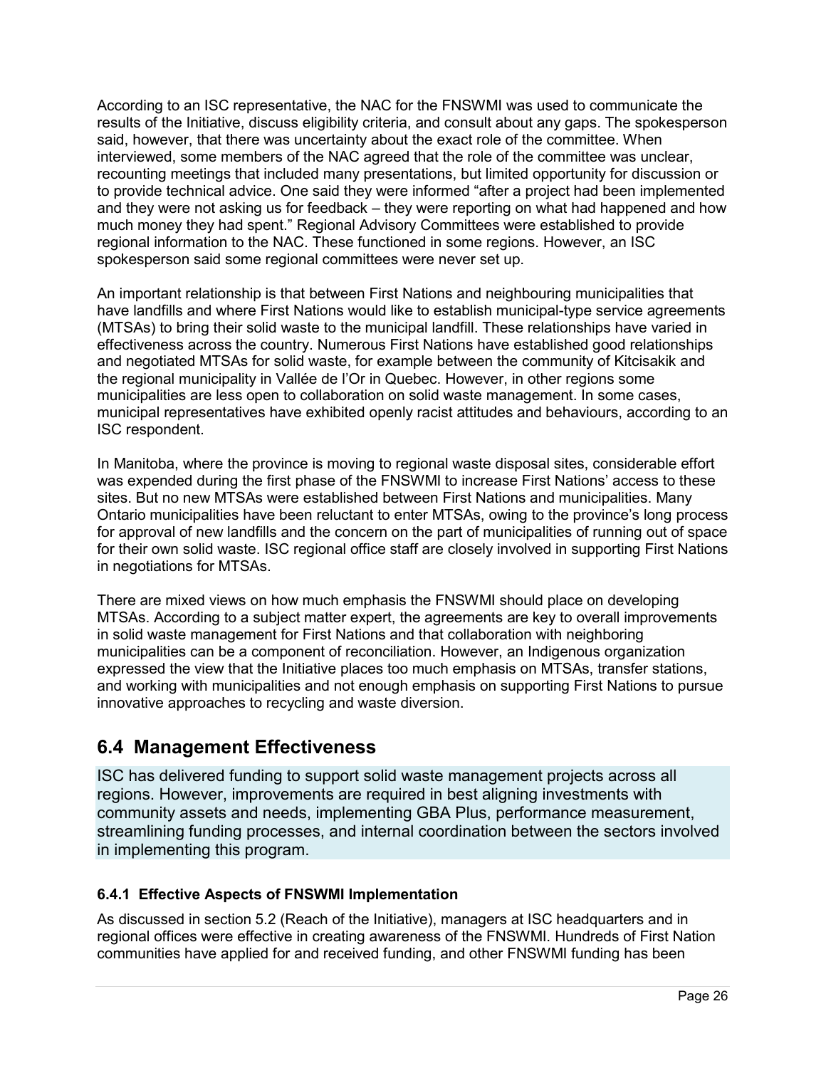According to an ISC representative, the NAC for the FNSWMI was used to communicate the results of the Initiative, discuss eligibility criteria, and consult about any gaps. The spokesperson said, however, that there was uncertainty about the exact role of the committee. When interviewed, some members of the NAC agreed that the role of the committee was unclear, recounting meetings that included many presentations, but limited opportunity for discussion or to provide technical advice. One said they were informed "after a project had been implemented and they were not asking us for feedback – they were reporting on what had happened and how much money they had spent." Regional Advisory Committees were established to provide regional information to the NAC. These functioned in some regions. However, an ISC spokesperson said some regional committees were never set up.

An important relationship is that between First Nations and neighbouring municipalities that have landfills and where First Nations would like to establish municipal-type service agreements (MTSAs) to bring their solid waste to the municipal landfill. These relationships have varied in effectiveness across the country. Numerous First Nations have established good relationships and negotiated MTSAs for solid waste, for example between the community of Kitcisakik and the regional municipality in Vallée de l'Or in Quebec. However, in other regions some municipalities are less open to collaboration on solid waste management. In some cases, municipal representatives have exhibited openly racist attitudes and behaviours, according to an ISC respondent.

In Manitoba, where the province is moving to regional waste disposal sites, considerable effort was expended during the first phase of the FNSWMI to increase First Nations' access to these sites. But no new MTSAs were established between First Nations and municipalities. Many Ontario municipalities have been reluctant to enter MTSAs, owing to the province's long process for approval of new landfills and the concern on the part of municipalities of running out of space for their own solid waste. ISC regional office staff are closely involved in supporting First Nations in negotiations for MTSAs.

There are mixed views on how much emphasis the FNSWMI should place on developing MTSAs. According to a subject matter expert, the agreements are key to overall improvements in solid waste management for First Nations and that collaboration with neighboring municipalities can be a component of reconciliation. However, an Indigenous organization expressed the view that the Initiative places too much emphasis on MTSAs, transfer stations, and working with municipalities and not enough emphasis on supporting First Nations to pursue innovative approaches to recycling and waste diversion.

## 6.4 Management Effectiveness

ISC has delivered funding to support solid waste management projects across all regions. However, improvements are required in best aligning investments with community assets and needs, implementing GBA Plus, performance measurement, streamlining funding processes, and internal coordination between the sectors involved in implementing this program.

### 6.4.1 Effective Aspects of FNSWMI Implementation

As discussed in section 5.2 (Reach of the Initiative), managers at ISC headquarters and in regional offices were effective in creating awareness of the FNSWMI. Hundreds of First Nation communities have applied for and received funding, and other FNSWMI funding has been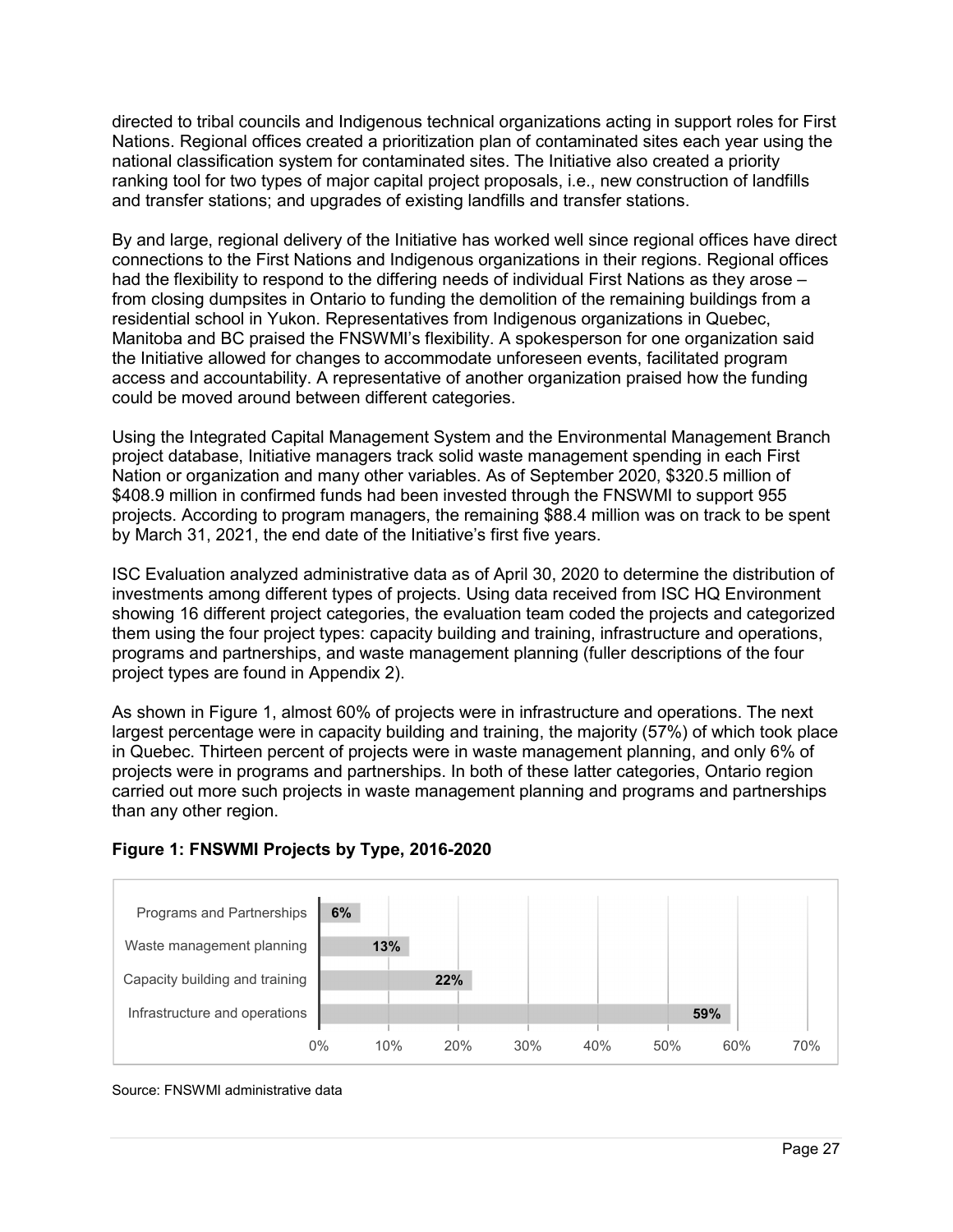directed to tribal councils and Indigenous technical organizations acting in support roles for First Nations. Regional offices created a prioritization plan of contaminated sites each year using the national classification system for contaminated sites. The Initiative also created a priority ranking tool for two types of major capital project proposals, i.e., new construction of landfills and transfer stations; and upgrades of existing landfills and transfer stations.

By and large, regional delivery of the Initiative has worked well since regional offices have direct connections to the First Nations and Indigenous organizations in their regions. Regional offices had the flexibility to respond to the differing needs of individual First Nations as they arose – from closing dumpsites in Ontario to funding the demolition of the remaining buildings from a residential school in Yukon. Representatives from Indigenous organizations in Quebec, Manitoba and BC praised the FNSWMI's flexibility. A spokesperson for one organization said the Initiative allowed for changes to accommodate unforeseen events, facilitated program access and accountability. A representative of another organization praised how the funding could be moved around between different categories.

Using the Integrated Capital Management System and the Environmental Management Branch project database, Initiative managers track solid waste management spending in each First Nation or organization and many other variables. As of September 2020, $320.5 million of $408.9 million in confirmed funds had been invested through the FNSWMI to support 955 projects. According to program managers, the remaining $88.4 million was on track to be spent by March 31, 2021, the end date of the Initiative's first five years.

ISC Evaluation analyzed administrative data as of April 30, 2020 to determine the distribution of investments among different types of projects. Using data received from ISC HQ Environment showing 16 different project categories, the evaluation team coded the projects and categorized them using the four project types: capacity building and training, infrastructure and operations, programs and partnerships, and waste management planning (fuller descriptions of the four project types are found in Appendix 2).

As shown in Figure 1, almost 60% of projects were in infrastructure and operations. The next largest percentage were in capacity building and training, the majority (57%) of which took place in Quebec. Thirteen percent of projects were in waste management planning, and only 6% of projects were in programs and partnerships. In both of these latter categories, Ontario region carried out more such projects in waste management planning and programs and partnerships than any other region.

**Figure 1: FNSWMI Projects by Type, 2016-2020**

Programs and Partnerships 6%
Waste management planning 13%
Capacity building and training 22%
Infrastructure and operations 59%

0% 10% 20% 30% 40% 50% 60% 70%

Source: FNSWMI administrative data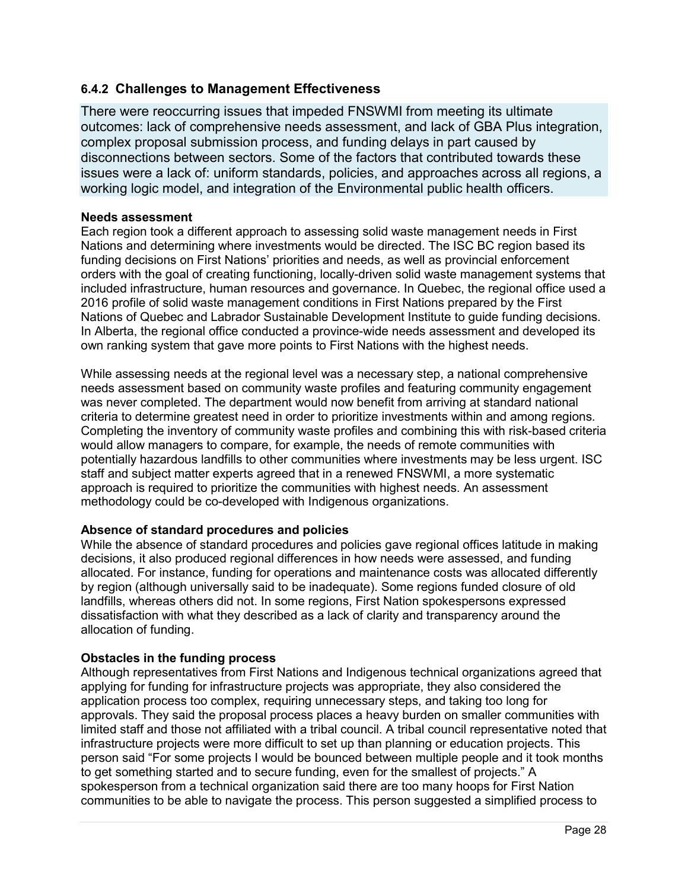### 6.4.2 Challenges to Management Effectiveness

There were reoccurring issues that impeded FNSWMI from meeting its ultimate outcomes: lack of comprehensive needs assessment, and lack of GBA Plus integration, complex proposal submission process, and funding delays in part caused by disconnections between sectors. Some of the factors that contributed towards these issues were a lack of: uniform standards, policies, and approaches across all regions, a working logic model, and integration of the Environmental public health officers.

**Needs assessment**

Each region took a different approach to assessing solid waste management needs in First Nations and determining where investments would be directed. The ISC BC region based its funding decisions on First Nations' priorities and needs, as well as provincial enforcement orders with the goal of creating functioning, locally-driven solid waste management systems that included infrastructure, human resources and governance. In Quebec, the regional office used a 2016 profile of solid waste management conditions in First Nations prepared by the First Nations of Quebec and Labrador Sustainable Development Institute to guide funding decisions. In Alberta, the regional office conducted a province-wide needs assessment and developed its own ranking system that gave more points to First Nations with the highest needs.

While assessing needs at the regional level was a necessary step, a national comprehensive needs assessment based on community waste profiles and featuring community engagement was never completed. The department would now benefit from arriving at standard national criteria to determine greatest need in order to prioritize investments within and among regions. Completing the inventory of community waste profiles and combining this with risk-based criteria would allow managers to compare, for example, the needs of remote communities with potentially hazardous landfills to other communities where investments may be less urgent. ISC staff and subject matter experts agreed that in a renewed FNSWMI, a more systematic approach is required to prioritize the communities with highest needs. An assessment methodology could be co-developed with Indigenous organizations.

**Absence of standard procedures and policies**

While the absence of standard procedures and policies gave regional offices latitude in making decisions, it also produced regional differences in how needs were assessed, and funding allocated. For instance, funding for operations and maintenance costs was allocated differently by region (although universally said to be inadequate). Some regions funded closure of old landfills, whereas others did not. In some regions, First Nation spokespersons expressed dissatisfaction with what they described as a lack of clarity and transparency around the allocation of funding.

**Obstacles in the funding process**

Although representatives from First Nations and Indigenous technical organizations agreed that applying for funding for infrastructure projects was appropriate, they also considered the application process too complex, requiring unnecessary steps, and taking too long for approvals. They said the proposal process places a heavy burden on smaller communities with limited staff and those not affiliated with a tribal council. A tribal council representative noted that infrastructure projects were more difficult to set up than planning or education projects. This person said "For some projects I would be bounced between multiple people and it took months to get something started and to secure funding, even for the smallest of projects." A spokesperson from a technical organization said there are too many hoops for First Nation communities to be able to navigate the process. This person suggested a simplified process to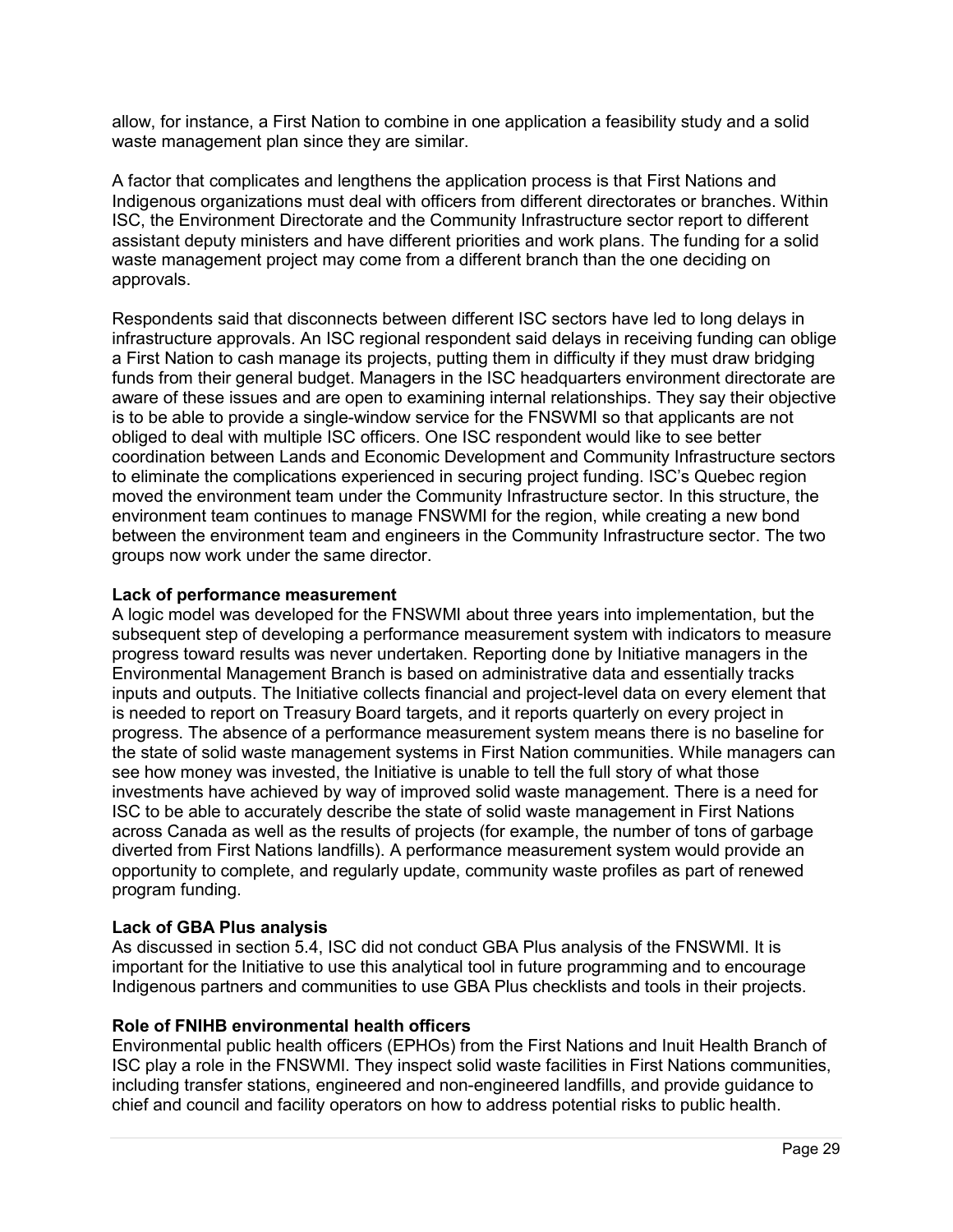allow, for instance, a First Nation to combine in one application a feasibility study and a solid waste management plan since they are similar.

A factor that complicates and lengthens the application process is that First Nations and Indigenous organizations must deal with officers from different directorates or branches. Within ISC, the Environment Directorate and the Community Infrastructure sector report to different assistant deputy ministers and have different priorities and work plans. The funding for a solid waste management project may come from a different branch than the one deciding on approvals.

Respondents said that disconnects between different ISC sectors have led to long delays in infrastructure approvals. An ISC regional respondent said delays in receiving funding can oblige a First Nation to cash manage its projects, putting them in difficulty if they must draw bridging funds from their general budget. Managers in the ISC headquarters environment directorate are aware of these issues and are open to examining internal relationships. They say their objective is to be able to provide a single-window service for the FNSWMI so that applicants are not obliged to deal with multiple ISC officers. One ISC respondent would like to see better coordination between Lands and Economic Development and Community Infrastructure sectors to eliminate the complications experienced in securing project funding. ISC's Quebec region moved the environment team under the Community Infrastructure sector. In this structure, the environment team continues to manage FNSWMI for the region, while creating a new bond between the environment team and engineers in the Community Infrastructure sector. The two groups now work under the same director.

**Lack of performance measurement**

A logic model was developed for the FNSWMI about three years into implementation, but the subsequent step of developing a performance measurement system with indicators to measure progress toward results was never undertaken. Reporting done by Initiative managers in the Environmental Management Branch is based on administrative data and essentially tracks inputs and outputs. The Initiative collects financial and project-level data on every element that is needed to report on Treasury Board targets, and it reports quarterly on every project in progress. The absence of a performance measurement system means there is no baseline for the state of solid waste management systems in First Nation communities. While managers can see how money was invested, the Initiative is unable to tell the full story of what those investments have achieved by way of improved solid waste management. There is a need for ISC to be able to accurately describe the state of solid waste management in First Nations across Canada as well as the results of projects (for example, the number of tons of garbage diverted from First Nations landfills). A performance measurement system would provide an opportunity to complete, and regularly update, community waste profiles as part of renewed program funding.

**Lack of GBA Plus analysis**

As discussed in section 5.4, ISC did not conduct GBA Plus analysis of the FNSWMI. It is important for the Initiative to use this analytical tool in future programming and to encourage Indigenous partners and communities to use GBA Plus checklists and tools in their projects.

**Role of FNIHB environmental health officers**

Environmental public health officers (EPHOs) from the First Nations and Inuit Health Branch of ISC play a role in the FNSWMI. They inspect solid waste facilities in First Nations communities, including transfer stations, engineered and non-engineered landfills, and provide guidance to chief and council and facility operators on how to address potential risks to public health.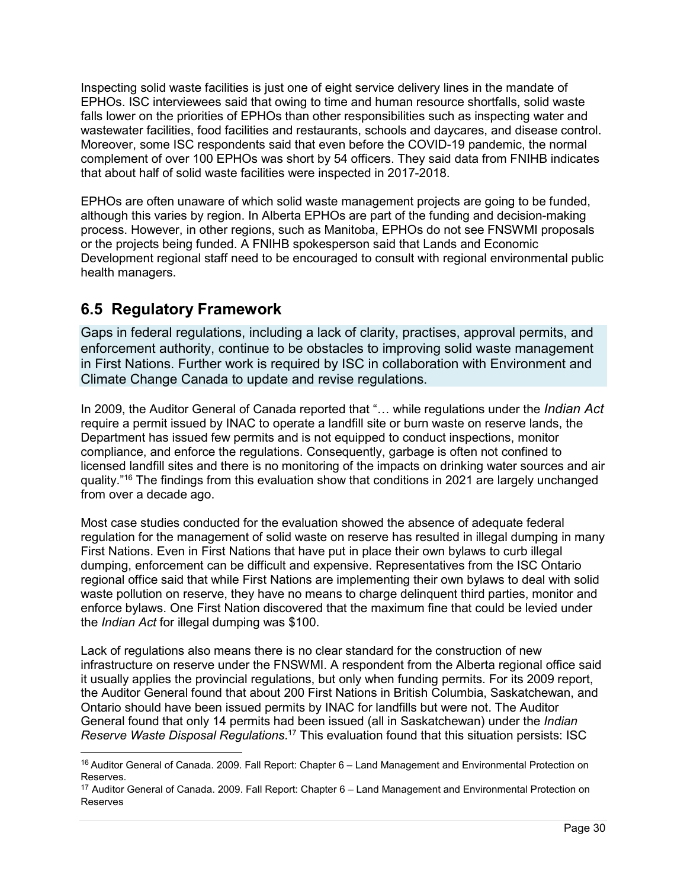Inspecting solid waste facilities is just one of eight service delivery lines in the mandate of EPHOs. ISC interviewees said that owing to time and human resource shortfalls, solid waste falls lower on the priorities of EPHOs than other responsibilities such as inspecting water and wastewater facilities, food facilities and restaurants, schools and daycares, and disease control. Moreover, some ISC respondents said that even before the COVID-19 pandemic, the normal complement of over 100 EPHOs was short by 54 officers. They said data from FNIHB indicates that about half of solid waste facilities were inspected in 2017-2018.

EPHOs are often unaware of which solid waste management projects are going to be funded, although this varies by region. In Alberta EPHOs are part of the funding and decision-making process. However, in other regions, such as Manitoba, EPHOs do not see FNSWMI proposals or the projects being funded. A FNIHB spokesperson said that Lands and Economic Development regional staff need to be encouraged to consult with regional environmental public health managers.

## 6.5 Regulatory Framework

Gaps in federal regulations, including a lack of clarity, practises, approval permits, and enforcement authority, continue to be obstacles to improving solid waste management in First Nations. Further work is required by ISC in collaboration with Environment and Climate Change Canada to update and revise regulations.

In 2009, the Auditor General of Canada reported that "… while regulations under the *Indian Act* require a permit issued by INAC to operate a landfill site or burn waste on reserve lands, the Department has issued few permits and is not equipped to conduct inspections, monitor compliance, and enforce the regulations. Consequently, garbage is often not confined to licensed landfill sites and there is no monitoring of the impacts on drinking water sources and air quality."[16] The findings from this evaluation show that conditions in 2021 are largely unchanged from over a decade ago.

Most case studies conducted for the evaluation showed the absence of adequate federal regulation for the management of solid waste on reserve has resulted in illegal dumping in many First Nations. Even in First Nations that have put in place their own bylaws to curb illegal dumping, enforcement can be difficult and expensive. Representatives from the ISC Ontario regional office said that while First Nations are implementing their own bylaws to deal with solid waste pollution on reserve, they have no means to charge delinquent third parties, monitor and enforce bylaws. One First Nation discovered that the maximum fine that could be levied under the *Indian Act* for illegal dumping was $100.

Lack of regulations also means there is no clear standard for the construction of new infrastructure on reserve under the FNSWMI. A respondent from the Alberta regional office said it usually applies the provincial regulations, but only when funding permits. For its 2009 report, the Auditor General found that about 200 First Nations in British Columbia, Saskatchewan, and Ontario should have been issued permits by INAC for landfills but were not. The Auditor General found that only 14 permits had been issued (all in Saskatchewan) under the *Indian Reserve Waste Disposal Regulations*.[17] This evaluation found that this situation persists: ISC

[16] Auditor General of Canada. 2009. Fall Report: Chapter 6 – Land Management and Environmental Protection on Reserves.

[17] Auditor General of Canada. 2009. Fall Report: Chapter 6 – Land Management and Environmental Protection on Reserves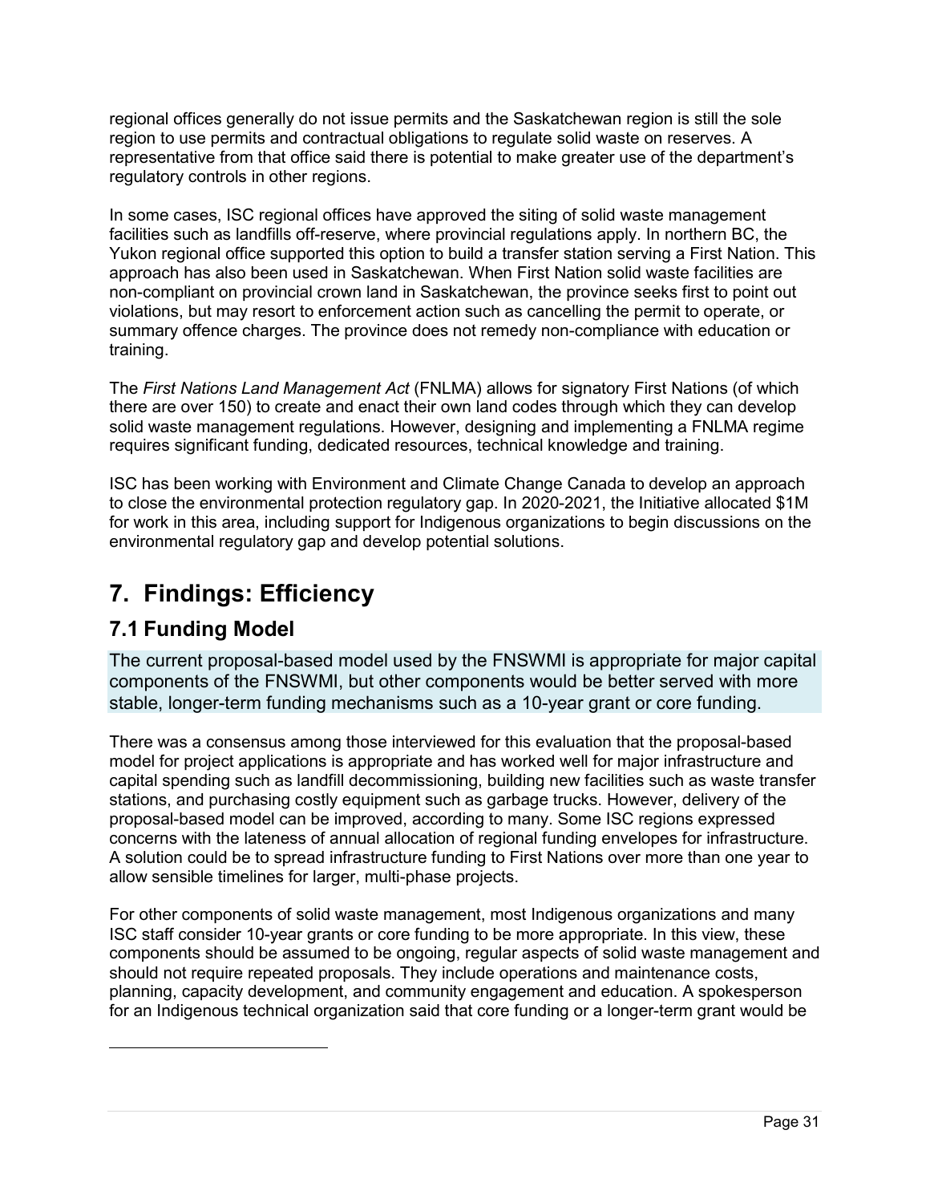regional offices generally do not issue permits and the Saskatchewan region is still the sole region to use permits and contractual obligations to regulate solid waste on reserves. A representative from that office said there is potential to make greater use of the department's regulatory controls in other regions.

In some cases, ISC regional offices have approved the siting of solid waste management facilities such as landfills off-reserve, where provincial regulations apply. In northern BC, the Yukon regional office supported this option to build a transfer station serving a First Nation. This approach has also been used in Saskatchewan. When First Nation solid waste facilities are non-compliant on provincial crown land in Saskatchewan, the province seeks first to point out violations, but may resort to enforcement action such as cancelling the permit to operate, or summary offence charges. The province does not remedy non-compliance with education or training.

The *First Nations Land Management Act* (FNLMA) allows for signatory First Nations (of which there are over 150) to create and enact their own land codes through which they can develop solid waste management regulations. However, designing and implementing a FNLMA regime requires significant funding, dedicated resources, technical knowledge and training.

ISC has been working with Environment and Climate Change Canada to develop an approach to close the environmental protection regulatory gap. In 2020-2021, the Initiative allocated $1M for work in this area, including support for Indigenous organizations to begin discussions on the environmental regulatory gap and develop potential solutions.

# 7. Findings: Efficiency

## 7.1 Funding Model

The current proposal-based model used by the FNSWMI is appropriate for major capital components of the FNSWMI, but other components would be better served with more stable, longer-term funding mechanisms such as a 10-year grant or core funding.

There was a consensus among those interviewed for this evaluation that the proposal-based model for project applications is appropriate and has worked well for major infrastructure and capital spending such as landfill decommissioning, building new facilities such as waste transfer stations, and purchasing costly equipment such as garbage trucks. However, delivery of the proposal-based model can be improved, according to many. Some ISC regions expressed concerns with the lateness of annual allocation of regional funding envelopes for infrastructure. A solution could be to spread infrastructure funding to First Nations over more than one year to allow sensible timelines for larger, multi-phase projects.

For other components of solid waste management, most Indigenous organizations and many ISC staff consider 10-year grants or core funding to be more appropriate. In this view, these components should be assumed to be ongoing, regular aspects of solid waste management and should not require repeated proposals. They include operations and maintenance costs, planning, capacity development, and community engagement and education. A spokesperson for an Indigenous technical organization said that core funding or a longer-term grant would be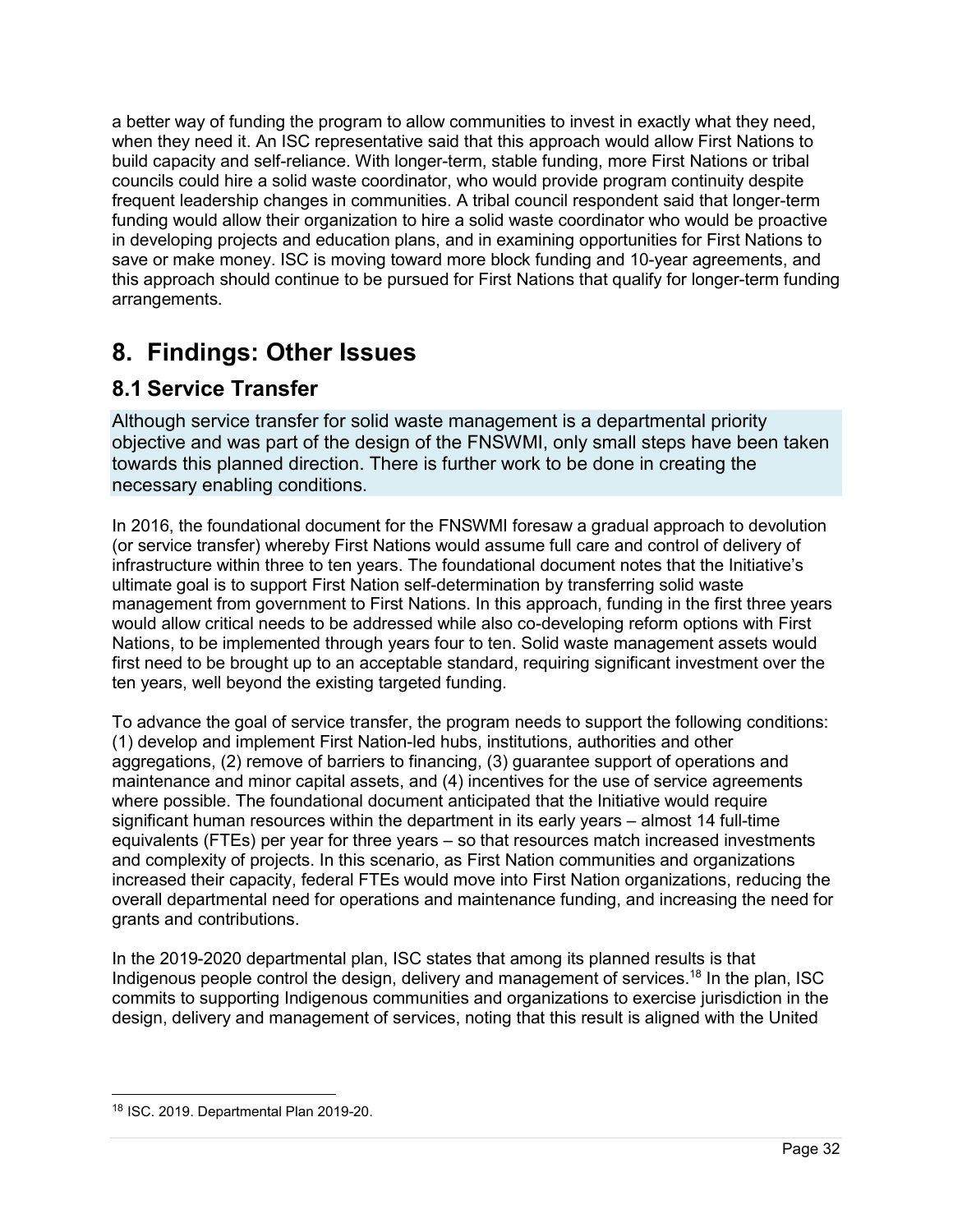a better way of funding the program to allow communities to invest in exactly what they need, when they need it. An ISC representative said that this approach would allow First Nations to build capacity and self-reliance. With longer-term, stable funding, more First Nations or tribal councils could hire a solid waste coordinator, who would provide program continuity despite frequent leadership changes in communities. A tribal council respondent said that longer-term funding would allow their organization to hire a solid waste coordinator who would be proactive in developing projects and education plans, and in examining opportunities for First Nations to save or make money. ISC is moving toward more block funding and 10-year agreements, and this approach should continue to be pursued for First Nations that qualify for longer-term funding arrangements.

# 8. Findings: Other Issues

## 8.1 Service Transfer

Although service transfer for solid waste management is a departmental priority objective and was part of the design of the FNSWMI, only small steps have been taken towards this planned direction. There is further work to be done in creating the necessary enabling conditions.

In 2016, the foundational document for the FNSWMI foresaw a gradual approach to devolution (or service transfer) whereby First Nations would assume full care and control of delivery of infrastructure within three to ten years. The foundational document notes that the Initiative's ultimate goal is to support First Nation self-determination by transferring solid waste management from government to First Nations. In this approach, funding in the first three years would allow critical needs to be addressed while also co-developing reform options with First Nations, to be implemented through years four to ten. Solid waste management assets would first need to be brought up to an acceptable standard, requiring significant investment over the ten years, well beyond the existing targeted funding.

To advance the goal of service transfer, the program needs to support the following conditions: (1) develop and implement First Nation-led hubs, institutions, authorities and other aggregations, (2) remove of barriers to financing, (3) guarantee support of operations and maintenance and minor capital assets, and (4) incentives for the use of service agreements where possible. The foundational document anticipated that the Initiative would require significant human resources within the department in its early years – almost 14 full-time equivalents (FTEs) per year for three years – so that resources match increased investments and complexity of projects. In this scenario, as First Nation communities and organizations increased their capacity, federal FTEs would move into First Nation organizations, reducing the overall departmental need for operations and maintenance funding, and increasing the need for grants and contributions.

In the 2019-2020 departmental plan, ISC states that among its planned results is that Indigenous people control the design, delivery and management of services.[18] In the plan, ISC commits to supporting Indigenous communities and organizations to exercise jurisdiction in the design, delivery and management of services, noting that this result is aligned with the United

[18] ISC. 2019. Departmental Plan 2019-20.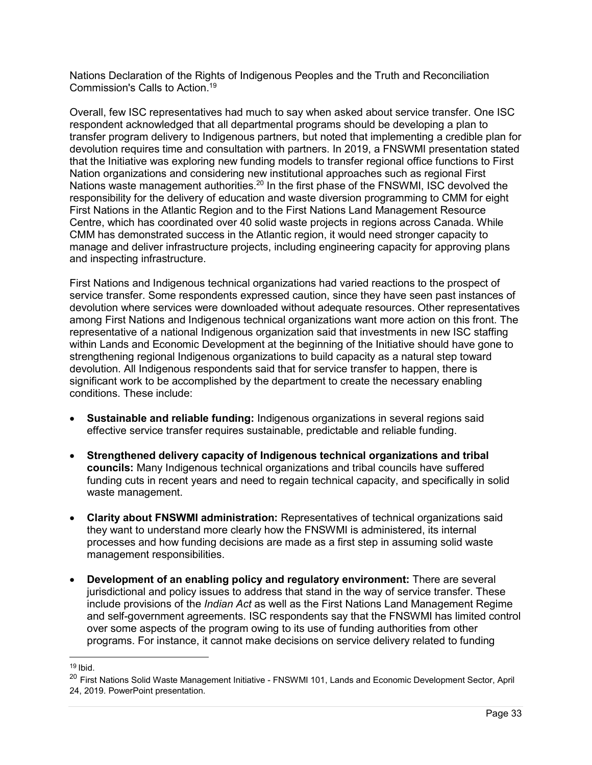Nations Declaration of the Rights of Indigenous Peoples and the Truth and Reconciliation Commission's Calls to Action.[19]

Overall, few ISC representatives had much to say when asked about service transfer. One ISC respondent acknowledged that all departmental programs should be developing a plan to transfer program delivery to Indigenous partners, but noted that implementing a credible plan for devolution requires time and consultation with partners. In 2019, a FNSWMI presentation stated that the Initiative was exploring new funding models to transfer regional office functions to First Nation organizations and considering new institutional approaches such as regional First Nations waste management authorities.[20] In the first phase of the FNSWMI, ISC devolved the responsibility for the delivery of education and waste diversion programming to CMM for eight First Nations in the Atlantic Region and to the First Nations Land Management Resource Centre, which has coordinated over 40 solid waste projects in regions across Canada. While CMM has demonstrated success in the Atlantic region, it would need stronger capacity to manage and deliver infrastructure projects, including engineering capacity for approving plans and inspecting infrastructure.

First Nations and Indigenous technical organizations had varied reactions to the prospect of service transfer. Some respondents expressed caution, since they have seen past instances of devolution where services were downloaded without adequate resources. Other representatives among First Nations and Indigenous technical organizations want more action on this front. The representative of a national Indigenous organization said that investments in new ISC staffing within Lands and Economic Development at the beginning of the Initiative should have gone to strengthening regional Indigenous organizations to build capacity as a natural step toward devolution. All Indigenous respondents said that for service transfer to happen, there is significant work to be accomplished by the department to create the necessary enabling conditions. These include:

- **Sustainable and reliable funding:** Indigenous organizations in several regions said effective service transfer requires sustainable, predictable and reliable funding.
- **Strengthened delivery capacity of Indigenous technical organizations and tribal councils:** Many Indigenous technical organizations and tribal councils have suffered funding cuts in recent years and need to regain technical capacity, and specifically in solid waste management.
- **Clarity about FNSWMI administration:** Representatives of technical organizations said they want to understand more clearly how the FNSWMI is administered, its internal processes and how funding decisions are made as a first step in assuming solid waste management responsibilities.
- **Development of an enabling policy and regulatory environment:** There are several jurisdictional and policy issues to address that stand in the way of service transfer. These include provisions of the *Indian Act* as well as the First Nations Land Management Regime and self-government agreements. ISC respondents say that the FNSWMI has limited control over some aspects of the program owing to its use of funding authorities from other programs. For instance, it cannot make decisions on service delivery related to funding

[19] Ibid.

[20] First Nations Solid Waste Management Initiative - FNSWMI 101, Lands and Economic Development Sector, April 24, 2019. PowerPoint presentation.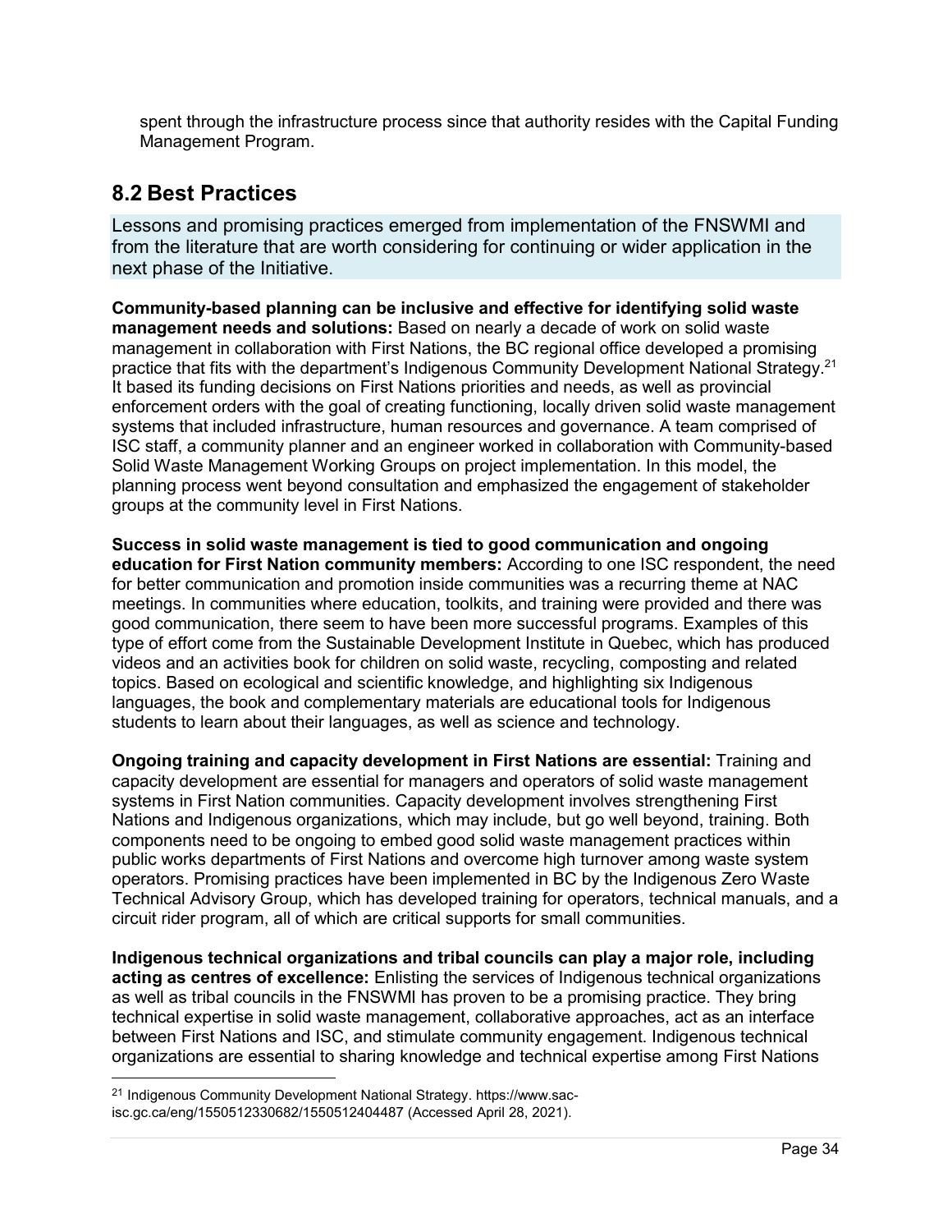spent through the infrastructure process since that authority resides with the Capital Funding Management Program.

## 8.2 Best Practices

Lessons and promising practices emerged from implementation of the FNSWMI and from the literature that are worth considering for continuing or wider application in the next phase of the Initiative.

**Community-based planning can be inclusive and effective for identifying solid waste management needs and solutions:** Based on nearly a decade of work on solid waste management in collaboration with First Nations, the BC regional office developed a promising practice that fits with the department's Indigenous Community Development National Strategy.[21] It based its funding decisions on First Nations priorities and needs, as well as provincial enforcement orders with the goal of creating functioning, locally driven solid waste management systems that included infrastructure, human resources and governance. A team comprised of ISC staff, a community planner and an engineer worked in collaboration with Community-based Solid Waste Management Working Groups on project implementation. In this model, the planning process went beyond consultation and emphasized the engagement of stakeholder groups at the community level in First Nations.

**Success in solid waste management is tied to good communication and ongoing education for First Nation community members:** According to one ISC respondent, the need for better communication and promotion inside communities was a recurring theme at NAC meetings. In communities where education, toolkits, and training were provided and there was good communication, there seem to have been more successful programs. Examples of this type of effort come from the Sustainable Development Institute in Quebec, which has produced videos and an activities book for children on solid waste, recycling, composting and related topics. Based on ecological and scientific knowledge, and highlighting six Indigenous languages, the book and complementary materials are educational tools for Indigenous students to learn about their languages, as well as science and technology.

**Ongoing training and capacity development in First Nations are essential:** Training and capacity development are essential for managers and operators of solid waste management systems in First Nation communities. Capacity development involves strengthening First Nations and Indigenous organizations, which may include, but go well beyond, training. Both components need to be ongoing to embed good solid waste management practices within public works departments of First Nations and overcome high turnover among waste system operators. Promising practices have been implemented in BC by the Indigenous Zero Waste Technical Advisory Group, which has developed training for operators, technical manuals, and a circuit rider program, all of which are critical supports for small communities.

**Indigenous technical organizations and tribal councils can play a major role, including acting as centres of excellence:** Enlisting the services of Indigenous technical organizations as well as tribal councils in the FNSWMI has proven to be a promising practice. They bring technical expertise in solid waste management, collaborative approaches, act as an interface between First Nations and ISC, and stimulate community engagement. Indigenous technical organizations are essential to sharing knowledge and technical expertise among First Nations

---

[21] Indigenous Community Development National Strategy. https://www.sac-isc.gc.ca/eng/1550512330682/1550512404487 (Accessed April 28, 2021).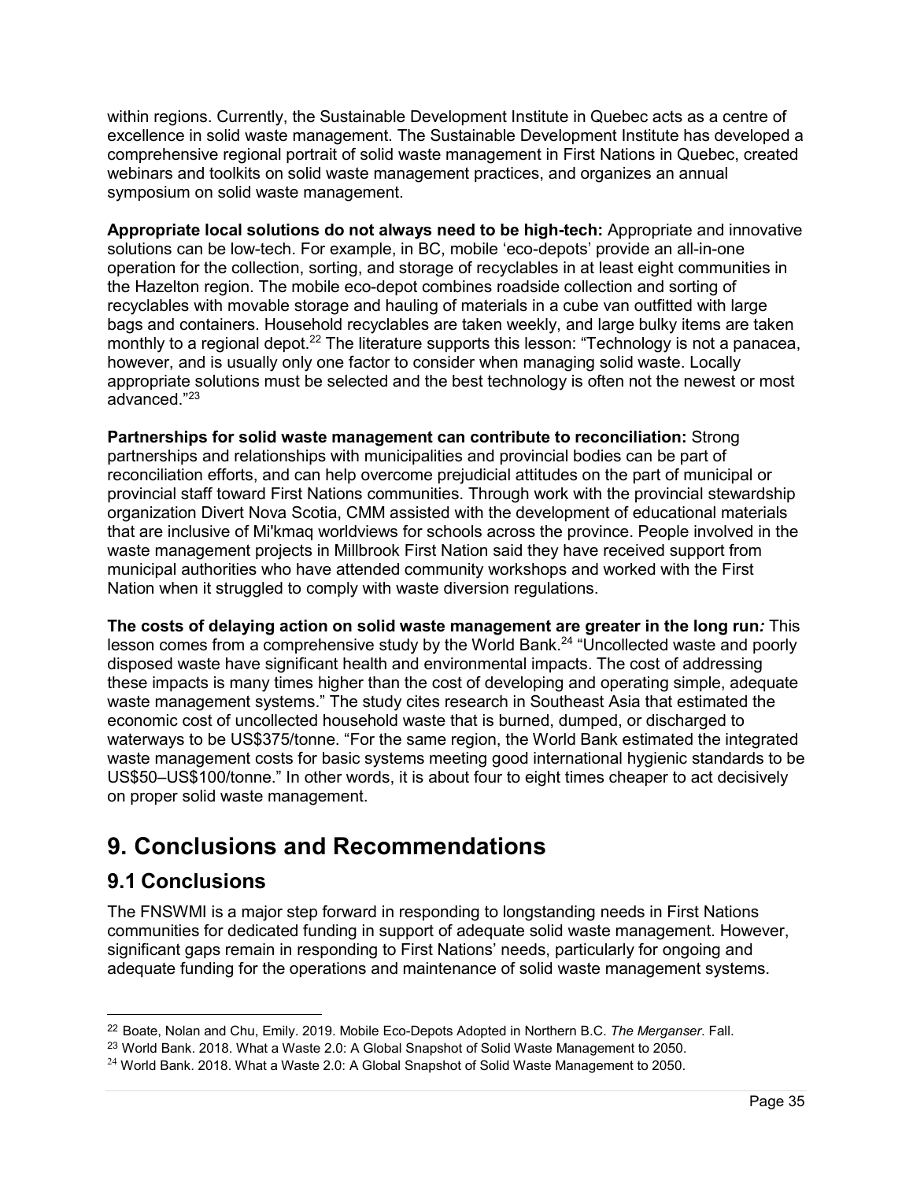within regions. Currently, the Sustainable Development Institute in Quebec acts as a centre of excellence in solid waste management. The Sustainable Development Institute has developed a comprehensive regional portrait of solid waste management in First Nations in Quebec, created webinars and toolkits on solid waste management practices, and organizes an annual symposium on solid waste management.

**Appropriate local solutions do not always need to be high-tech:** Appropriate and innovative solutions can be low-tech. For example, in BC, mobile 'eco-depots' provide an all-in-one operation for the collection, sorting, and storage of recyclables in at least eight communities in the Hazelton region. The mobile eco-depot combines roadside collection and sorting of recyclables with movable storage and hauling of materials in a cube van outfitted with large bags and containers. Household recyclables are taken weekly, and large bulky items are taken monthly to a regional depot.[22] The literature supports this lesson: "Technology is not a panacea, however, and is usually only one factor to consider when managing solid waste. Locally appropriate solutions must be selected and the best technology is often not the newest or most advanced."[23]

**Partnerships for solid waste management can contribute to reconciliation:** Strong partnerships and relationships with municipalities and provincial bodies can be part of reconciliation efforts, and can help overcome prejudicial attitudes on the part of municipal or provincial staff toward First Nations communities. Through work with the provincial stewardship organization Divert Nova Scotia, CMM assisted with the development of educational materials that are inclusive of Mi'kmaq worldviews for schools across the province. People involved in the waste management projects in Millbrook First Nation said they have received support from municipal authorities who have attended community workshops and worked with the First Nation when it struggled to comply with waste diversion regulations.

**The costs of delaying action on solid waste management are greater in the long run*:*** This lesson comes from a comprehensive study by the World Bank.[24] "Uncollected waste and poorly disposed waste have significant health and environmental impacts. The cost of addressing these impacts is many times higher than the cost of developing and operating simple, adequate waste management systems." The study cites research in Southeast Asia that estimated the economic cost of uncollected household waste that is burned, dumped, or discharged to waterways to be US$375/tonne. "For the same region, the World Bank estimated the integrated waste management costs for basic systems meeting good international hygienic standards to be US$50–US$100/tonne." In other words, it is about four to eight times cheaper to act decisively on proper solid waste management.

# 9. Conclusions and Recommendations

## 9.1 Conclusions

The FNSWMI is a major step forward in responding to longstanding needs in First Nations communities for dedicated funding in support of adequate solid waste management. However, significant gaps remain in responding to First Nations' needs, particularly for ongoing and adequate funding for the operations and maintenance of solid waste management systems.

---

[22] Boate, Nolan and Chu, Emily. 2019. Mobile Eco-Depots Adopted in Northern B.C. *The Merganser*. Fall.

[23] World Bank. 2018. What a Waste 2.0: A Global Snapshot of Solid Waste Management to 2050.

[24] World Bank. 2018. What a Waste 2.0: A Global Snapshot of Solid Waste Management to 2050.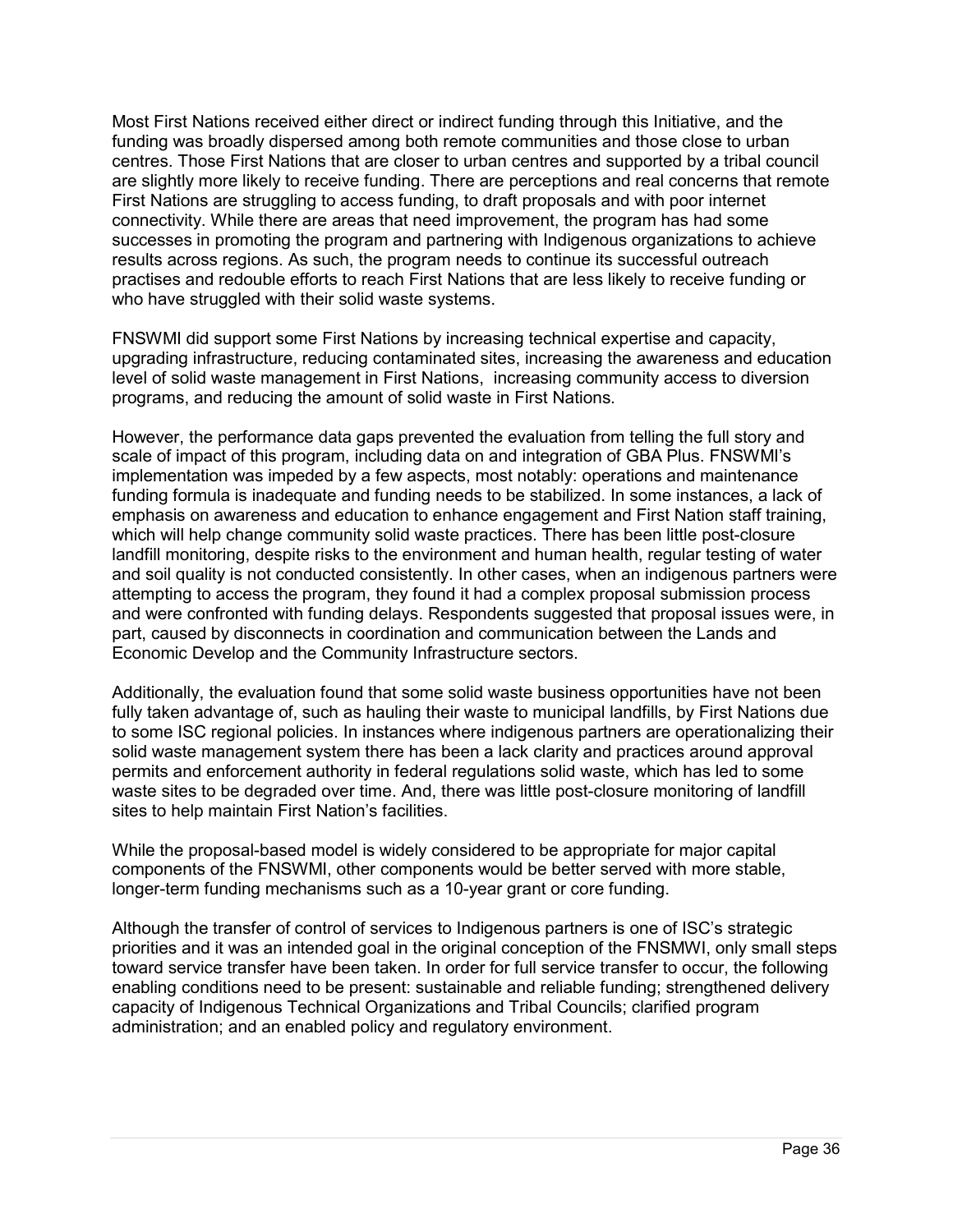Most First Nations received either direct or indirect funding through this Initiative, and the funding was broadly dispersed among both remote communities and those close to urban centres. Those First Nations that are closer to urban centres and supported by a tribal council are slightly more likely to receive funding. There are perceptions and real concerns that remote First Nations are struggling to access funding, to draft proposals and with poor internet connectivity. While there are areas that need improvement, the program has had some successes in promoting the program and partnering with Indigenous organizations to achieve results across regions. As such, the program needs to continue its successful outreach practises and redouble efforts to reach First Nations that are less likely to receive funding or who have struggled with their solid waste systems.

FNSWMI did support some First Nations by increasing technical expertise and capacity, upgrading infrastructure, reducing contaminated sites, increasing the awareness and education level of solid waste management in First Nations, increasing community access to diversion programs, and reducing the amount of solid waste in First Nations.

However, the performance data gaps prevented the evaluation from telling the full story and scale of impact of this program, including data on and integration of GBA Plus. FNSWMI's implementation was impeded by a few aspects, most notably: operations and maintenance funding formula is inadequate and funding needs to be stabilized. In some instances, a lack of emphasis on awareness and education to enhance engagement and First Nation staff training, which will help change community solid waste practices. There has been little post-closure landfill monitoring, despite risks to the environment and human health, regular testing of water and soil quality is not conducted consistently. In other cases, when an indigenous partners were attempting to access the program, they found it had a complex proposal submission process and were confronted with funding delays. Respondents suggested that proposal issues were, in part, caused by disconnects in coordination and communication between the Lands and Economic Develop and the Community Infrastructure sectors.

Additionally, the evaluation found that some solid waste business opportunities have not been fully taken advantage of, such as hauling their waste to municipal landfills, by First Nations due to some ISC regional policies. In instances where indigenous partners are operationalizing their solid waste management system there has been a lack clarity and practices around approval permits and enforcement authority in federal regulations solid waste, which has led to some waste sites to be degraded over time. And, there was little post-closure monitoring of landfill sites to help maintain First Nation's facilities.

While the proposal-based model is widely considered to be appropriate for major capital components of the FNSWMI, other components would be better served with more stable, longer-term funding mechanisms such as a 10-year grant or core funding.

Although the transfer of control of services to Indigenous partners is one of ISC's strategic priorities and it was an intended goal in the original conception of the FNSMWI, only small steps toward service transfer have been taken. In order for full service transfer to occur, the following enabling conditions need to be present: sustainable and reliable funding; strengthened delivery capacity of Indigenous Technical Organizations and Tribal Councils; clarified program administration; and an enabled policy and regulatory environment.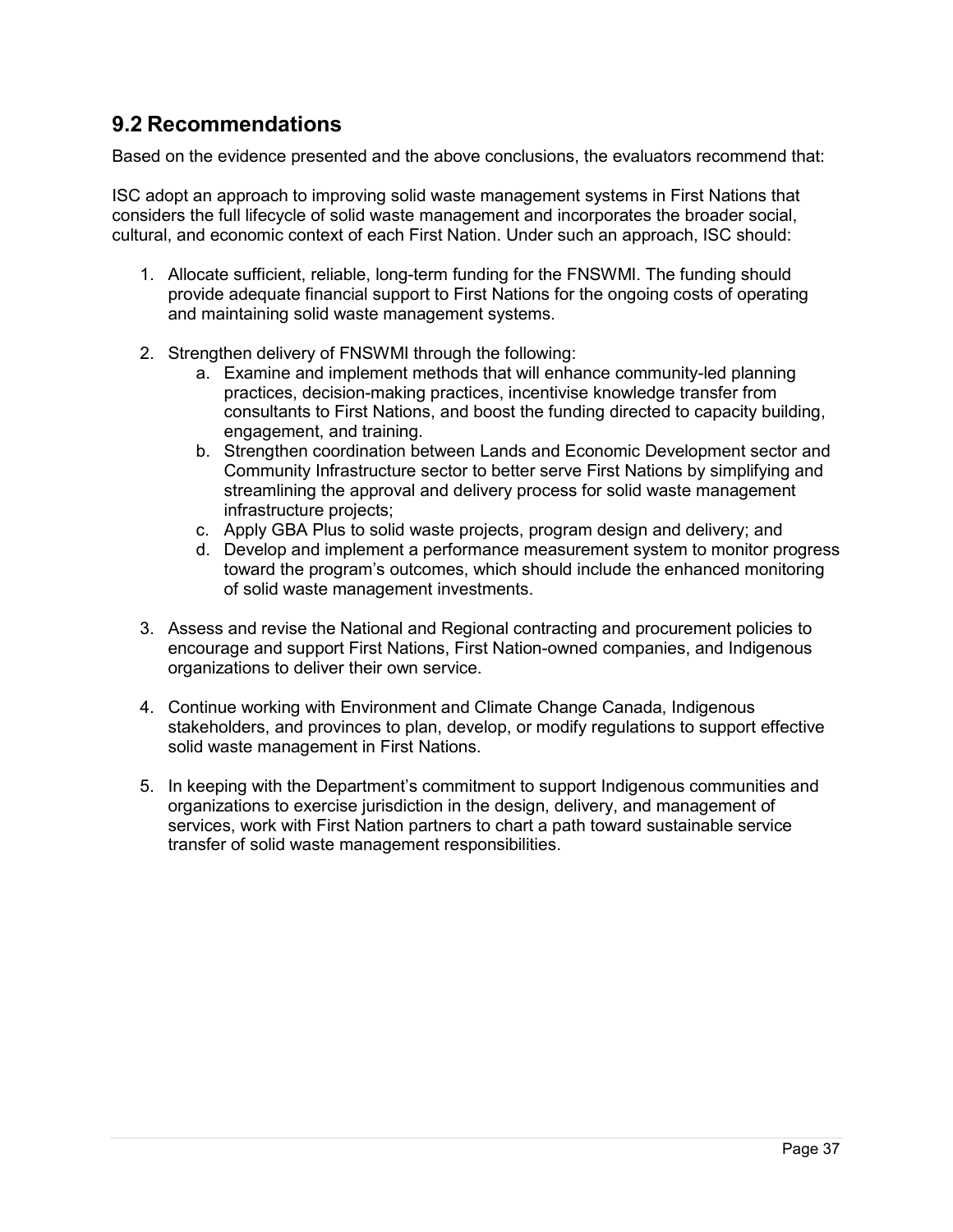## 9.2 Recommendations

Based on the evidence presented and the above conclusions, the evaluators recommend that:

ISC adopt an approach to improving solid waste management systems in First Nations that considers the full lifecycle of solid waste management and incorporates the broader social, cultural, and economic context of each First Nation. Under such an approach, ISC should:

1. Allocate sufficient, reliable, long-term funding for the FNSWMI. The funding should provide adequate financial support to First Nations for the ongoing costs of operating and maintaining solid waste management systems.

2. Strengthen delivery of FNSWMI through the following:
   a. Examine and implement methods that will enhance community-led planning practices, decision-making practices, incentivise knowledge transfer from consultants to First Nations, and boost the funding directed to capacity building, engagement, and training.
   b. Strengthen coordination between Lands and Economic Development sector and Community Infrastructure sector to better serve First Nations by simplifying and streamlining the approval and delivery process for solid waste management infrastructure projects;
   c. Apply GBA Plus to solid waste projects, program design and delivery; and
   d. Develop and implement a performance measurement system to monitor progress toward the program's outcomes, which should include the enhanced monitoring of solid waste management investments.

3. Assess and revise the National and Regional contracting and procurement policies to encourage and support First Nations, First Nation-owned companies, and Indigenous organizations to deliver their own service.

4. Continue working with Environment and Climate Change Canada, Indigenous stakeholders, and provinces to plan, develop, or modify regulations to support effective solid waste management in First Nations.

5. In keeping with the Department's commitment to support Indigenous communities and organizations to exercise jurisdiction in the design, delivery, and management of services, work with First Nation partners to chart a path toward sustainable service transfer of solid waste management responsibilities.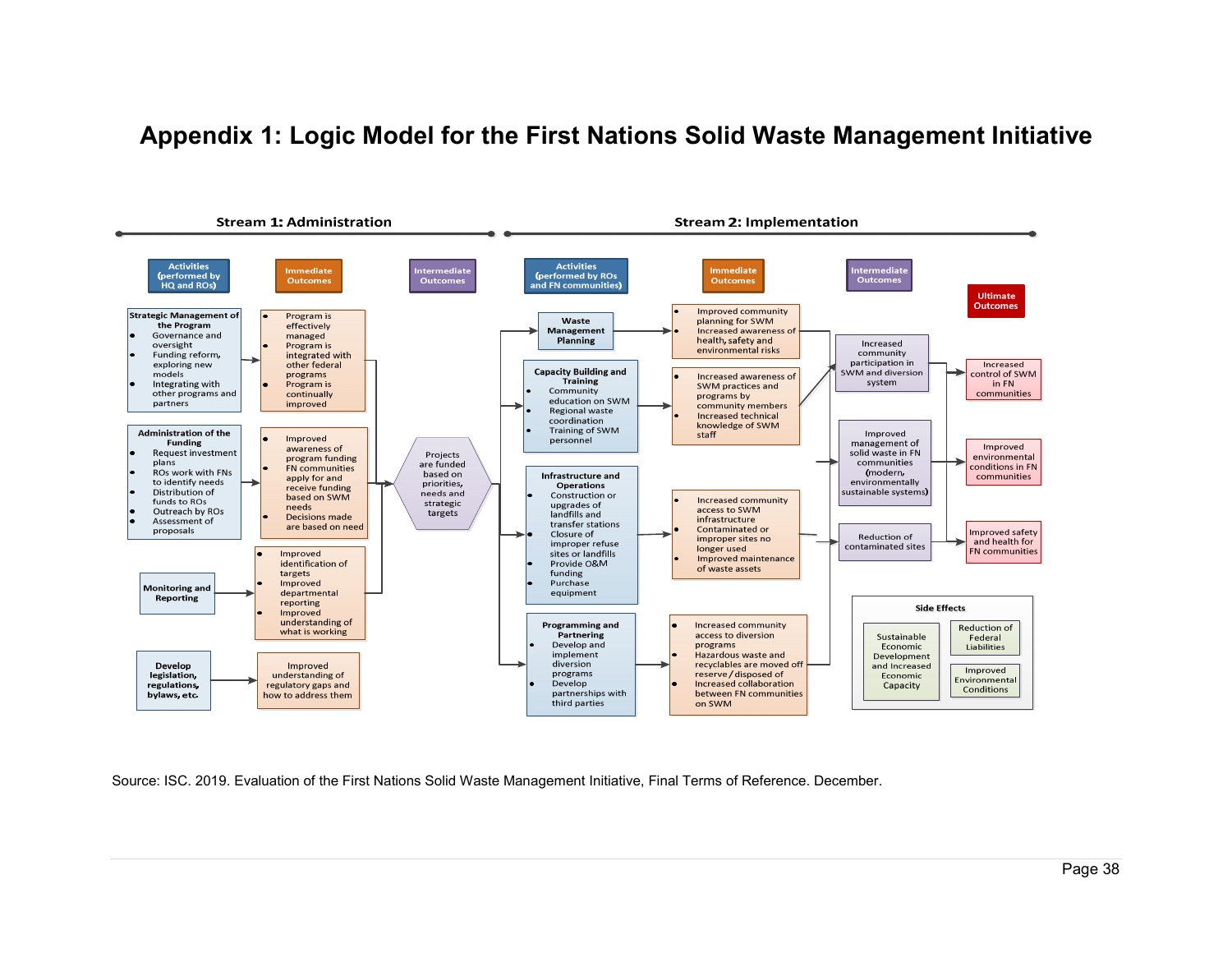# Appendix 1: Logic Model for the First Nations Solid Waste Management Initiative

Stream 1: Administration

Stream 2: Implementation

Activities (performed by HQ and ROs)

Immediate Outcomes

Intermediate Outcomes

Activities (performed by ROs and FN communities)

Immediate Outcomes

Intermediate Outcomes

Ultimate Outcomes

Strategic Management of the Program
- Governance and oversight
- Funding reform, exploring new models
- Integrating with other programs and partners

- Program is effectively managed
- Program is integrated with other federal programs
- Program is continually improved

Administration of the Funding
- Request investment plans
- ROs work with FNs to identify needs
- Distribution of funds to ROs
- Outreach by ROs
- Assessment of proposals

- Improved awareness of program funding
- FN communities apply for and receive funding based on SWM needs
- Decisions made are based on need

Monitoring and Reporting

- Improved identification of targets
- Improved departmental reporting
- Improved understanding of what is working

Develop legislation, regulations, bylaws, etc.

Improved understanding of regulatory gaps and how to address them

Projects are funded based on priorities, needs and strategic targets

Waste Management Planning

- Improved community planning for SWM
- Increased awareness of health, safety and environmental risks

Capacity Building and Training
- Community education on SWM
- Regional waste coordination
- Training of SWM personnel

- Increased awareness of SWM practices and programs by community members
- Increased technical knowledge of SWM staff

Infrastructure and Operations
- Construction or upgrades of landfills and transfer stations
- Closure of improper refuse sites or landfills
- Provide O&M funding
- Purchase equipment

- Increased community access to SWM infrastructure
- Contaminated or improper sites no longer used
- Improved maintenance of waste assets

Programming and Partnering
- Develop and implement diversion programs
- Develop partnerships with third parties

- Increased community access to diversion programs
- Hazardous waste and recyclables are moved off reserve / disposed of
- Increased collaboration between FN communities on SWM

Increased community participation in SWM and diversion system

Improved management of solid waste in FN communities (modern, environmentally sustainable systems)

Reduction of contaminated sites

Increased control of SWM in FN communities

Improved environmental conditions in FN communities

Improved safety and health for FN communities

Side Effects

Sustainable Economic Development and Increased Economic Capacity

Reduction of Federal Liabilities

Improved Environmental Conditions

Source: ISC. 2019. Evaluation of the First Nations Solid Waste Management Initiative, Final Terms of Reference. December.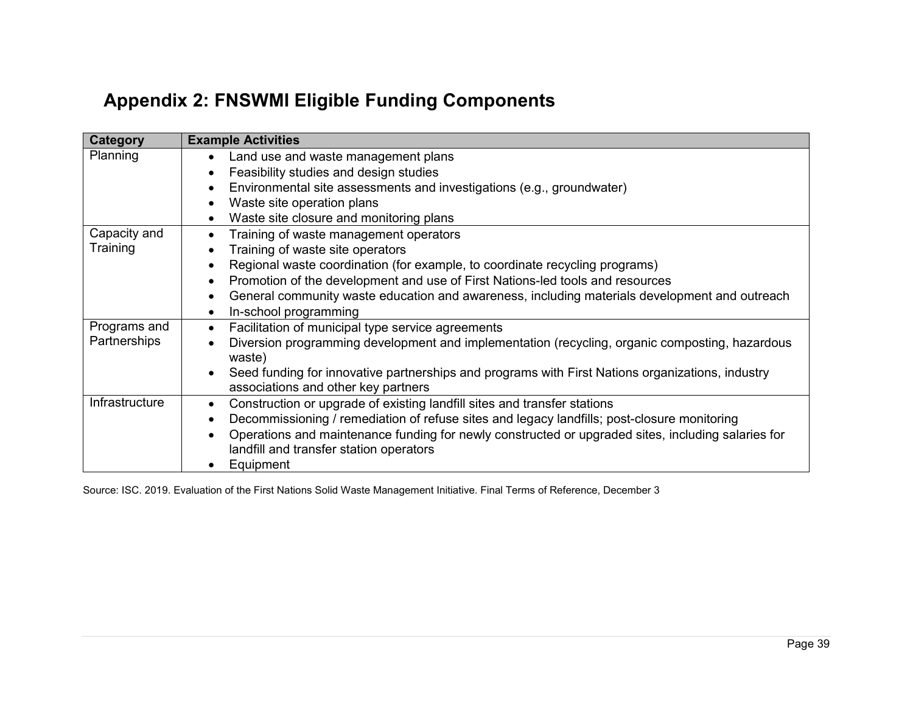## Appendix 2: FNSWMI Eligible Funding Components

| Category | Example Activities |
|---|---|
| Planning | • Land use and waste management plans<br>• Feasibility studies and design studies<br>• Environmental site assessments and investigations (e.g., groundwater)<br>• Waste site operation plans<br>• Waste site closure and monitoring plans |
| Capacity and Training | • Training of waste management operators<br>• Training of waste site operators<br>• Regional waste coordination (for example, to coordinate recycling programs)<br>• Promotion of the development and use of First Nations-led tools and resources<br>• General community waste education and awareness, including materials development and outreach<br>• In-school programming |
| Programs and Partnerships | • Facilitation of municipal type service agreements<br>• Diversion programming development and implementation (recycling, organic composting, hazardous waste)<br>• Seed funding for innovative partnerships and programs with First Nations organizations, industry associations and other key partners |
| Infrastructure | • Construction or upgrade of existing landfill sites and transfer stations<br>• Decommissioning / remediation of refuse sites and legacy landfills; post-closure monitoring<br>• Operations and maintenance funding for newly constructed or upgraded sites, including salaries for landfill and transfer station operators<br>• Equipment |

Source: ISC. 2019. Evaluation of the First Nations Solid Waste Management Initiative. Final Terms of Reference, December 3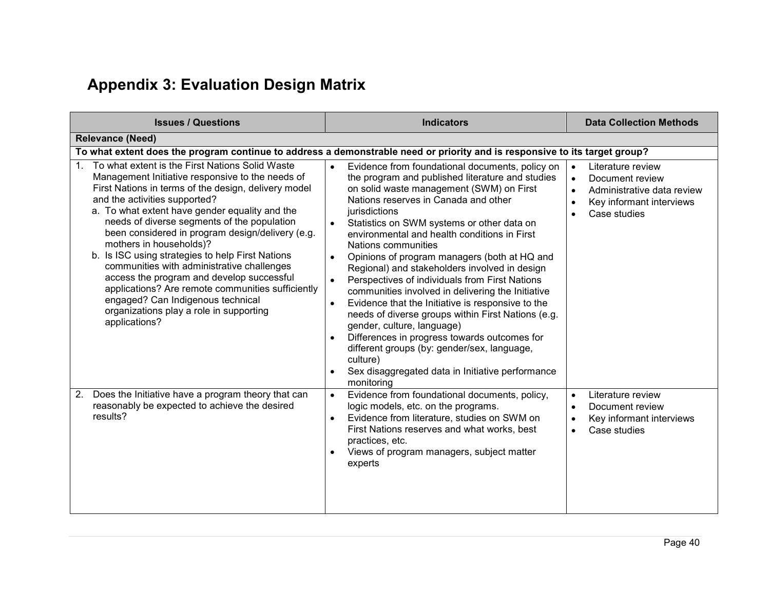## Appendix 3: Evaluation Design Matrix

| Issues / Questions | Indicators | Data Collection Methods |
|---|---|---|
| **Relevance (Need)** | | |
| **To what extent does the program continue to address a demonstrable need or priority and is responsive to its target group?** | | |
| 1. To what extent is the First Nations Solid Waste Management Initiative responsive to the needs of First Nations in terms of the design, delivery model and the activities supported?<br>a. To what extent have gender equality and the needs of diverse segments of the population been considered in program design/delivery (e.g. mothers in households)?<br>b. Is ISC using strategies to help First Nations communities with administrative challenges access the program and develop successful applications? Are remote communities sufficiently engaged? Can Indigenous technical organizations play a role in supporting applications? | • Evidence from foundational documents, policy on the program and published literature and studies on solid waste management (SWM) on First Nations reserves in Canada and other jurisdictions<br>• Statistics on SWM systems or other data on environmental and health conditions in First Nations communities<br>• Opinions of program managers (both at HQ and Regional) and stakeholders involved in design<br>• Perspectives of individuals from First Nations communities involved in delivering the Initiative<br>• Evidence that the Initiative is responsive to the needs of diverse groups within First Nations (e.g. gender, culture, language)<br>• Differences in progress towards outcomes for different groups (by: gender/sex, language, culture)<br>• Sex disaggregated data in Initiative performance monitoring | • Literature review<br>• Document review<br>• Administrative data review<br>• Key informant interviews<br>• Case studies |
| 2. Does the Initiative have a program theory that can reasonably be expected to achieve the desired results? | • Evidence from foundational documents, policy, logic models, etc. on the programs.<br>• Evidence from literature, studies on SWM on First Nations reserves and what works, best practices, etc.<br>• Views of program managers, subject matter experts | • Literature review<br>• Document review<br>• Key informant interviews<br>• Case studies |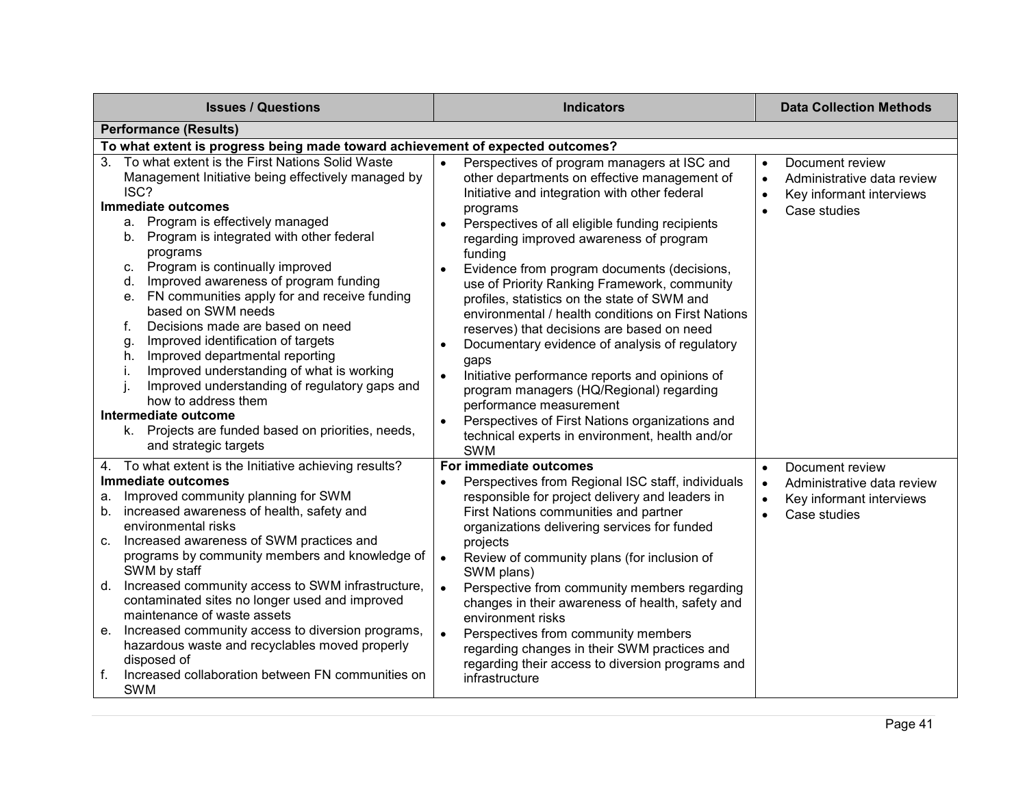| Issues / Questions | Indicators | Data Collection Methods |
|---|---|---|
| **Performance (Results)** | | |
| **To what extent is progress being made toward achievement of expected outcomes?** | | |
| 3. To what extent is the First Nations Solid Waste Management Initiative being effectively managed by ISC?<br>**Immediate outcomes**<br>a. Program is effectively managed<br>b. Program is integrated with other federal programs<br>c. Program is continually improved<br>d. Improved awareness of program funding<br>e. FN communities apply for and receive funding based on SWM needs<br>f. Decisions made are based on need<br>g. Improved identification of targets<br>h. Improved departmental reporting<br>i. Improved understanding of what is working<br>j. Improved understanding of regulatory gaps and how to address them<br>**Intermediate outcome**<br>k. Projects are funded based on priorities, needs, and strategic targets | • Perspectives of program managers at ISC and other departments on effective management of Initiative and integration with other federal programs<br>• Perspectives of all eligible funding recipients regarding improved awareness of program funding<br>• Evidence from program documents (decisions, use of Priority Ranking Framework, community profiles, statistics on the state of SWM and environmental / health conditions on First Nations reserves) that decisions are based on need<br>• Documentary evidence of analysis of regulatory gaps<br>• Initiative performance reports and opinions of program managers (HQ/Regional) regarding performance measurement<br>• Perspectives of First Nations organizations and technical experts in environment, health and/or SWM | • Document review<br>• Administrative data review<br>• Key informant interviews<br>• Case studies |
| 4. To what extent is the Initiative achieving results?<br>**Immediate outcomes**<br>a. Improved community planning for SWM<br>b. increased awareness of health, safety and environmental risks<br>c. Increased awareness of SWM practices and programs by community members and knowledge of SWM by staff<br>d. Increased community access to SWM infrastructure, contaminated sites no longer used and improved maintenance of waste assets<br>e. Increased community access to diversion programs, hazardous waste and recyclables moved properly disposed of<br>f. Increased collaboration between FN communities on SWM | **For immediate outcomes**<br>• Perspectives from Regional ISC staff, individuals responsible for project delivery and leaders in First Nations communities and partner organizations delivering services for funded projects<br>• Review of community plans (for inclusion of SWM plans)<br>• Perspective from community members regarding changes in their awareness of health, safety and environment risks<br>• Perspectives from community members regarding changes in their SWM practices and regarding their access to diversion programs and infrastructure | • Document review<br>• Administrative data review<br>• Key informant interviews<br>• Case studies |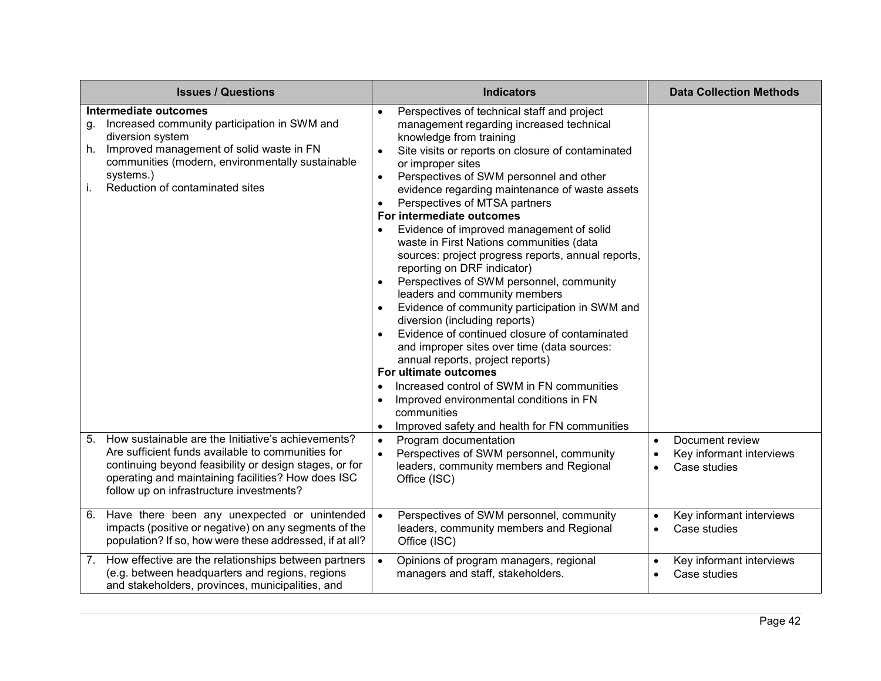| Issues / Questions | Indicators | Data Collection Methods |
|---|---|---|
| **Intermediate outcomes**<br>g. Increased community participation in SWM and diversion system<br>h. Improved management of solid waste in FN communities (modern, environmentally sustainable systems.)<br>i. Reduction of contaminated sites | • Perspectives of technical staff and project management regarding increased technical knowledge from training<br>• Site visits or reports on closure of contaminated or improper sites<br>• Perspectives of SWM personnel and other evidence regarding maintenance of waste assets<br>• Perspectives of MTSA partners<br>**For intermediate outcomes**<br>• Evidence of improved management of solid waste in First Nations communities (data sources: project progress reports, annual reports, reporting on DRF indicator)<br>• Perspectives of SWM personnel, community leaders and community members<br>• Evidence of community participation in SWM and diversion (including reports)<br>• Evidence of continued closure of contaminated and improper sites over time (data sources: annual reports, project reports)<br>**For ultimate outcomes**<br>• Increased control of SWM in FN communities<br>• Improved environmental conditions in FN communities<br>• Improved safety and health for FN communities | |
| 5. How sustainable are the Initiative's achievements? Are sufficient funds available to communities for continuing beyond feasibility or design stages, or for operating and maintaining facilities? How does ISC follow up on infrastructure investments? | • Program documentation<br>• Perspectives of SWM personnel, community leaders, community members and Regional Office (ISC) | • Document review<br>• Key informant interviews<br>• Case studies |
| 6. Have there been any unexpected or unintended impacts (positive or negative) on any segments of the population? If so, how were these addressed, if at all? | • Perspectives of SWM personnel, community leaders, community members and Regional Office (ISC) | • Key informant interviews<br>• Case studies |
| 7. How effective are the relationships between partners (e.g. between headquarters and regions, regions and stakeholders, provinces, municipalities, and | • Opinions of program managers, regional managers and staff, stakeholders. | • Key informant interviews<br>• Case studies |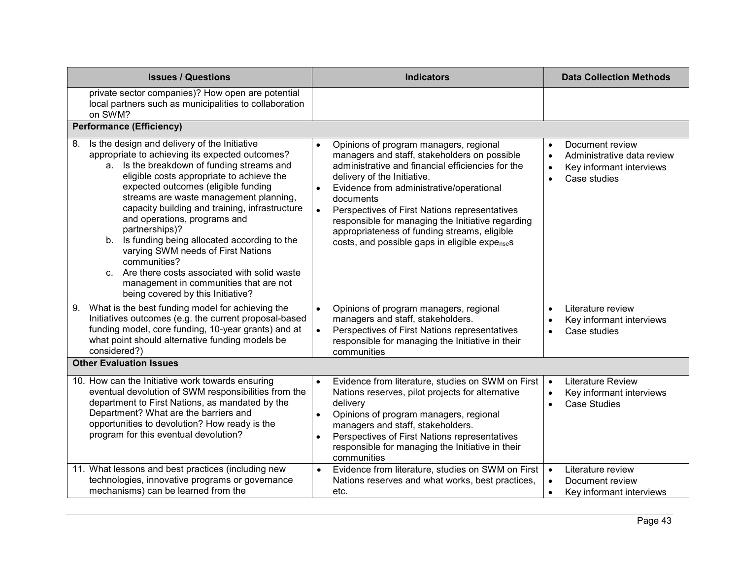| Issues / Questions | Indicators | Data Collection Methods |
|---|---|---|
| private sector companies)? How open are potential local partners such as municipalities to collaboration on SWM? | | |
| **Performance (Efficiency)** | | |
| 8. Is the design and delivery of the Initiative appropriate to achieving its expected outcomes?<br>a. Is the breakdown of funding streams and eligible costs appropriate to achieve the expected outcomes (eligible funding streams are waste management planning, capacity building and training, infrastructure and operations, programs and partnerships)?<br>b. Is funding being allocated according to the varying SWM needs of First Nations communities?<br>c. Are there costs associated with solid waste management in communities that are not being covered by this Initiative? | • Opinions of program managers, regional managers and staff, stakeholders on possible administrative and financial efficiencies for the delivery of the Initiative.<br>• Evidence from administrative/operational documents<br>• Perspectives of First Nations representatives responsible for managing the Initiative regarding appropriateness of funding streams, eligible costs, and possible gaps in eligible expenses | • Document review<br>• Administrative data review<br>• Key informant interviews<br>• Case studies |
| 9. What is the best funding model for achieving the Initiatives outcomes (e.g. the current proposal-based funding model, core funding, 10-year grants) and at what point should alternative funding models be considered?) | • Opinions of program managers, regional managers and staff, stakeholders.<br>• Perspectives of First Nations representatives responsible for managing the Initiative in their communities | • Literature review<br>• Key informant interviews<br>• Case studies |
| **Other Evaluation Issues** | | |
| 10. How can the Initiative work towards ensuring eventual devolution of SWM responsibilities from the department to First Nations, as mandated by the Department? What are the barriers and opportunities to devolution? How ready is the program for this eventual devolution? | • Evidence from literature, studies on SWM on First Nations reserves, pilot projects for alternative delivery<br>• Opinions of program managers, regional managers and staff, stakeholders.<br>• Perspectives of First Nations representatives responsible for managing the Initiative in their communities | • Literature Review<br>• Key informant interviews<br>• Case Studies |
| 11. What lessons and best practices (including new technologies, innovative programs or governance mechanisms) can be learned from the | • Evidence from literature, studies on SWM on First Nations reserves and what works, best practices, etc. | • Literature review<br>• Document review<br>• Key informant interviews |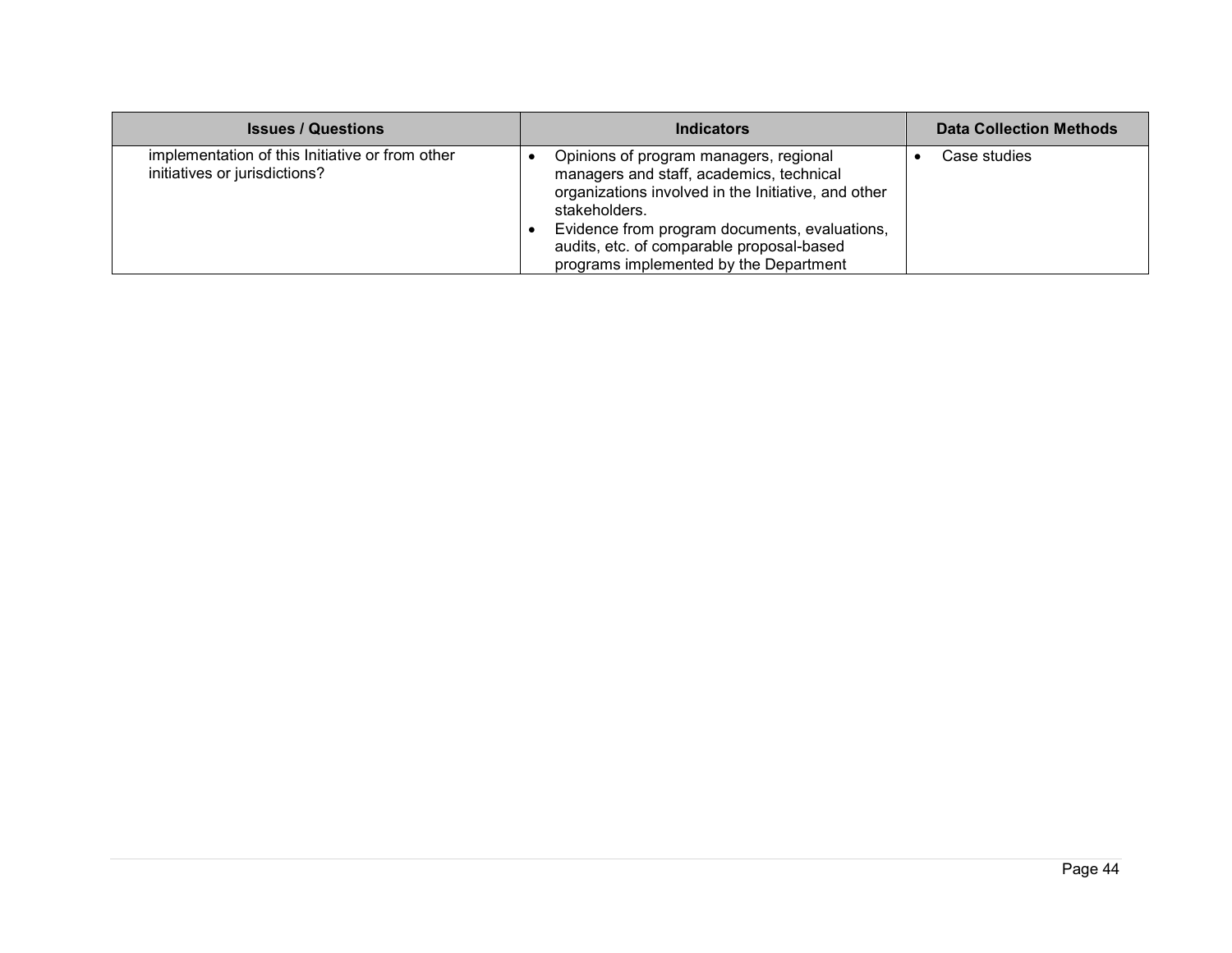| Issues / Questions | Indicators | Data Collection Methods |
|---|---|---|
| implementation of this Initiative or from other initiatives or jurisdictions? | • Opinions of program managers, regional managers and staff, academics, technical organizations involved in the Initiative, and other stakeholders.<br>• Evidence from program documents, evaluations, audits, etc. of comparable proposal-based programs implemented by the Department | • Case studies |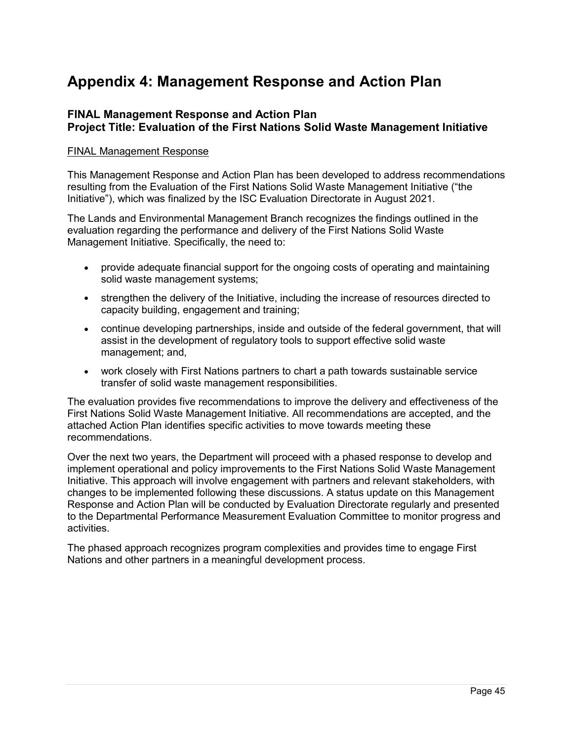# Appendix 4: Management Response and Action Plan

### FINAL Management Response and Action Plan
### Project Title: Evaluation of the First Nations Solid Waste Management Initiative

FINAL Management Response

This Management Response and Action Plan has been developed to address recommendations resulting from the Evaluation of the First Nations Solid Waste Management Initiative ("the Initiative"), which was finalized by the ISC Evaluation Directorate in August 2021.

The Lands and Environmental Management Branch recognizes the findings outlined in the evaluation regarding the performance and delivery of the First Nations Solid Waste Management Initiative. Specifically, the need to:

- provide adequate financial support for the ongoing costs of operating and maintaining solid waste management systems;
- strengthen the delivery of the Initiative, including the increase of resources directed to capacity building, engagement and training;
- continue developing partnerships, inside and outside of the federal government, that will assist in the development of regulatory tools to support effective solid waste management; and,
- work closely with First Nations partners to chart a path towards sustainable service transfer of solid waste management responsibilities.

The evaluation provides five recommendations to improve the delivery and effectiveness of the First Nations Solid Waste Management Initiative. All recommendations are accepted, and the attached Action Plan identifies specific activities to move towards meeting these recommendations.

Over the next two years, the Department will proceed with a phased response to develop and implement operational and policy improvements to the First Nations Solid Waste Management Initiative. This approach will involve engagement with partners and relevant stakeholders, with changes to be implemented following these discussions. A status update on this Management Response and Action Plan will be conducted by Evaluation Directorate regularly and presented to the Departmental Performance Measurement Evaluation Committee to monitor progress and activities.

The phased approach recognizes program complexities and provides time to engage First Nations and other partners in a meaningful development process.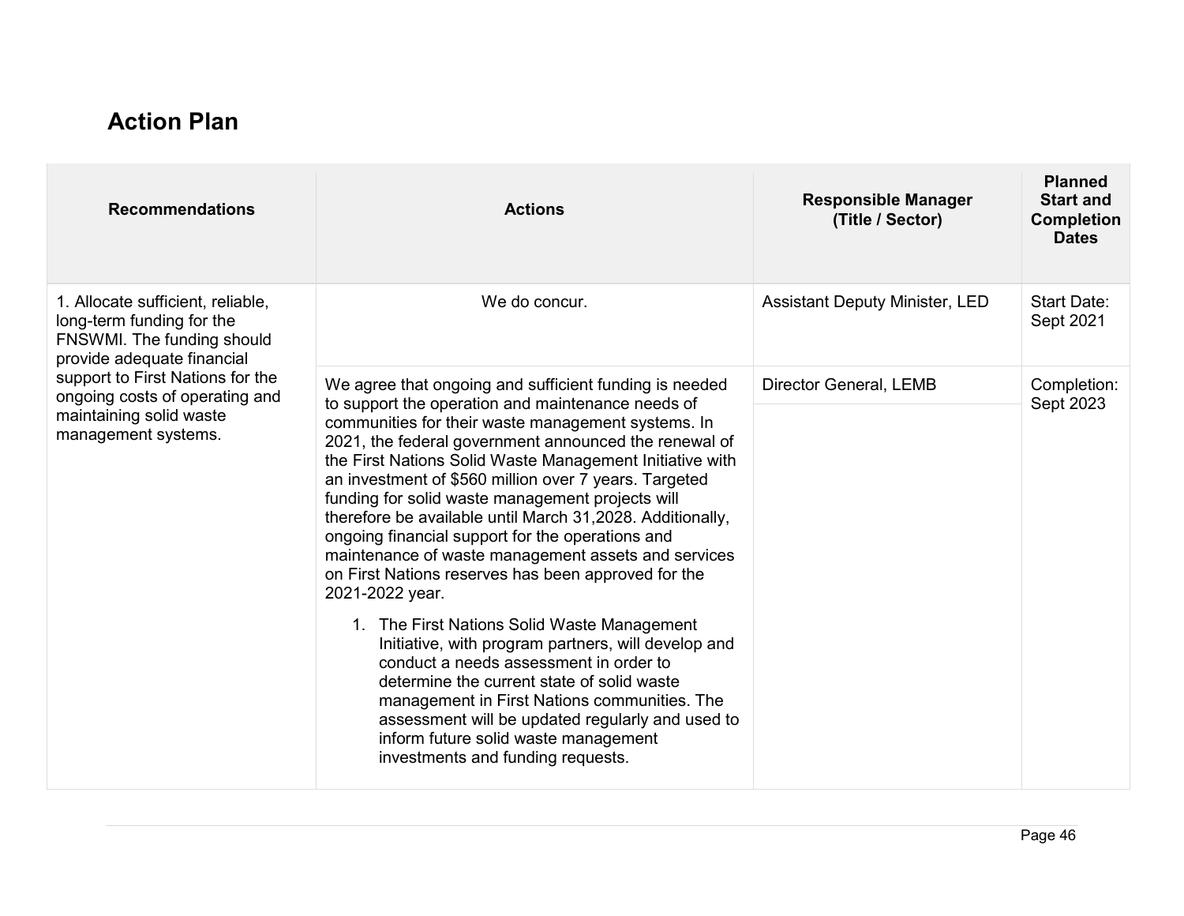## Action Plan

| Recommendations | Actions | Responsible Manager (Title / Sector) | Planned Start and Completion Dates |
| --- | --- | --- | --- |
| 1. Allocate sufficient, reliable, long-term funding for the FNSWMI. The funding should provide adequate financial support to First Nations for the ongoing costs of operating and maintaining solid waste management systems. | We do concur. | Assistant Deputy Minister, LED | Start Date: Sept 2021 |
| | We agree that ongoing and sufficient funding is needed to support the operation and maintenance needs of communities for their waste management systems. In 2021, the federal government announced the renewal of the First Nations Solid Waste Management Initiative with an investment of $560 million over 7 years. Targeted funding for solid waste management projects will therefore be available until March 31,2028. Additionally, ongoing financial support for the operations and maintenance of waste management assets and services on First Nations reserves has been approved for the 2021-2022 year.<br><br>1. The First Nations Solid Waste Management Initiative, with program partners, will develop and conduct a needs assessment in order to determine the current state of solid waste management in First Nations communities. The assessment will be updated regularly and used to inform future solid waste management investments and funding requests. | Director General, LEMB | Completion: Sept 2023 |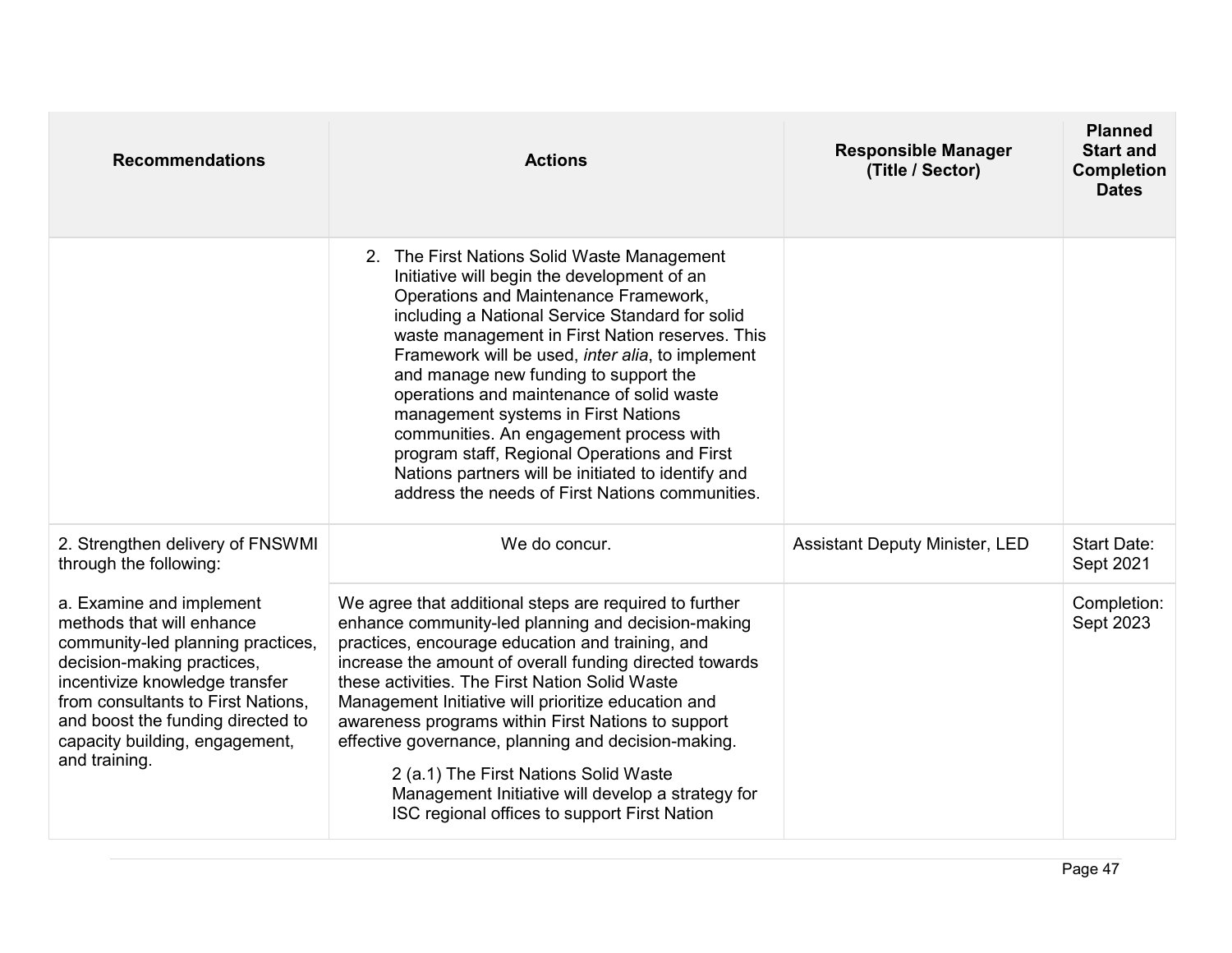| Recommendations | Actions | Responsible Manager (Title / Sector) | Planned Start and Completion Dates |
|---|---|---|---|
| | 2. The First Nations Solid Waste Management Initiative will begin the development of an Operations and Maintenance Framework, including a National Service Standard for solid waste management in First Nation reserves. This Framework will be used, *inter alia*, to implement and manage new funding to support the operations and maintenance of solid waste management systems in First Nations communities. An engagement process with program staff, Regional Operations and First Nations partners will be initiated to identify and address the needs of First Nations communities. | | |
| 2. Strengthen delivery of FNSWMI through the following: | We do concur. | Assistant Deputy Minister, LED | Start Date: Sept 2021 |
| a. Examine and implement methods that will enhance community-led planning practices, decision-making practices, incentivize knowledge transfer from consultants to First Nations, and boost the funding directed to capacity building, engagement, and training. | We agree that additional steps are required to further enhance community-led planning and decision-making practices, encourage education and training, and increase the amount of overall funding directed towards these activities. The First Nation Solid Waste Management Initiative will prioritize education and awareness programs within First Nations to support effective governance, planning and decision-making.<br><br>2 (a.1) The First Nations Solid Waste Management Initiative will develop a strategy for ISC regional offices to support First Nation | | Completion: Sept 2023 |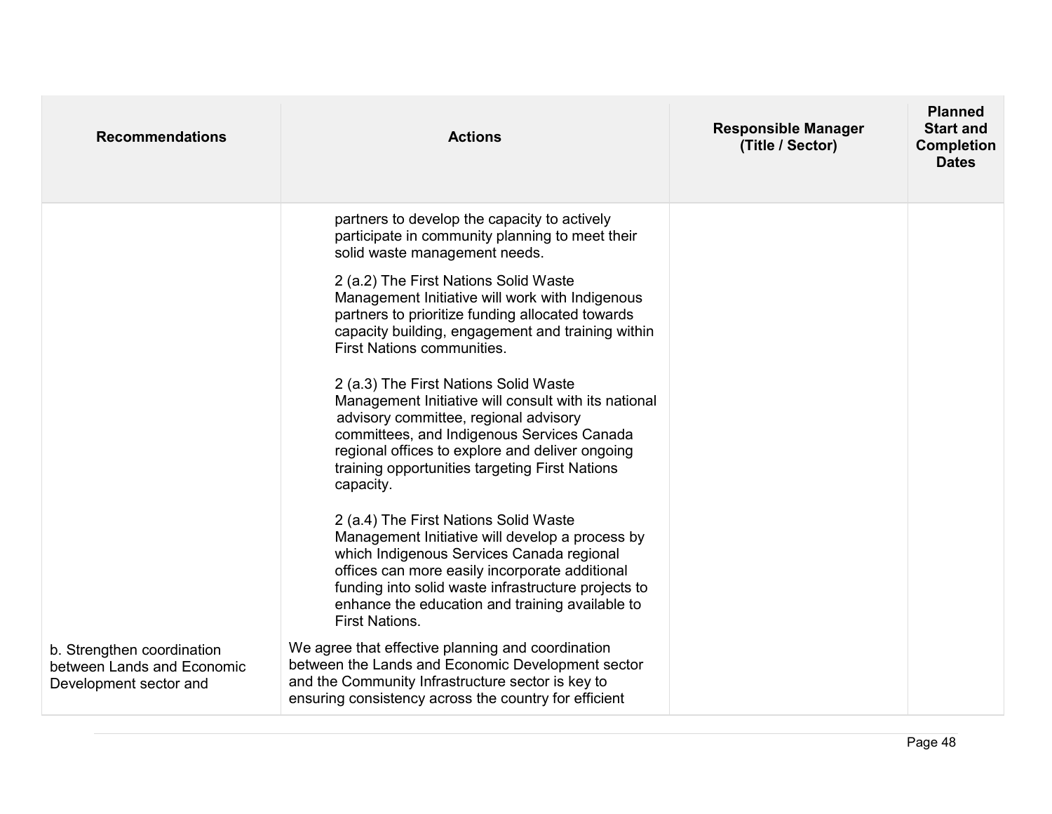| Recommendations | Actions | Responsible Manager (Title / Sector) | Planned Start and Completion Dates |
| --- | --- | --- | --- |
| | partners to develop the capacity to actively participate in community planning to meet their solid waste management needs.<br><br>2 (a.2) The First Nations Solid Waste Management Initiative will work with Indigenous partners to prioritize funding allocated towards capacity building, engagement and training within First Nations communities.<br><br>2 (a.3) The First Nations Solid Waste Management Initiative will consult with its national advisory committee, regional advisory committees, and Indigenous Services Canada regional offices to explore and deliver ongoing training opportunities targeting First Nations capacity.<br><br>2 (a.4) The First Nations Solid Waste Management Initiative will develop a process by which Indigenous Services Canada regional offices can more easily incorporate additional funding into solid waste infrastructure projects to enhance the education and training available to First Nations. | | |
| b. Strengthen coordination between Lands and Economic Development sector and | We agree that effective planning and coordination between the Lands and Economic Development sector and the Community Infrastructure sector is key to ensuring consistency across the country for efficient | | |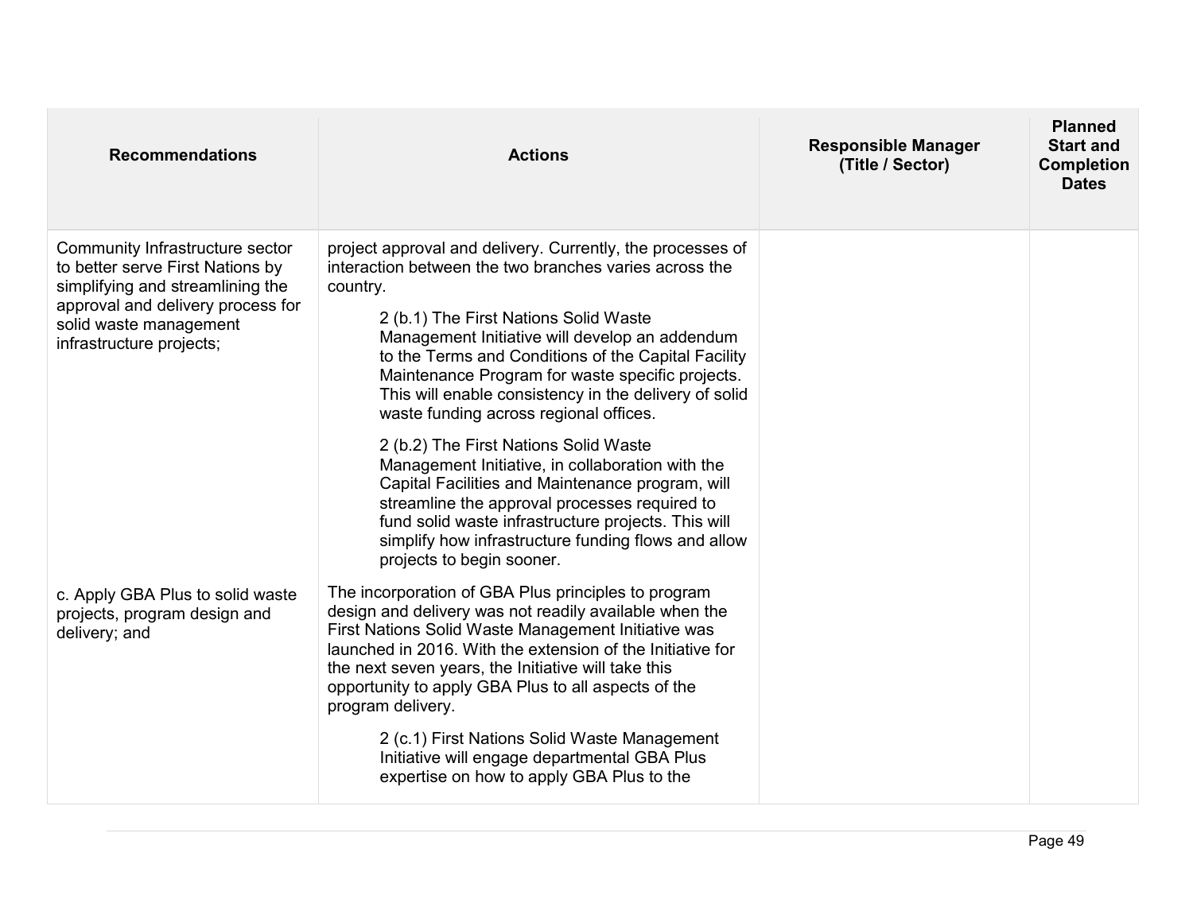| Recommendations | Actions | Responsible Manager (Title / Sector) | Planned Start and Completion Dates |
|---|---|---|---|
| Community Infrastructure sector to better serve First Nations by simplifying and streamlining the approval and delivery process for solid waste management infrastructure projects; | project approval and delivery. Currently, the processes of interaction between the two branches varies across the country.<br><br>2 (b.1) The First Nations Solid Waste Management Initiative will develop an addendum to the Terms and Conditions of the Capital Facility Maintenance Program for waste specific projects. This will enable consistency in the delivery of solid waste funding across regional offices.<br><br>2 (b.2) The First Nations Solid Waste Management Initiative, in collaboration with the Capital Facilities and Maintenance program, will streamline the approval processes required to fund solid waste infrastructure projects. This will simplify how infrastructure funding flows and allow projects to begin sooner. | | |
| c. Apply GBA Plus to solid waste projects, program design and delivery; and | The incorporation of GBA Plus principles to program design and delivery was not readily available when the First Nations Solid Waste Management Initiative was launched in 2016. With the extension of the Initiative for the next seven years, the Initiative will take this opportunity to apply GBA Plus to all aspects of the program delivery.<br><br>2 (c.1) First Nations Solid Waste Management Initiative will engage departmental GBA Plus expertise on how to apply GBA Plus to the | | |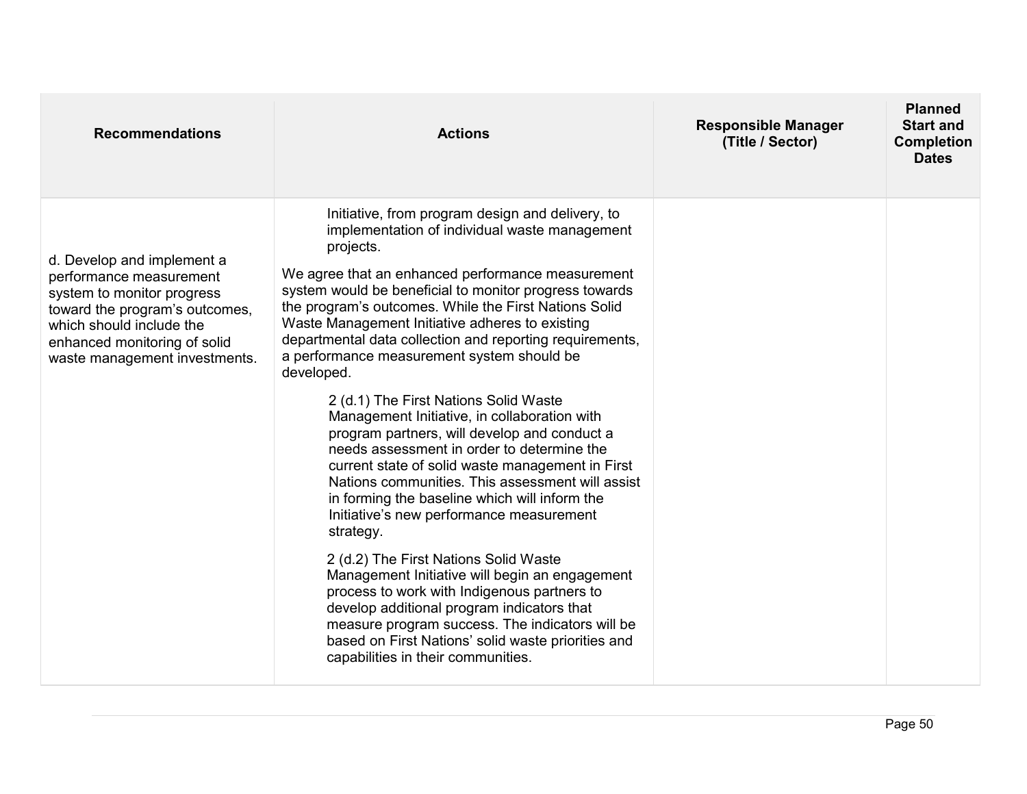| Recommendations | Actions | Responsible Manager (Title / Sector) | Planned Start and Completion Dates |
| --- | --- | --- | --- |
| d. Develop and implement a performance measurement system to monitor progress toward the program's outcomes, which should include the enhanced monitoring of solid waste management investments. | Initiative, from program design and delivery, to implementation of individual waste management projects.<br><br>We agree that an enhanced performance measurement system would be beneficial to monitor progress towards the program's outcomes. While the First Nations Solid Waste Management Initiative adheres to existing departmental data collection and reporting requirements, a performance measurement system should be developed.<br><br>2 (d.1) The First Nations Solid Waste Management Initiative, in collaboration with program partners, will develop and conduct a needs assessment in order to determine the current state of solid waste management in First Nations communities. This assessment will assist in forming the baseline which will inform the Initiative's new performance measurement strategy.<br><br>2 (d.2) The First Nations Solid Waste Management Initiative will begin an engagement process to work with Indigenous partners to develop additional program indicators that measure program success. The indicators will be based on First Nations' solid waste priorities and capabilities in their communities. | | |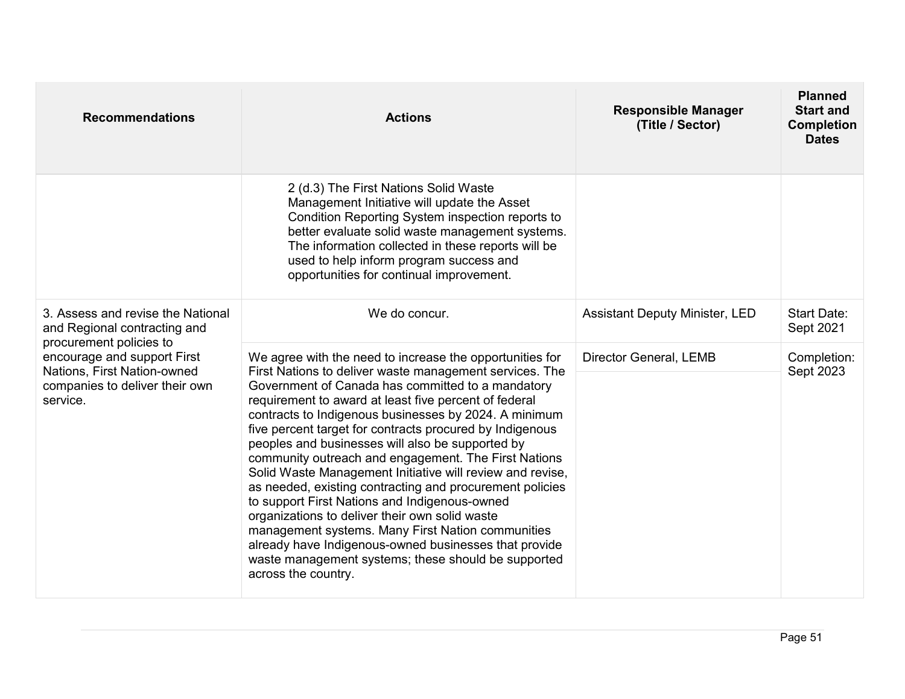| Recommendations | Actions | Responsible Manager (Title / Sector) | Planned Start and Completion Dates |
|---|---|---|---|
| | 2 (d.3) The First Nations Solid Waste Management Initiative will update the Asset Condition Reporting System inspection reports to better evaluate solid waste management systems. The information collected in these reports will be used to help inform program success and opportunities for continual improvement. | | |
| 3. Assess and revise the National and Regional contracting and procurement policies to encourage and support First Nations, First Nation-owned companies to deliver their own service. | We do concur. | Assistant Deputy Minister, LED | Start Date: Sept 2021 |
| | We agree with the need to increase the opportunities for First Nations to deliver waste management services. The Government of Canada has committed to a mandatory requirement to award at least five percent of federal contracts to Indigenous businesses by 2024. A minimum five percent target for contracts procured by Indigenous peoples and businesses will also be supported by community outreach and engagement. The First Nations Solid Waste Management Initiative will review and revise, as needed, existing contracting and procurement policies to support First Nations and Indigenous-owned organizations to deliver their own solid waste management systems. Many First Nation communities already have Indigenous-owned businesses that provide waste management systems; these should be supported across the country. | Director General, LEMB | Completion: Sept 2023 |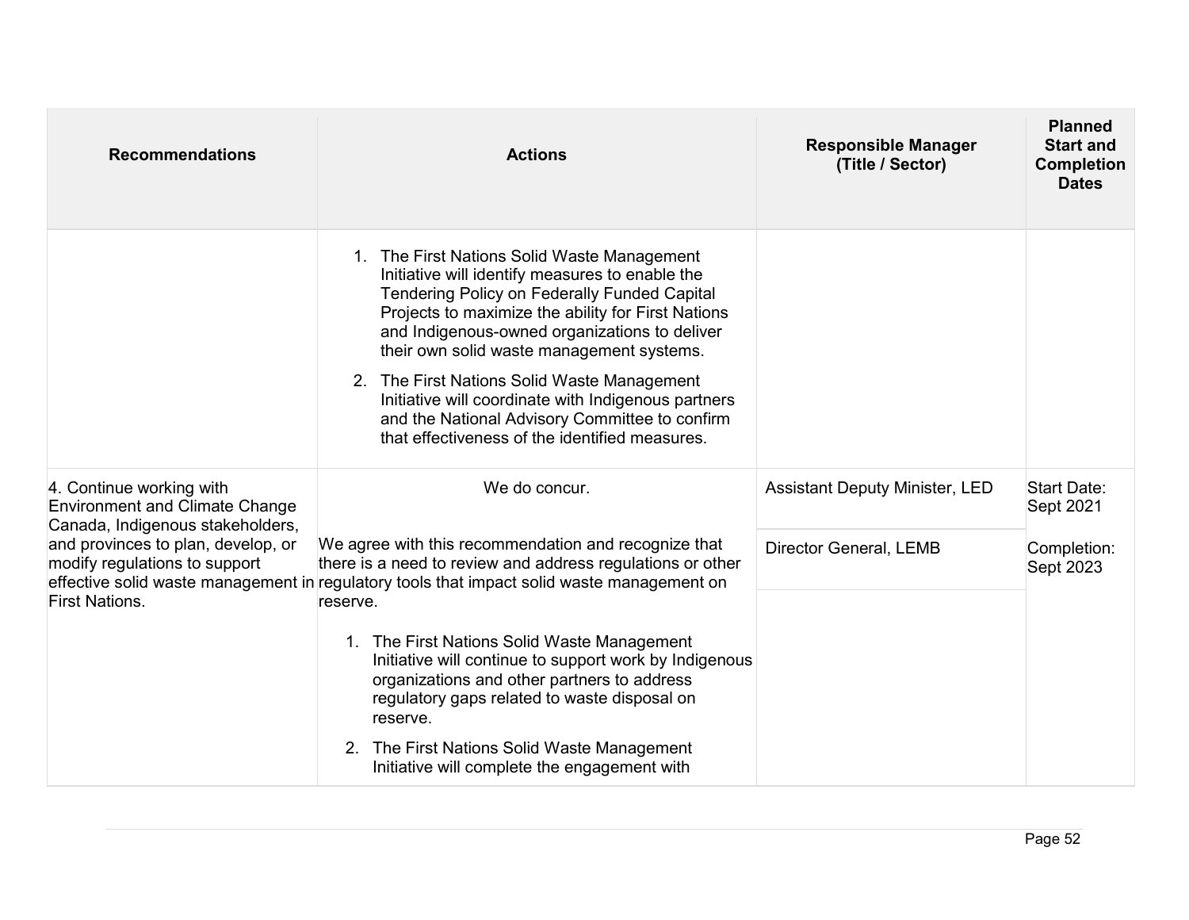| Recommendations | Actions | Responsible Manager (Title / Sector) | Planned Start and Completion Dates |
| --- | --- | --- | --- |
| | 1. The First Nations Solid Waste Management Initiative will identify measures to enable the Tendering Policy on Federally Funded Capital Projects to maximize the ability for First Nations and Indigenous-owned organizations to deliver their own solid waste management systems.<br>2. The First Nations Solid Waste Management Initiative will coordinate with Indigenous partners and the National Advisory Committee to confirm that effectiveness of the identified measures. | | |
| 4. Continue working with Environment and Climate Change Canada, Indigenous stakeholders, and provinces to plan, develop, or modify regulations to support effective solid waste management in First Nations. | We do concur.<br><br>We agree with this recommendation and recognize that there is a need to review and address regulations or other regulatory tools that impact solid waste management on reserve.<br><br>1. The First Nations Solid Waste Management Initiative will continue to support work by Indigenous organizations and other partners to address regulatory gaps related to waste disposal on reserve.<br>2. The First Nations Solid Waste Management Initiative will complete the engagement with | Assistant Deputy Minister, LED<br><br>Director General, LEMB | Start Date: Sept 2021<br><br>Completion: Sept 2023 |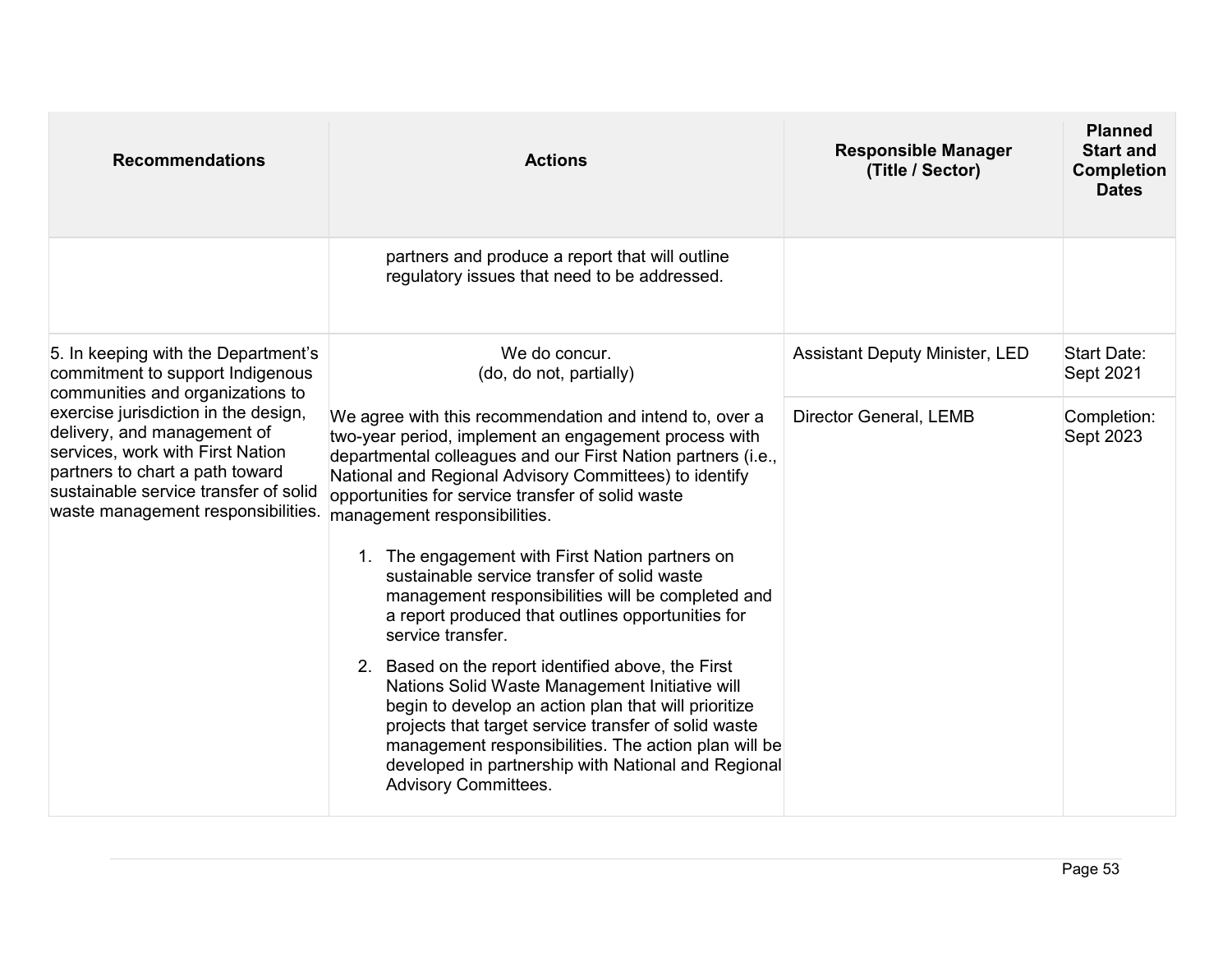| Recommendations | Actions | Responsible Manager (Title / Sector) | Planned Start and Completion Dates |
|---|---|---|---|
| | partners and produce a report that will outline regulatory issues that need to be addressed. | | |
| 5. In keeping with the Department's commitment to support Indigenous communities and organizations to exercise jurisdiction in the design, delivery, and management of services, work with First Nation partners to chart a path toward sustainable service transfer of solid waste management responsibilities. | We do concur. (do, do not, partially)<br><br>We agree with this recommendation and intend to, over a two-year period, implement an engagement process with departmental colleagues and our First Nation partners (i.e., National and Regional Advisory Committees) to identify opportunities for service transfer of solid waste management responsibilities.<br><br>1. The engagement with First Nation partners on sustainable service transfer of solid waste management responsibilities will be completed and a report produced that outlines opportunities for service transfer.<br>2. Based on the report identified above, the First Nations Solid Waste Management Initiative will begin to develop an action plan that will prioritize projects that target service transfer of solid waste management responsibilities. The action plan will be developed in partnership with National and Regional Advisory Committees. | Assistant Deputy Minister, LED<br><br>Director General, LEMB | Start Date: Sept 2021<br><br>Completion: Sept 2023 |